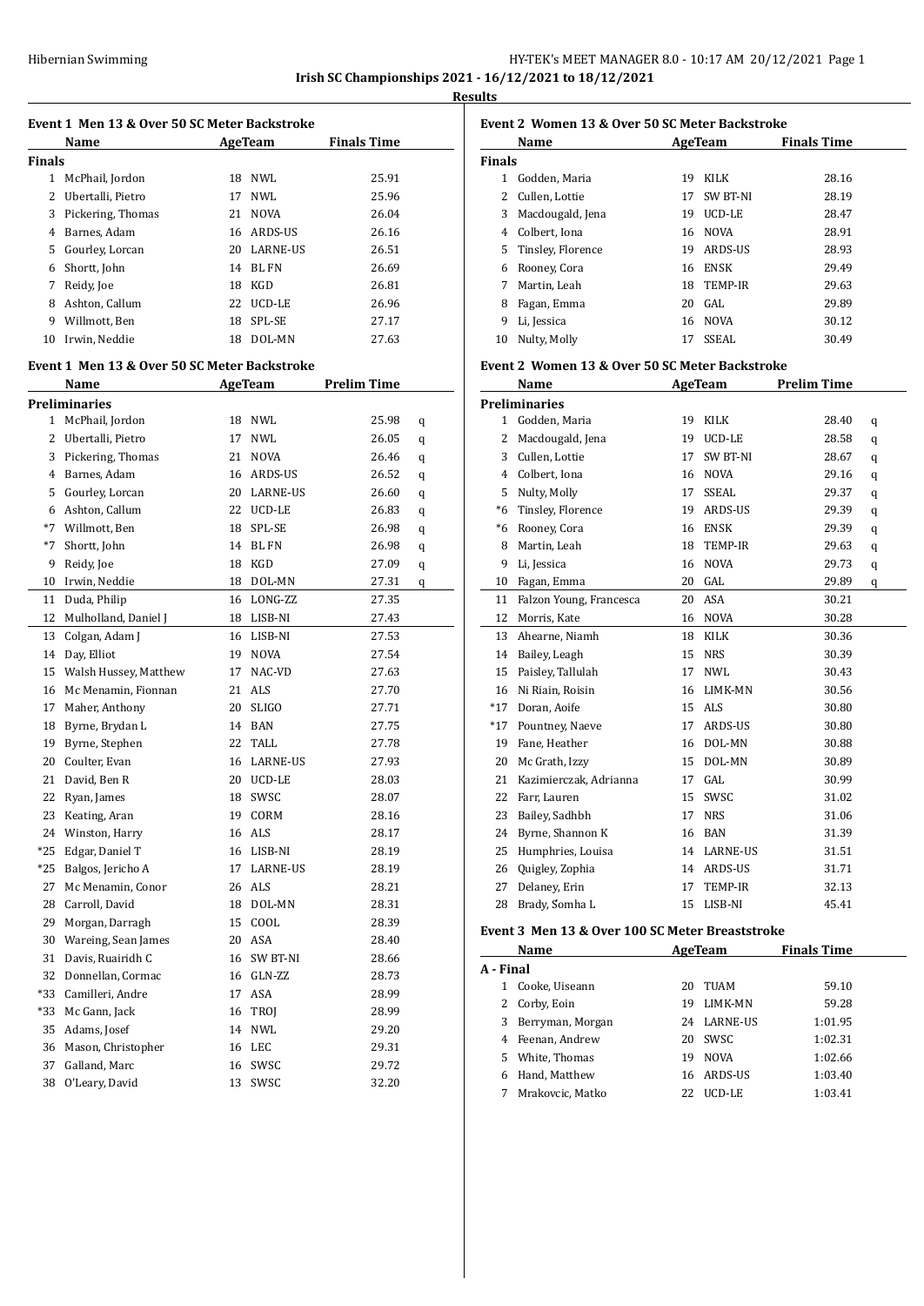**Irish SC Championships 2021 - 16/12/2021 to 18/12/2021**

**Results**

### Event 1 Men 13 & Over 50 SC Meter Backstroke

| | Name | Age | Team | Finals Time |
|---|---|---|---|---|
| **Finals** | | | | |
| 1 | McPhail, Jordon | 18 | NWL | 25.91 |
| 2 | Ubertalli, Pietro | 17 | NWL | 25.96 |
| 3 | Pickering, Thomas | 21 | NOVA | 26.04 |
| 4 | Barnes, Adam | 16 | ARDS-US | 26.16 |
| 5 | Gourley, Lorcan | 20 | LARNE-US | 26.51 |
| 6 | Shortt, John | 14 | BL FN | 26.69 |
| 7 | Reidy, Joe | 18 | KGD | 26.81 |
| 8 | Ashton, Callum | 22 | UCD-LE | 26.96 |
| 9 | Willmott, Ben | 18 | SPL-SE | 27.17 |
| 10 | Irwin, Neddie | 18 | DOL-MN | 27.63 |

### Event 1 Men 13 & Over 50 SC Meter Backstroke

| | Name | Age | Team | Prelim Time | |
|---|---|---|---|---|---|
| **Preliminaries** | | | | | |
| 1 | McPhail, Jordon | 18 | NWL | 25.98 | q |
| 2 | Ubertalli, Pietro | 17 | NWL | 26.05 | q |
| 3 | Pickering, Thomas | 21 | NOVA | 26.46 | q |
| 4 | Barnes, Adam | 16 | ARDS-US | 26.52 | q |
| 5 | Gourley, Lorcan | 20 | LARNE-US | 26.60 | q |
| 6 | Ashton, Callum | 22 | UCD-LE | 26.83 | q |
| *7 | Willmott, Ben | 18 | SPL-SE | 26.98 | q |
| *7 | Shortt, John | 14 | BL FN | 26.98 | q |
| 9 | Reidy, Joe | 18 | KGD | 27.09 | q |
| 10 | Irwin, Neddie | 18 | DOL-MN | 27.31 | q |
| 11 | Duda, Philip | 16 | LONG-ZZ | 27.35 | |
| 12 | Mulholland, Daniel J | 18 | LISB-NI | 27.43 | |
| 13 | Colgan, Adam J | 16 | LISB-NI | 27.53 | |
| 14 | Day, Elliot | 19 | NOVA | 27.54 | |
| 15 | Walsh Hussey, Matthew | 17 | NAC-VD | 27.63 | |
| 16 | Mc Menamin, Fionnan | 21 | ALS | 27.70 | |
| 17 | Maher, Anthony | 20 | SLIGO | 27.71 | |
| 18 | Byrne, Brydan L | 14 | BAN | 27.75 | |
| 19 | Byrne, Stephen | 22 | TALL | 27.78 | |
| 20 | Coulter, Evan | 16 | LARNE-US | 27.93 | |
| 21 | David, Ben R | 20 | UCD-LE | 28.03 | |
| 22 | Ryan, James | 18 | SWSC | 28.07 | |
| 23 | Keating, Aran | 19 | CORM | 28.16 | |
| 24 | Winston, Harry | 16 | ALS | 28.17 | |
| *25 | Edgar, Daniel T | 16 | LISB-NI | 28.19 | |
| *25 | Balgos, Jericho A | 17 | LARNE-US | 28.19 | |
| 27 | Mc Menamin, Conor | 26 | ALS | 28.21 | |
| 28 | Carroll, David | 18 | DOL-MN | 28.31 | |
| 29 | Morgan, Darragh | 15 | COOL | 28.39 | |
| 30 | Wareing, Sean James | 20 | ASA | 28.40 | |
| 31 | Davis, Ruairidh C | 16 | SW BT-NI | 28.66 | |
| 32 | Donnellan, Cormac | 16 | GLN-ZZ | 28.73 | |
| *33 | Camilleri, Andre | 17 | ASA | 28.99 | |
| *33 | Mc Gann, Jack | 16 | TROJ | 28.99 | |
| 35 | Adams, Josef | 14 | NWL | 29.20 | |
| 36 | Mason, Christopher | 16 | LEC | 29.31 | |
| 37 | Galland, Marc | 16 | SWSC | 29.72 | |
| 38 | O'Leary, David | 13 | SWSC | 32.20 | |

### Event 2 Women 13 & Over 50 SC Meter Backstroke

| | Name | Age | Team | Finals Time |
|---|---|---|---|---|
| **Finals** | | | | |
| 1 | Godden, Maria | 19 | KILK | 28.16 |
| 2 | Cullen, Lottie | 17 | SW BT-NI | 28.19 |
| 3 | Macdougald, Jena | 19 | UCD-LE | 28.47 |
| 4 | Colbert, Iona | 16 | NOVA | 28.91 |
| 5 | Tinsley, Florence | 19 | ARDS-US | 28.93 |
| 6 | Rooney, Cora | 16 | ENSK | 29.49 |
| 7 | Martin, Leah | 18 | TEMP-IR | 29.63 |
| 8 | Fagan, Emma | 20 | GAL | 29.89 |
| 9 | Li, Jessica | 16 | NOVA | 30.12 |
| 10 | Nulty, Molly | 17 | SSEAL | 30.49 |

### Event 2 Women 13 & Over 50 SC Meter Backstroke

| | Name | Age | Team | Prelim Time | |
|---|---|---|---|---|---|
| **Preliminaries** | | | | | |
| 1 | Godden, Maria | 19 | KILK | 28.40 | q |
| 2 | Macdougald, Jena | 19 | UCD-LE | 28.58 | q |
| 3 | Cullen, Lottie | 17 | SW BT-NI | 28.67 | q |
| 4 | Colbert, Iona | 16 | NOVA | 29.16 | q |
| 5 | Nulty, Molly | 17 | SSEAL | 29.37 | q |
| *6 | Tinsley, Florence | 19 | ARDS-US | 29.39 | q |
| *6 | Rooney, Cora | 16 | ENSK | 29.39 | q |
| 8 | Martin, Leah | 18 | TEMP-IR | 29.63 | q |
| 9 | Li, Jessica | 16 | NOVA | 29.73 | q |
| 10 | Fagan, Emma | 20 | GAL | 29.89 | q |
| 11 | Falzon Young, Francesca | 20 | ASA | 30.21 | |
| 12 | Morris, Kate | 16 | NOVA | 30.28 | |
| 13 | Ahearne, Niamh | 18 | KILK | 30.36 | |
| 14 | Bailey, Leagh | 15 | NRS | 30.39 | |
| 15 | Paisley, Tallulah | 17 | NWL | 30.43 | |
| 16 | Ni Riain, Roisin | 16 | LIMK-MN | 30.56 | |
| *17 | Doran, Aoife | 15 | ALS | 30.80 | |
| *17 | Pountney, Naeve | 17 | ARDS-US | 30.80 | |
| 19 | Fane, Heather | 16 | DOL-MN | 30.88 | |
| 20 | Mc Grath, Izzy | 15 | DOL-MN | 30.89 | |
| 21 | Kazimierczak, Adrianna | 17 | GAL | 30.99 | |
| 22 | Farr, Lauren | 15 | SWSC | 31.02 | |
| 23 | Bailey, Sadhbh | 17 | NRS | 31.06 | |
| 24 | Byrne, Shannon K | 16 | BAN | 31.39 | |
| 25 | Humphries, Louisa | 14 | LARNE-US | 31.51 | |
| 26 | Quigley, Zophia | 14 | ARDS-US | 31.71 | |
| 27 | Delaney, Erin | 17 | TEMP-IR | 32.13 | |
| 28 | Brady, Somha L | 15 | LISB-NI | 45.41 | |

### Event 3 Men 13 & Over 100 SC Meter Breaststroke

| | Name | Age | Team | Finals Time |
|---|---|---|---|---|
| **A - Final** | | | | |
| 1 | Cooke, Uiseann | 20 | TUAM | 59.10 |
| 2 | Corby, Eoin | 19 | LIMK-MN | 59.28 |
| 3 | Berryman, Morgan | 24 | LARNE-US | 1:01.95 |
| 4 | Feenan, Andrew | 20 | SWSC | 1:02.31 |
| 5 | White, Thomas | 19 | NOVA | 1:02.66 |
| 6 | Hand, Matthew | 16 | ARDS-US | 1:03.40 |
| 7 | Mrakovcic, Matko | 22 | UCD-LE | 1:03.41 |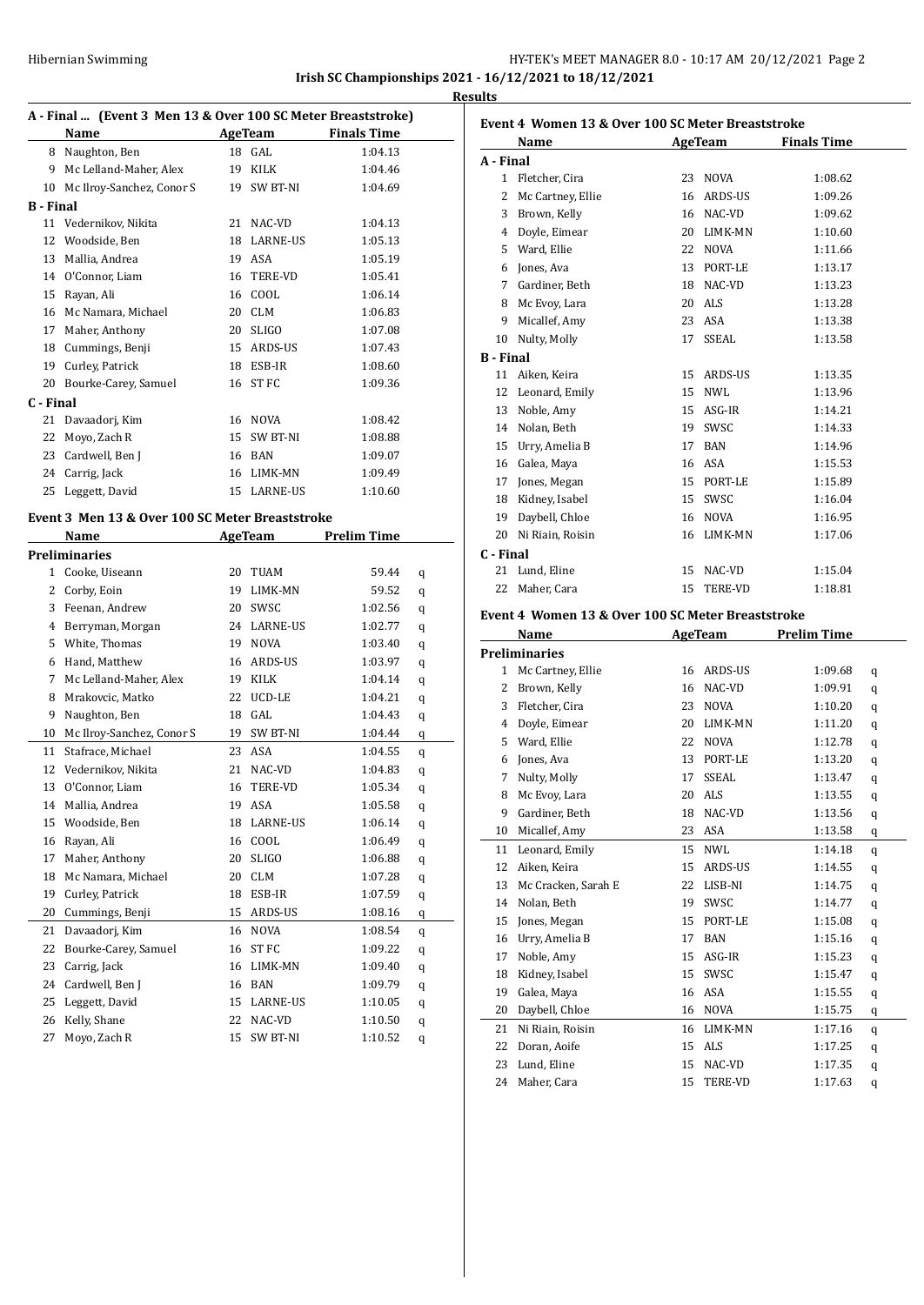Irish SC Championships 2021 - 16/12/2021 to 18/12/2021

**Results**

### A - Final ... (Event 3 Men 13 & Over 100 SC Meter Breaststroke)

| | Name | Age | Team | Finals Time |
|---|---|---|---|---|
| 8 | Naughton, Ben | 18 | GAL | 1:04.13 |
| 9 | Mc Lelland-Maher, Alex | 19 | KILK | 1:04.46 |
| 10 | Mc Ilroy-Sanchez, Conor S | 19 | SW BT-NI | 1:04.69 |
| **B - Final** | | | | |
| 11 | Vedernikov, Nikita | 21 | NAC-VD | 1:04.13 |
| 12 | Woodside, Ben | 18 | LARNE-US | 1:05.13 |
| 13 | Mallia, Andrea | 19 | ASA | 1:05.19 |
| 14 | O'Connor, Liam | 16 | TERE-VD | 1:05.41 |
| 15 | Rayan, Ali | 16 | COOL | 1:06.14 |
| 16 | Mc Namara, Michael | 20 | CLM | 1:06.83 |
| 17 | Maher, Anthony | 20 | SLIGO | 1:07.08 |
| 18 | Cummings, Benji | 15 | ARDS-US | 1:07.43 |
| 19 | Curley, Patrick | 18 | ESB-IR | 1:08.60 |
| 20 | Bourke-Carey, Samuel | 16 | ST FC | 1:09.36 |
| **C - Final** | | | | |
| 21 | Davaadorj, Kim | 16 | NOVA | 1:08.42 |
| 22 | Moyo, Zach R | 15 | SW BT-NI | 1:08.88 |
| 23 | Cardwell, Ben J | 16 | BAN | 1:09.07 |
| 24 | Carrig, Jack | 16 | LIMK-MN | 1:09.49 |
| 25 | Leggett, David | 15 | LARNE-US | 1:10.60 |

### Event 3 Men 13 & Over 100 SC Meter Breaststroke

| | Name | Age | Team | Prelim Time | |
|---|---|---|---|---|---|
| **Preliminaries** | | | | | |
| 1 | Cooke, Uiseann | 20 | TUAM | 59.44 | q |
| 2 | Corby, Eoin | 19 | LIMK-MN | 59.52 | q |
| 3 | Feenan, Andrew | 20 | SWSC | 1:02.56 | q |
| 4 | Berryman, Morgan | 24 | LARNE-US | 1:02.77 | q |
| 5 | White, Thomas | 19 | NOVA | 1:03.40 | q |
| 6 | Hand, Matthew | 16 | ARDS-US | 1:03.97 | q |
| 7 | Mc Lelland-Maher, Alex | 19 | KILK | 1:04.14 | q |
| 8 | Mrakovcic, Matko | 22 | UCD-LE | 1:04.21 | q |
| 9 | Naughton, Ben | 18 | GAL | 1:04.43 | q |
| 10 | Mc Ilroy-Sanchez, Conor S | 19 | SW BT-NI | 1:04.44 | q |
| 11 | Stafrace, Michael | 23 | ASA | 1:04.55 | q |
| 12 | Vedernikov, Nikita | 21 | NAC-VD | 1:04.83 | q |
| 13 | O'Connor, Liam | 16 | TERE-VD | 1:05.34 | q |
| 14 | Mallia, Andrea | 19 | ASA | 1:05.58 | q |
| 15 | Woodside, Ben | 18 | LARNE-US | 1:06.14 | q |
| 16 | Rayan, Ali | 16 | COOL | 1:06.49 | q |
| 17 | Maher, Anthony | 20 | SLIGO | 1:06.88 | q |
| 18 | Mc Namara, Michael | 20 | CLM | 1:07.28 | q |
| 19 | Curley, Patrick | 18 | ESB-IR | 1:07.59 | q |
| 20 | Cummings, Benji | 15 | ARDS-US | 1:08.16 | q |
| 21 | Davaadorj, Kim | 16 | NOVA | 1:08.54 | q |
| 22 | Bourke-Carey, Samuel | 16 | ST FC | 1:09.22 | q |
| 23 | Carrig, Jack | 16 | LIMK-MN | 1:09.40 | q |
| 24 | Cardwell, Ben J | 16 | BAN | 1:09.79 | q |
| 25 | Leggett, David | 15 | LARNE-US | 1:10.05 | q |
| 26 | Kelly, Shane | 22 | NAC-VD | 1:10.50 | q |
| 27 | Moyo, Zach R | 15 | SW BT-NI | 1:10.52 | q |

### Event 4 Women 13 & Over 100 SC Meter Breaststroke

| | Name | Age | Team | Finals Time |
|---|---|---|---|---|
| **A - Final** | | | | |
| 1 | Fletcher, Cira | 23 | NOVA | 1:08.62 |
| 2 | Mc Cartney, Ellie | 16 | ARDS-US | 1:09.26 |
| 3 | Brown, Kelly | 16 | NAC-VD | 1:09.62 |
| 4 | Doyle, Eimear | 20 | LIMK-MN | 1:10.60 |
| 5 | Ward, Ellie | 22 | NOVA | 1:11.66 |
| 6 | Jones, Ava | 13 | PORT-LE | 1:13.17 |
| 7 | Gardiner, Beth | 18 | NAC-VD | 1:13.23 |
| 8 | Mc Evoy, Lara | 20 | ALS | 1:13.28 |
| 9 | Micallef, Amy | 23 | ASA | 1:13.38 |
| 10 | Nulty, Molly | 17 | SSEAL | 1:13.58 |
| **B - Final** | | | | |
| 11 | Aiken, Keira | 15 | ARDS-US | 1:13.35 |
| 12 | Leonard, Emily | 15 | NWL | 1:13.96 |
| 13 | Noble, Amy | 15 | ASG-IR | 1:14.21 |
| 14 | Nolan, Beth | 19 | SWSC | 1:14.33 |
| 15 | Urry, Amelia B | 17 | BAN | 1:14.96 |
| 16 | Galea, Maya | 16 | ASA | 1:15.53 |
| 17 | Jones, Megan | 15 | PORT-LE | 1:15.89 |
| 18 | Kidney, Isabel | 15 | SWSC | 1:16.04 |
| 19 | Daybell, Chloe | 16 | NOVA | 1:16.95 |
| 20 | Ni Riain, Roisin | 16 | LIMK-MN | 1:17.06 |
| **C - Final** | | | | |
| 21 | Lund, Eline | 15 | NAC-VD | 1:15.04 |
| 22 | Maher, Cara | 15 | TERE-VD | 1:18.81 |

### Event 4 Women 13 & Over 100 SC Meter Breaststroke

| | Name | Age | Team | Prelim Time | |
|---|---|---|---|---|---|
| **Preliminaries** | | | | | |
| 1 | Mc Cartney, Ellie | 16 | ARDS-US | 1:09.68 | q |
| 2 | Brown, Kelly | 16 | NAC-VD | 1:09.91 | q |
| 3 | Fletcher, Cira | 23 | NOVA | 1:10.20 | q |
| 4 | Doyle, Eimear | 20 | LIMK-MN | 1:11.20 | q |
| 5 | Ward, Ellie | 22 | NOVA | 1:12.78 | q |
| 6 | Jones, Ava | 13 | PORT-LE | 1:13.20 | q |
| 7 | Nulty, Molly | 17 | SSEAL | 1:13.47 | q |
| 8 | Mc Evoy, Lara | 20 | ALS | 1:13.55 | q |
| 9 | Gardiner, Beth | 18 | NAC-VD | 1:13.56 | q |
| 10 | Micallef, Amy | 23 | ASA | 1:13.58 | q |
| 11 | Leonard, Emily | 15 | NWL | 1:14.18 | q |
| 12 | Aiken, Keira | 15 | ARDS-US | 1:14.55 | q |
| 13 | Mc Cracken, Sarah E | 22 | LISB-NI | 1:14.75 | q |
| 14 | Nolan, Beth | 19 | SWSC | 1:14.77 | q |
| 15 | Jones, Megan | 15 | PORT-LE | 1:15.08 | q |
| 16 | Urry, Amelia B | 17 | BAN | 1:15.16 | q |
| 17 | Noble, Amy | 15 | ASG-IR | 1:15.23 | q |
| 18 | Kidney, Isabel | 15 | SWSC | 1:15.47 | q |
| 19 | Galea, Maya | 16 | ASA | 1:15.55 | q |
| 20 | Daybell, Chloe | 16 | NOVA | 1:15.75 | q |
| 21 | Ni Riain, Roisin | 16 | LIMK-MN | 1:17.16 | q |
| 22 | Doran, Aoife | 15 | ALS | 1:17.25 | q |
| 23 | Lund, Eline | 15 | NAC-VD | 1:17.35 | q |
| 24 | Maher, Cara | 15 | TERE-VD | 1:17.63 | q |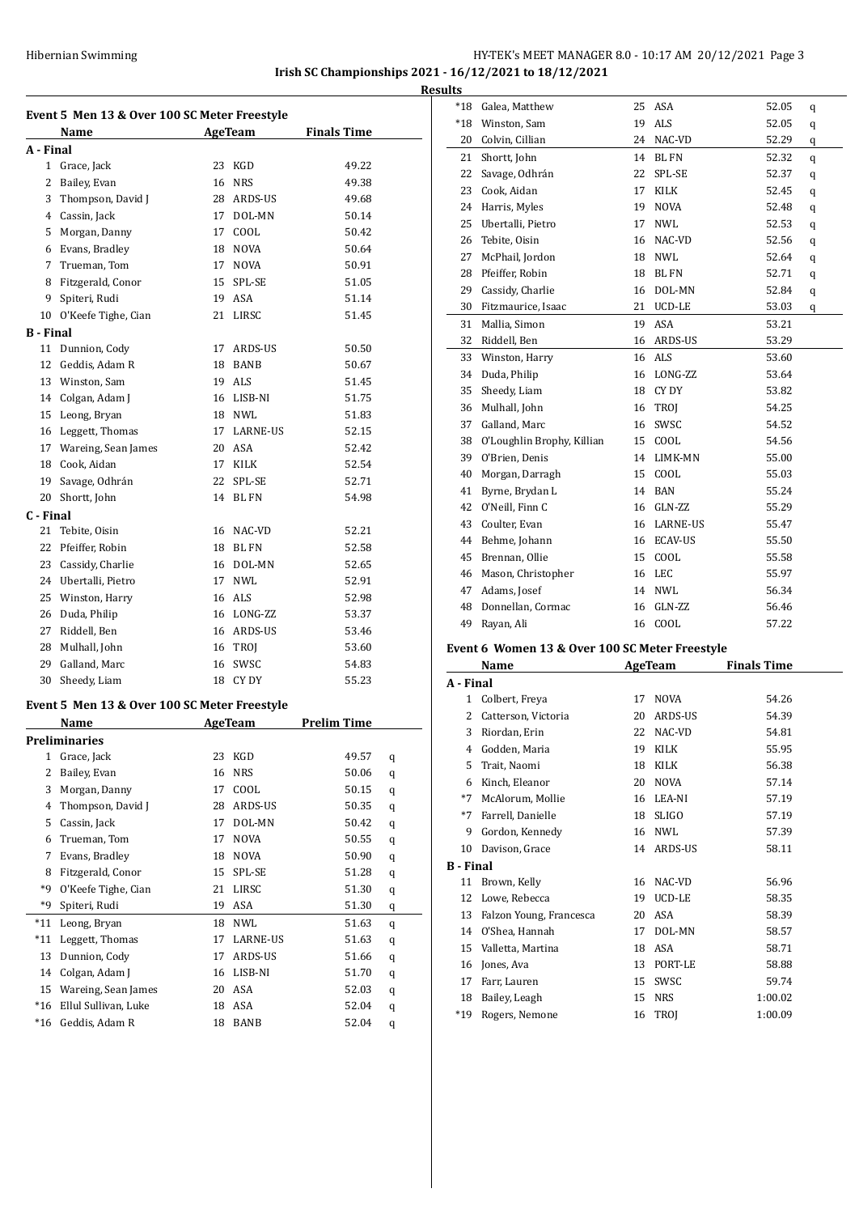**Irish SC Championships 2021 - 16/12/2021 to 18/12/2021**

**Results**

### Event 5 Men 13 & Over 100 SC Meter Freestyle

| | Name | Age | Team | Finals Time |
|---|---|---|---|---|
| **A - Final** | | | | |
| 1 | Grace, Jack | 23 | KGD | 49.22 |
| 2 | Bailey, Evan | 16 | NRS | 49.38 |
| 3 | Thompson, David J | 28 | ARDS-US | 49.68 |
| 4 | Cassin, Jack | 17 | DOL-MN | 50.14 |
| 5 | Morgan, Danny | 17 | COOL | 50.42 |
| 6 | Evans, Bradley | 18 | NOVA | 50.64 |
| 7 | Trueman, Tom | 17 | NOVA | 50.91 |
| 8 | Fitzgerald, Conor | 15 | SPL-SE | 51.05 |
| 9 | Spiteri, Rudi | 19 | ASA | 51.14 |
| 10 | O'Keefe Tighe, Cian | 21 | LIRSC | 51.45 |
| **B - Final** | | | | |
| 11 | Dunnion, Cody | 17 | ARDS-US | 50.50 |
| 12 | Geddis, Adam R | 18 | BANB | 50.67 |
| 13 | Winston, Sam | 19 | ALS | 51.45 |
| 14 | Colgan, Adam J | 16 | LISB-NI | 51.75 |
| 15 | Leong, Bryan | 18 | NWL | 51.83 |
| 16 | Leggett, Thomas | 17 | LARNE-US | 52.15 |
| 17 | Wareing, Sean James | 20 | ASA | 52.42 |
| 18 | Cook, Aidan | 17 | KILK | 52.54 |
| 19 | Savage, Odhrán | 22 | SPL-SE | 52.71 |
| 20 | Shortt, John | 14 | BL FN | 54.98 |
| **C - Final** | | | | |
| 21 | Tebite, Oisin | 16 | NAC-VD | 52.21 |
| 22 | Pfeiffer, Robin | 18 | BL FN | 52.58 |
| 23 | Cassidy, Charlie | 16 | DOL-MN | 52.65 |
| 24 | Ubertalli, Pietro | 17 | NWL | 52.91 |
| 25 | Winston, Harry | 16 | ALS | 52.98 |
| 26 | Duda, Philip | 16 | LONG-ZZ | 53.37 |
| 27 | Riddell, Ben | 16 | ARDS-US | 53.46 |
| 28 | Mulhall, John | 16 | TROJ | 53.60 |
| 29 | Galland, Marc | 16 | SWSC | 54.83 |
| 30 | Sheedy, Liam | 18 | CY DY | 55.23 |

### Event 5 Men 13 & Over 100 SC Meter Freestyle

| | Name | Age | Team | Prelim Time | |
|---|---|---|---|---|---|
| **Preliminaries** | | | | | |
| 1 | Grace, Jack | 23 | KGD | 49.57 | q |
| 2 | Bailey, Evan | 16 | NRS | 50.06 | q |
| 3 | Morgan, Danny | 17 | COOL | 50.15 | q |
| 4 | Thompson, David J | 28 | ARDS-US | 50.35 | q |
| 5 | Cassin, Jack | 17 | DOL-MN | 50.42 | q |
| 6 | Trueman, Tom | 17 | NOVA | 50.55 | q |
| 7 | Evans, Bradley | 18 | NOVA | 50.90 | q |
| 8 | Fitzgerald, Conor | 15 | SPL-SE | 51.28 | q |
| *9 | O'Keefe Tighe, Cian | 21 | LIRSC | 51.30 | q |
| *9 | Spiteri, Rudi | 19 | ASA | 51.30 | q |
| *11 | Leong, Bryan | 18 | NWL | 51.63 | q |
| *11 | Leggett, Thomas | 17 | LARNE-US | 51.63 | q |
| 13 | Dunnion, Cody | 17 | ARDS-US | 51.66 | q |
| 14 | Colgan, Adam J | 16 | LISB-NI | 51.70 | q |
| 15 | Wareing, Sean James | 20 | ASA | 52.03 | q |
| *16 | Ellul Sullivan, Luke | 18 | ASA | 52.04 | q |
| *16 | Geddis, Adam R | 18 | BANB | 52.04 | q |
| *18 | Galea, Matthew | 25 | ASA | 52.05 | q |
| *18 | Winston, Sam | 19 | ALS | 52.05 | q |
| 20 | Colvin, Cillian | 24 | NAC-VD | 52.29 | q |
| 21 | Shortt, John | 14 | BL FN | 52.32 | q |
| 22 | Savage, Odhrán | 22 | SPL-SE | 52.37 | q |
| 23 | Cook, Aidan | 17 | KILK | 52.45 | q |
| 24 | Harris, Myles | 19 | NOVA | 52.48 | q |
| 25 | Ubertalli, Pietro | 17 | NWL | 52.53 | q |
| 26 | Tebite, Oisin | 16 | NAC-VD | 52.56 | q |
| 27 | McPhail, Jordon | 18 | NWL | 52.64 | q |
| 28 | Pfeiffer, Robin | 18 | BL FN | 52.71 | q |
| 29 | Cassidy, Charlie | 16 | DOL-MN | 52.84 | q |
| 30 | Fitzmaurice, Isaac | 21 | UCD-LE | 53.03 | q |
| 31 | Mallia, Simon | 19 | ASA | 53.21 | |
| 32 | Riddell, Ben | 16 | ARDS-US | 53.29 | |
| 33 | Winston, Harry | 16 | ALS | 53.60 | |
| 34 | Duda, Philip | 16 | LONG-ZZ | 53.64 | |
| 35 | Sheedy, Liam | 18 | CY DY | 53.82 | |
| 36 | Mulhall, John | 16 | TROJ | 54.25 | |
| 37 | Galland, Marc | 16 | SWSC | 54.52 | |
| 38 | O'Loughlin Brophy, Killian | 15 | COOL | 54.56 | |
| 39 | O'Brien, Denis | 14 | LIMK-MN | 55.00 | |
| 40 | Morgan, Darragh | 15 | COOL | 55.03 | |
| 41 | Byrne, Brydan L | 14 | BAN | 55.24 | |
| 42 | O'Neill, Finn C | 16 | GLN-ZZ | 55.29 | |
| 43 | Coulter, Evan | 16 | LARNE-US | 55.47 | |
| 44 | Behme, Johann | 16 | ECAV-US | 55.50 | |
| 45 | Brennan, Ollie | 15 | COOL | 55.58 | |
| 46 | Mason, Christopher | 16 | LEC | 55.97 | |
| 47 | Adams, Josef | 14 | NWL | 56.34 | |
| 48 | Donnellan, Cormac | 16 | GLN-ZZ | 56.46 | |
| 49 | Rayan, Ali | 16 | COOL | 57.22 | |

### Event 6 Women 13 & Over 100 SC Meter Freestyle

| | Name | Age | Team | Finals Time |
|---|---|---|---|---|
| **A - Final** | | | | |
| 1 | Colbert, Freya | 17 | NOVA | 54.26 |
| 2 | Catterson, Victoria | 20 | ARDS-US | 54.39 |
| 3 | Riordan, Erin | 22 | NAC-VD | 54.81 |
| 4 | Godden, Maria | 19 | KILK | 55.95 |
| 5 | Trait, Naomi | 18 | KILK | 56.38 |
| 6 | Kinch, Eleanor | 20 | NOVA | 57.14 |
| *7 | McAlorum, Mollie | 16 | LEA-NI | 57.19 |
| *7 | Farrell, Danielle | 18 | SLIGO | 57.19 |
| 9 | Gordon, Kennedy | 16 | NWL | 57.39 |
| 10 | Davison, Grace | 14 | ARDS-US | 58.11 |
| **B - Final** | | | | |
| 11 | Brown, Kelly | 16 | NAC-VD | 56.96 |
| 12 | Lowe, Rebecca | 19 | UCD-LE | 58.35 |
| 13 | Falzon Young, Francesca | 20 | ASA | 58.39 |
| 14 | O'Shea, Hannah | 17 | DOL-MN | 58.57 |
| 15 | Valletta, Martina | 18 | ASA | 58.71 |
| 16 | Jones, Ava | 13 | PORT-LE | 58.88 |
| 17 | Farr, Lauren | 15 | SWSC | 59.74 |
| 18 | Bailey, Leagh | 15 | NRS | 1:00.02 |
| *19 | Rogers, Nemone | 16 | TROJ | 1:00.09 |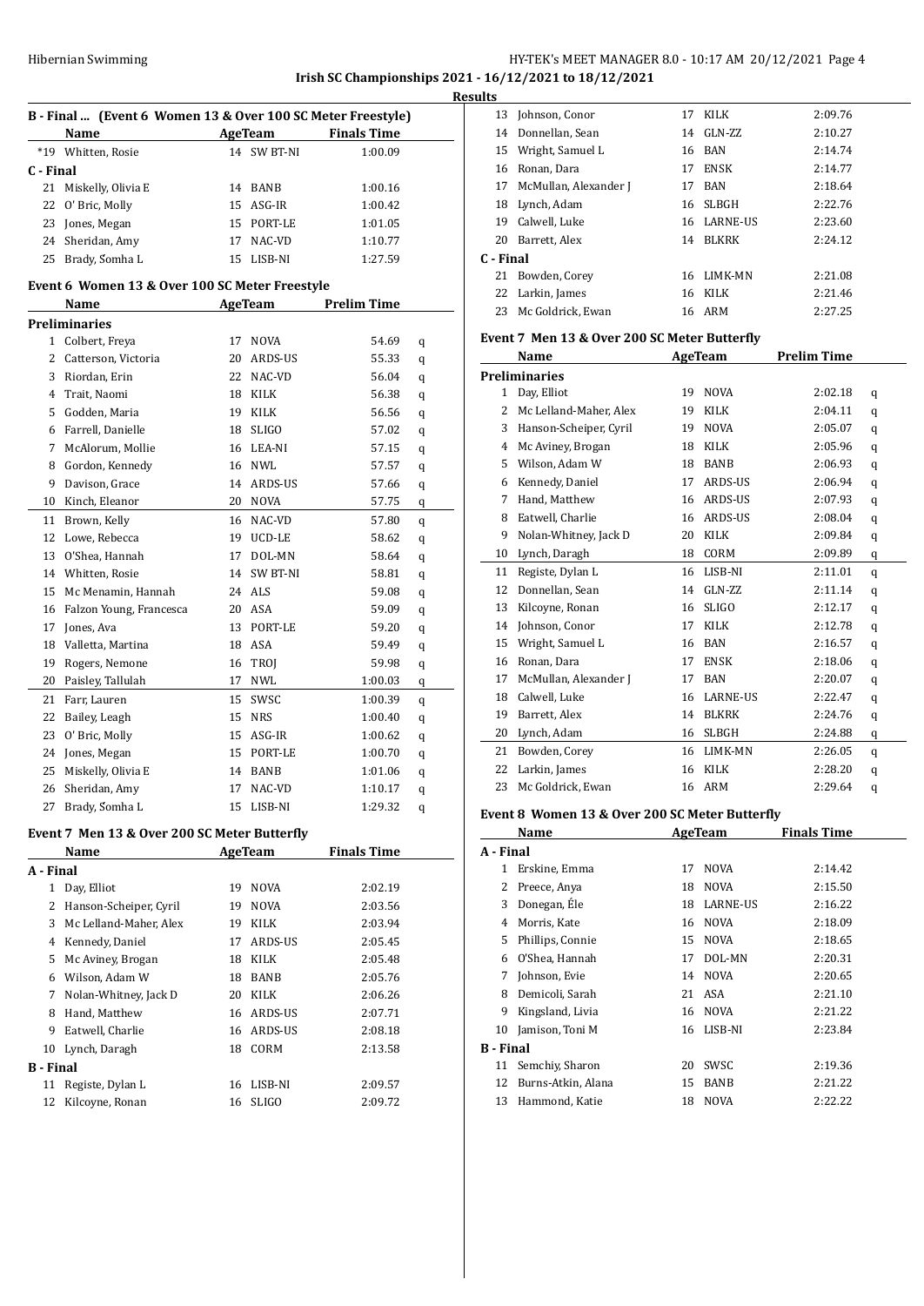**Irish SC Championships 2021 - 16/12/2021 to 18/12/2021**

**Results**

## B - Final ... (Event 6 Women 13 & Over 100 SC Meter Freestyle)

| | Name | Age | Team | Finals Time |
|---|---|---|---|---|
| *19 | Whitten, Rosie | 14 | SW BT-NI | 1:00.09 |
| **C - Final** | | | | |
| 21 | Miskelly, Olivia E | 14 | BANB | 1:00.16 |
| 22 | O' Bric, Molly | 15 | ASG-IR | 1:00.42 |
| 23 | Jones, Megan | 15 | PORT-LE | 1:01.05 |
| 24 | Sheridan, Amy | 17 | NAC-VD | 1:10.77 |
| 25 | Brady, Somha L | 15 | LISB-NI | 1:27.59 |

## Event 6 Women 13 & Over 100 SC Meter Freestyle

| | Name | Age | Team | Prelim Time | |
|---|---|---|---|---|---|
| **Preliminaries** | | | | | |
| 1 | Colbert, Freya | 17 | NOVA | 54.69 | q |
| 2 | Catterson, Victoria | 20 | ARDS-US | 55.33 | q |
| 3 | Riordan, Erin | 22 | NAC-VD | 56.04 | q |
| 4 | Trait, Naomi | 18 | KILK | 56.38 | q |
| 5 | Godden, Maria | 19 | KILK | 56.56 | q |
| 6 | Farrell, Danielle | 18 | SLIGO | 57.02 | q |
| 7 | McAlorum, Mollie | 16 | LEA-NI | 57.15 | q |
| 8 | Gordon, Kennedy | 16 | NWL | 57.57 | q |
| 9 | Davison, Grace | 14 | ARDS-US | 57.66 | q |
| 10 | Kinch, Eleanor | 20 | NOVA | 57.75 | q |
| 11 | Brown, Kelly | 16 | NAC-VD | 57.80 | q |
| 12 | Lowe, Rebecca | 19 | UCD-LE | 58.62 | q |
| 13 | O'Shea, Hannah | 17 | DOL-MN | 58.64 | q |
| 14 | Whitten, Rosie | 14 | SW BT-NI | 58.81 | q |
| 15 | Mc Menamin, Hannah | 24 | ALS | 59.08 | q |
| 16 | Falzon Young, Francesca | 20 | ASA | 59.09 | q |
| 17 | Jones, Ava | 13 | PORT-LE | 59.20 | q |
| 18 | Valletta, Martina | 18 | ASA | 59.49 | q |
| 19 | Rogers, Nemone | 16 | TROJ | 59.98 | q |
| 20 | Paisley, Tallulah | 17 | NWL | 1:00.03 | q |
| 21 | Farr, Lauren | 15 | SWSC | 1:00.39 | q |
| 22 | Bailey, Leagh | 15 | NRS | 1:00.40 | q |
| 23 | O' Bric, Molly | 15 | ASG-IR | 1:00.62 | q |
| 24 | Jones, Megan | 15 | PORT-LE | 1:00.70 | q |
| 25 | Miskelly, Olivia E | 14 | BANB | 1:01.06 | q |
| 26 | Sheridan, Amy | 17 | NAC-VD | 1:10.17 | q |
| 27 | Brady, Somha L | 15 | LISB-NI | 1:29.32 | q |

## Event 7 Men 13 & Over 200 SC Meter Butterfly

| | Name | Age | Team | Finals Time |
|---|---|---|---|---|
| **A - Final** | | | | |
| 1 | Day, Elliot | 19 | NOVA | 2:02.19 |
| 2 | Hanson-Scheiper, Cyril | 19 | NOVA | 2:03.56 |
| 3 | Mc Lelland-Maher, Alex | 19 | KILK | 2:03.94 |
| 4 | Kennedy, Daniel | 17 | ARDS-US | 2:05.45 |
| 5 | Mc Aviney, Brogan | 18 | KILK | 2:05.48 |
| 6 | Wilson, Adam W | 18 | BANB | 2:05.76 |
| 7 | Nolan-Whitney, Jack D | 20 | KILK | 2:06.26 |
| 8 | Hand, Matthew | 16 | ARDS-US | 2:07.71 |
| 9 | Eatwell, Charlie | 16 | ARDS-US | 2:08.18 |
| 10 | Lynch, Daragh | 18 | CORM | 2:13.58 |
| **B - Final** | | | | |
| 11 | Registe, Dylan L | 16 | LISB-NI | 2:09.57 |
| 12 | Kilcoyne, Ronan | 16 | SLIGO | 2:09.72 |
| 13 | Johnson, Conor | 17 | KILK | 2:09.76 |
| 14 | Donnellan, Sean | 14 | GLN-ZZ | 2:10.27 |
| 15 | Wright, Samuel L | 16 | BAN | 2:14.74 |
| 16 | Ronan, Dara | 17 | ENSK | 2:14.77 |
| 17 | McMullan, Alexander J | 17 | BAN | 2:18.64 |
| 18 | Lynch, Adam | 16 | SLBGH | 2:22.76 |
| 19 | Calwell, Luke | 16 | LARNE-US | 2:23.60 |
| 20 | Barrett, Alex | 14 | BLKRK | 2:24.12 |
| **C - Final** | | | | |
| 21 | Bowden, Corey | 16 | LIMK-MN | 2:21.08 |
| 22 | Larkin, James | 16 | KILK | 2:21.46 |
| 23 | Mc Goldrick, Ewan | 16 | ARM | 2:27.25 |

## Event 7 Men 13 & Over 200 SC Meter Butterfly

| | Name | Age | Team | Prelim Time | |
|---|---|---|---|---|---|
| **Preliminaries** | | | | | |
| 1 | Day, Elliot | 19 | NOVA | 2:02.18 | q |
| 2 | Mc Lelland-Maher, Alex | 19 | KILK | 2:04.11 | q |
| 3 | Hanson-Scheiper, Cyril | 19 | NOVA | 2:05.07 | q |
| 4 | Mc Aviney, Brogan | 18 | KILK | 2:05.96 | q |
| 5 | Wilson, Adam W | 18 | BANB | 2:06.93 | q |
| 6 | Kennedy, Daniel | 17 | ARDS-US | 2:06.94 | q |
| 7 | Hand, Matthew | 16 | ARDS-US | 2:07.93 | q |
| 8 | Eatwell, Charlie | 16 | ARDS-US | 2:08.04 | q |
| 9 | Nolan-Whitney, Jack D | 20 | KILK | 2:09.84 | q |
| 10 | Lynch, Daragh | 18 | CORM | 2:09.89 | q |
| 11 | Registe, Dylan L | 16 | LISB-NI | 2:11.01 | q |
| 12 | Donnellan, Sean | 14 | GLN-ZZ | 2:11.14 | q |
| 13 | Kilcoyne, Ronan | 16 | SLIGO | 2:12.17 | q |
| 14 | Johnson, Conor | 17 | KILK | 2:12.78 | q |
| 15 | Wright, Samuel L | 16 | BAN | 2:16.57 | q |
| 16 | Ronan, Dara | 17 | ENSK | 2:18.06 | q |
| 17 | McMullan, Alexander J | 17 | BAN | 2:20.07 | q |
| 18 | Calwell, Luke | 16 | LARNE-US | 2:22.47 | q |
| 19 | Barrett, Alex | 14 | BLKRK | 2:24.76 | q |
| 20 | Lynch, Adam | 16 | SLBGH | 2:24.88 | q |
| 21 | Bowden, Corey | 16 | LIMK-MN | 2:26.05 | q |
| 22 | Larkin, James | 16 | KILK | 2:28.20 | q |
| 23 | Mc Goldrick, Ewan | 16 | ARM | 2:29.64 | q |

## Event 8 Women 13 & Over 200 SC Meter Butterfly

| | Name | Age | Team | Finals Time |
|---|---|---|---|---|
| **A - Final** | | | | |
| 1 | Erskine, Emma | 17 | NOVA | 2:14.42 |
| 2 | Preece, Anya | 18 | NOVA | 2:15.50 |
| 3 | Donegan, Éle | 18 | LARNE-US | 2:16.22 |
| 4 | Morris, Kate | 16 | NOVA | 2:18.09 |
| 5 | Phillips, Connie | 15 | NOVA | 2:18.65 |
| 6 | O'Shea, Hannah | 17 | DOL-MN | 2:20.31 |
| 7 | Johnson, Evie | 14 | NOVA | 2:20.65 |
| 8 | Demicoli, Sarah | 21 | ASA | 2:21.10 |
| 9 | Kingsland, Livia | 16 | NOVA | 2:21.22 |
| 10 | Jamison, Toni M | 16 | LISB-NI | 2:23.84 |
| **B - Final** | | | | |
| 11 | Semchiy, Sharon | 20 | SWSC | 2:19.36 |
| 12 | Burns-Atkin, Alana | 15 | BANB | 2:21.22 |
| 13 | Hammond, Katie | 18 | NOVA | 2:22.22 |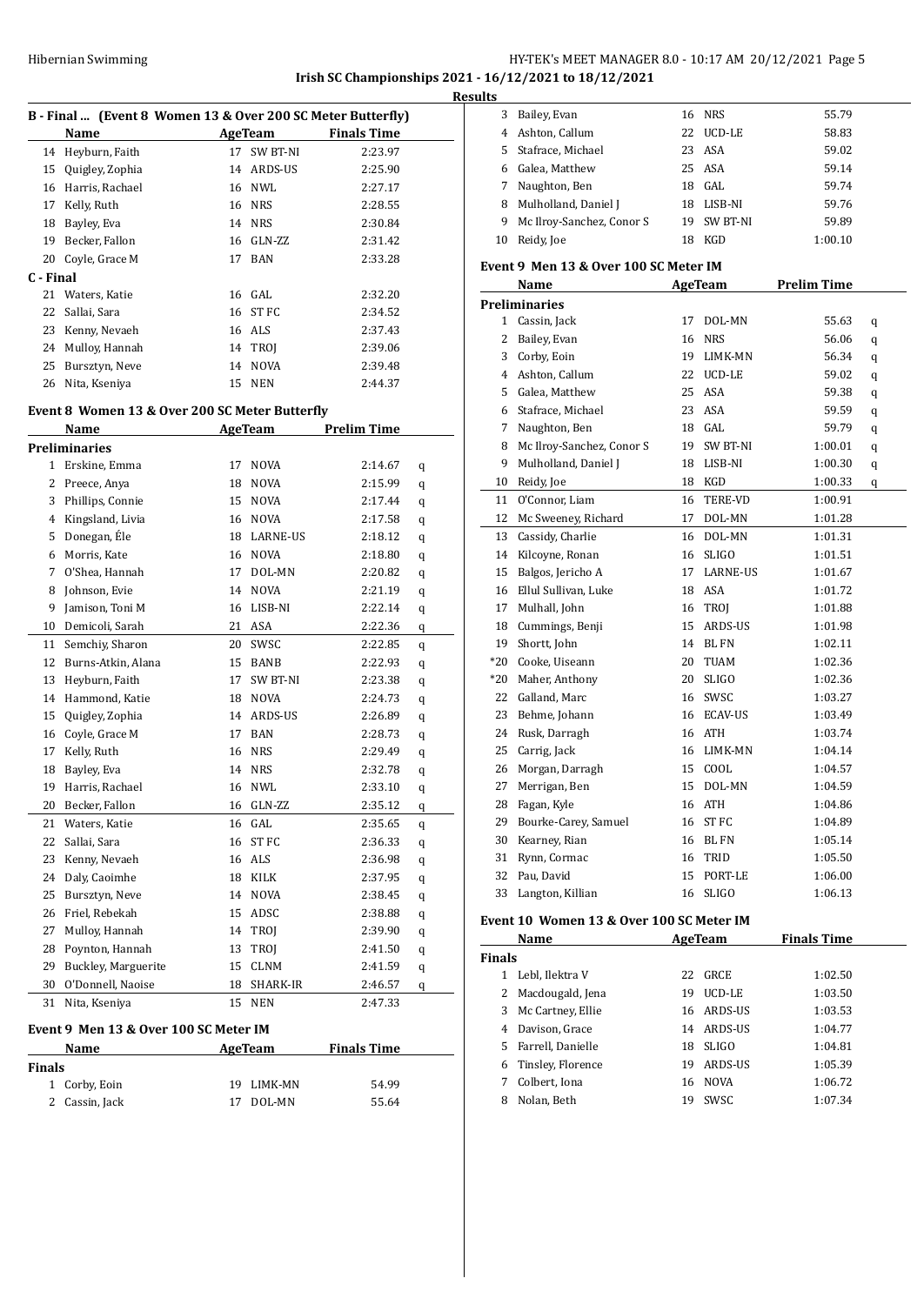## B - Final ... (Event 8 Women 13 & Over 200 SC Meter Butterfly)

| | Name | Age | Team | Finals Time |
|---|---|---|---|---|
| 14 | Heyburn, Faith | 17 | SW BT-NI | 2:23.97 |
| 15 | Quigley, Zophia | 14 | ARDS-US | 2:25.90 |
| 16 | Harris, Rachael | 16 | NWL | 2:27.17 |
| 17 | Kelly, Ruth | 16 | NRS | 2:28.55 |
| 18 | Bayley, Eva | 14 | NRS | 2:30.84 |
| 19 | Becker, Fallon | 16 | GLN-ZZ | 2:31.42 |
| 20 | Coyle, Grace M | 17 | BAN | 2:33.28 |
| **C - Final** | | | | |
| 21 | Waters, Katie | 16 | GAL | 2:32.20 |
| 22 | Sallai, Sara | 16 | ST FC | 2:34.52 |
| 23 | Kenny, Nevaeh | 16 | ALS | 2:37.43 |
| 24 | Mulloy, Hannah | 14 | TROJ | 2:39.06 |
| 25 | Bursztyn, Neve | 14 | NOVA | 2:39.48 |
| 26 | Nita, Kseniya | 15 | NEN | 2:44.37 |

## Event 8 Women 13 & Over 200 SC Meter Butterfly

| | Name | Age | Team | Prelim Time | |
|---|---|---|---|---|---|
| **Preliminaries** | | | | | |
| 1 | Erskine, Emma | 17 | NOVA | 2:14.67 | q |
| 2 | Preece, Anya | 18 | NOVA | 2:15.99 | q |
| 3 | Phillips, Connie | 15 | NOVA | 2:17.44 | q |
| 4 | Kingsland, Livia | 16 | NOVA | 2:17.58 | q |
| 5 | Donegan, Éle | 18 | LARNE-US | 2:18.12 | q |
| 6 | Morris, Kate | 16 | NOVA | 2:18.80 | q |
| 7 | O'Shea, Hannah | 17 | DOL-MN | 2:20.82 | q |
| 8 | Johnson, Evie | 14 | NOVA | 2:21.19 | q |
| 9 | Jamison, Toni M | 16 | LISB-NI | 2:22.14 | q |
| 10 | Demicoli, Sarah | 21 | ASA | 2:22.36 | q |
| 11 | Semchiy, Sharon | 20 | SWSC | 2:22.85 | q |
| 12 | Burns-Atkin, Alana | 15 | BANB | 2:22.93 | q |
| 13 | Heyburn, Faith | 17 | SW BT-NI | 2:23.38 | q |
| 14 | Hammond, Katie | 18 | NOVA | 2:24.73 | q |
| 15 | Quigley, Zophia | 14 | ARDS-US | 2:26.89 | q |
| 16 | Coyle, Grace M | 17 | BAN | 2:28.73 | q |
| 17 | Kelly, Ruth | 16 | NRS | 2:29.49 | q |
| 18 | Bayley, Eva | 14 | NRS | 2:32.78 | q |
| 19 | Harris, Rachael | 16 | NWL | 2:33.10 | q |
| 20 | Becker, Fallon | 16 | GLN-ZZ | 2:35.12 | q |
| 21 | Waters, Katie | 16 | GAL | 2:35.65 | q |
| 22 | Sallai, Sara | 16 | ST FC | 2:36.33 | q |
| 23 | Kenny, Nevaeh | 16 | ALS | 2:36.98 | q |
| 24 | Daly, Caoimhe | 18 | KILK | 2:37.95 | q |
| 25 | Bursztyn, Neve | 14 | NOVA | 2:38.45 | q |
| 26 | Friel, Rebekah | 15 | ADSC | 2:38.88 | q |
| 27 | Mulloy, Hannah | 14 | TROJ | 2:39.90 | q |
| 28 | Poynton, Hannah | 13 | TROJ | 2:41.50 | q |
| 29 | Buckley, Marguerite | 15 | CLNM | 2:41.59 | q |
| 30 | O'Donnell, Naoise | 18 | SHARK-IR | 2:46.57 | q |
| 31 | Nita, Kseniya | 15 | NEN | 2:47.33 | |

## Event 9 Men 13 & Over 100 SC Meter IM

| | Name | Age | Team | Finals Time |
|---|---|---|---|---|
| **Finals** | | | | |
| 1 | Corby, Eoin | 19 | LIMK-MN | 54.99 |
| 2 | Cassin, Jack | 17 | DOL-MN | 55.64 |
| 3 | Bailey, Evan | 16 | NRS | 55.79 |
| 4 | Ashton, Callum | 22 | UCD-LE | 58.83 |
| 5 | Stafrace, Michael | 23 | ASA | 59.02 |
| 6 | Galea, Matthew | 25 | ASA | 59.14 |
| 7 | Naughton, Ben | 18 | GAL | 59.74 |
| 8 | Mulholland, Daniel J | 18 | LISB-NI | 59.76 |
| 9 | Mc Ilroy-Sanchez, Conor S | 19 | SW BT-NI | 59.89 |
| 10 | Reidy, Joe | 18 | KGD | 1:00.10 |

## Event 9 Men 13 & Over 100 SC Meter IM

| | Name | Age | Team | Prelim Time | |
|---|---|---|---|---|---|
| **Preliminaries** | | | | | |
| 1 | Cassin, Jack | 17 | DOL-MN | 55.63 | q |
| 2 | Bailey, Evan | 16 | NRS | 56.06 | q |
| 3 | Corby, Eoin | 19 | LIMK-MN | 56.34 | q |
| 4 | Ashton, Callum | 22 | UCD-LE | 59.02 | q |
| 5 | Galea, Matthew | 25 | ASA | 59.38 | q |
| 6 | Stafrace, Michael | 23 | ASA | 59.59 | q |
| 7 | Naughton, Ben | 18 | GAL | 59.79 | q |
| 8 | Mc Ilroy-Sanchez, Conor S | 19 | SW BT-NI | 1:00.01 | q |
| 9 | Mulholland, Daniel J | 18 | LISB-NI | 1:00.30 | q |
| 10 | Reidy, Joe | 18 | KGD | 1:00.33 | q |
| 11 | O'Connor, Liam | 16 | TERE-VD | 1:00.91 | |
| 12 | Mc Sweeney, Richard | 17 | DOL-MN | 1:01.28 | |
| 13 | Cassidy, Charlie | 16 | DOL-MN | 1:01.31 | |
| 14 | Kilcoyne, Ronan | 16 | SLIGO | 1:01.51 | |
| 15 | Balgos, Jericho A | 17 | LARNE-US | 1:01.67 | |
| 16 | Ellul Sullivan, Luke | 18 | ASA | 1:01.72 | |
| 17 | Mulhall, John | 16 | TROJ | 1:01.88 | |
| 18 | Cummings, Benji | 15 | ARDS-US | 1:01.98 | |
| 19 | Shortt, John | 14 | BL FN | 1:02.11 | |
| *20 | Cooke, Uiseann | 20 | TUAM | 1:02.36 | |
| *20 | Maher, Anthony | 20 | SLIGO | 1:02.36 | |
| 22 | Galland, Marc | 16 | SWSC | 1:03.27 | |
| 23 | Behme, Johann | 16 | ECAV-US | 1:03.49 | |
| 24 | Rusk, Darragh | 16 | ATH | 1:03.74 | |
| 25 | Carrig, Jack | 16 | LIMK-MN | 1:04.14 | |
| 26 | Morgan, Darragh | 15 | COOL | 1:04.57 | |
| 27 | Merrigan, Ben | 15 | DOL-MN | 1:04.59 | |
| 28 | Fagan, Kyle | 16 | ATH | 1:04.86 | |
| 29 | Bourke-Carey, Samuel | 16 | ST FC | 1:04.89 | |
| 30 | Kearney, Rian | 16 | BL FN | 1:05.14 | |
| 31 | Rynn, Cormac | 16 | TRID | 1:05.50 | |
| 32 | Pau, David | 15 | PORT-LE | 1:06.00 | |
| 33 | Langton, Killian | 16 | SLIGO | 1:06.13 | |

## Event 10 Women 13 & Over 100 SC Meter IM

| | Name | Age | Team | Finals Time |
|---|---|---|---|---|
| **Finals** | | | | |
| 1 | Lebl, Ilektra V | 22 | GRCE | 1:02.50 |
| 2 | Macdougald, Jena | 19 | UCD-LE | 1:03.50 |
| 3 | Mc Cartney, Ellie | 16 | ARDS-US | 1:03.53 |
| 4 | Davison, Grace | 14 | ARDS-US | 1:04.77 |
| 5 | Farrell, Danielle | 18 | SLIGO | 1:04.81 |
| 6 | Tinsley, Florence | 19 | ARDS-US | 1:05.39 |
| 7 | Colbert, Iona | 16 | NOVA | 1:06.72 |
| 8 | Nolan, Beth | 19 | SWSC | 1:07.34 |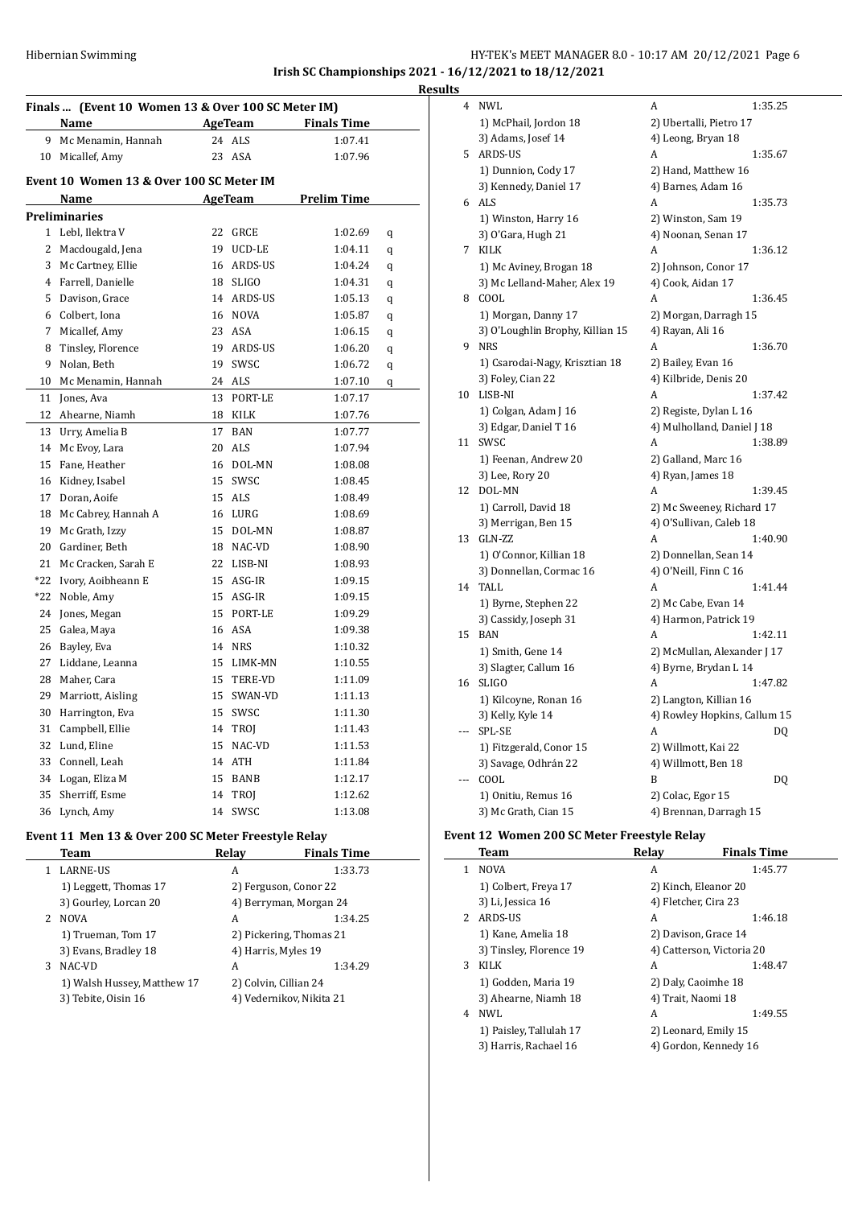Irish SC Championships 2021 - 16/12/2021 to 18/12/2021

**Results**

## Finals ... (Event 10 Women 13 & Over 100 SC Meter IM)

| | Name | Age | Team | Finals Time |
|---|---|---|---|---|
| 9 | Mc Menamin, Hannah | 24 | ALS | 1:07.41 |
| 10 | Micallef, Amy | 23 | ASA | 1:07.96 |

## Event 10 Women 13 & Over 100 SC Meter IM

| | Name | Age | Team | Prelim Time | |
|---|---|---|---|---|---|
| **Preliminaries** | | | | | |
| 1 | Lebl, Ilektra V | 22 | GRCE | 1:02.69 | q |
| 2 | Macdougald, Jena | 19 | UCD-LE | 1:04.11 | q |
| 3 | Mc Cartney, Ellie | 16 | ARDS-US | 1:04.24 | q |
| 4 | Farrell, Danielle | 18 | SLIGO | 1:04.31 | q |
| 5 | Davison, Grace | 14 | ARDS-US | 1:05.13 | q |
| 6 | Colbert, Iona | 16 | NOVA | 1:05.87 | q |
| 7 | Micallef, Amy | 23 | ASA | 1:06.15 | q |
| 8 | Tinsley, Florence | 19 | ARDS-US | 1:06.20 | q |
| 9 | Nolan, Beth | 19 | SWSC | 1:06.72 | q |
| 10 | Mc Menamin, Hannah | 24 | ALS | 1:07.10 | q |
| 11 | Jones, Ava | 13 | PORT-LE | 1:07.17 | |
| 12 | Ahearne, Niamh | 18 | KILK | 1:07.76 | |
| 13 | Urry, Amelia B | 17 | BAN | 1:07.77 | |
| 14 | Mc Evoy, Lara | 20 | ALS | 1:07.94 | |
| 15 | Fane, Heather | 16 | DOL-MN | 1:08.08 | |
| 16 | Kidney, Isabel | 15 | SWSC | 1:08.45 | |
| 17 | Doran, Aoife | 15 | ALS | 1:08.49 | |
| 18 | Mc Cabrey, Hannah A | 16 | LURG | 1:08.69 | |
| 19 | Mc Grath, Izzy | 15 | DOL-MN | 1:08.87 | |
| 20 | Gardiner, Beth | 18 | NAC-VD | 1:08.90 | |
| 21 | Mc Cracken, Sarah E | 22 | LISB-NI | 1:08.93 | |
| *22 | Ivory, Aoibheann E | 15 | ASG-IR | 1:09.15 | |
| *22 | Noble, Amy | 15 | ASG-IR | 1:09.15 | |
| 24 | Jones, Megan | 15 | PORT-LE | 1:09.29 | |
| 25 | Galea, Maya | 16 | ASA | 1:09.38 | |
| 26 | Bayley, Eva | 14 | NRS | 1:10.32 | |
| 27 | Liddane, Leanna | 15 | LIMK-MN | 1:10.55 | |
| 28 | Maher, Cara | 15 | TERE-VD | 1:11.09 | |
| 29 | Marriott, Aisling | 15 | SWAN-VD | 1:11.13 | |
| 30 | Harrington, Eva | 15 | SWSC | 1:11.30 | |
| 31 | Campbell, Ellie | 14 | TROJ | 1:11.43 | |
| 32 | Lund, Eline | 15 | NAC-VD | 1:11.53 | |
| 33 | Connell, Leah | 14 | ATH | 1:11.84 | |
| 34 | Logan, Eliza M | 15 | BANB | 1:12.17 | |
| 35 | Sherriff, Esme | 14 | TROJ | 1:12.62 | |
| 36 | Lynch, Amy | 14 | SWSC | 1:13.08 | |

## Event 11 Men 13 & Over 200 SC Meter Freestyle Relay

| | Team | Relay | Finals Time |
|---|---|---|---|
| 1 | LARNE-US | A | 1:33.73 |
| | 1) Leggett, Thomas 17 | 2) Ferguson, Conor 22 | |
| | 3) Gourley, Lorcan 20 | 4) Berryman, Morgan 24 | |
| 2 | NOVA | A | 1:34.25 |
| | 1) Trueman, Tom 17 | 2) Pickering, Thomas 21 | |
| | 3) Evans, Bradley 18 | 4) Harris, Myles 19 | |
| 3 | NAC-VD | A | 1:34.29 |
| | 1) Walsh Hussey, Matthew 17 | 2) Colvin, Cillian 24 | |
| | 3) Tebite, Oisin 16 | 4) Vedernikov, Nikita 21 | |
| 4 | NWL | A | 1:35.25 |
| | 1) McPhail, Jordon 18 | 2) Ubertalli, Pietro 17 | |
| | 3) Adams, Josef 14 | 4) Leong, Bryan 18 | |
| 5 | ARDS-US | A | 1:35.67 |
| | 1) Dunnion, Cody 17 | 2) Hand, Matthew 16 | |
| | 3) Kennedy, Daniel 17 | 4) Barnes, Adam 16 | |
| 6 | ALS | A | 1:35.73 |
| | 1) Winston, Harry 16 | 2) Winston, Sam 19 | |
| | 3) O'Gara, Hugh 21 | 4) Noonan, Senan 17 | |
| 7 | KILK | A | 1:36.12 |
| | 1) Mc Aviney, Brogan 18 | 2) Johnson, Conor 17 | |
| | 3) Mc Lelland-Maher, Alex 19 | 4) Cook, Aidan 17 | |
| 8 | COOL | A | 1:36.45 |
| | 1) Morgan, Danny 17 | 2) Morgan, Darragh 15 | |
| | 3) O'Loughlin Brophy, Killian 15 | 4) Rayan, Ali 16 | |
| 9 | NRS | A | 1:36.70 |
| | 1) Csarodai-Nagy, Krisztian 18 | 2) Bailey, Evan 16 | |
| | 3) Foley, Cian 22 | 4) Kilbride, Denis 20 | |
| 10 | LISB-NI | A | 1:37.42 |
| | 1) Colgan, Adam J 16 | 2) Registe, Dylan L 16 | |
| | 3) Edgar, Daniel T 16 | 4) Mulholland, Daniel J 18 | |
| 11 | SWSC | A | 1:38.89 |
| | 1) Feenan, Andrew 20 | 2) Galland, Marc 16 | |
| | 3) Lee, Rory 20 | 4) Ryan, James 18 | |
| 12 | DOL-MN | A | 1:39.45 |
| | 1) Carroll, David 18 | 2) Mc Sweeney, Richard 17 | |
| | 3) Merrigan, Ben 15 | 4) O'Sullivan, Caleb 18 | |
| 13 | GLN-ZZ | A | 1:40.90 |
| | 1) O'Connor, Killian 18 | 2) Donnellan, Sean 14 | |
| | 3) Donnellan, Cormac 16 | 4) O'Neill, Finn C 16 | |
| 14 | TALL | A | 1:41.44 |
| | 1) Byrne, Stephen 22 | 2) Mc Cabe, Evan 14 | |
| | 3) Cassidy, Joseph 31 | 4) Harmon, Patrick 19 | |
| 15 | BAN | A | 1:42.11 |
| | 1) Smith, Gene 14 | 2) McMullan, Alexander J 17 | |
| | 3) Slagter, Callum 16 | 4) Byrne, Brydan L 14 | |
| 16 | SLIGO | A | 1:47.82 |
| | 1) Kilcoyne, Ronan 16 | 2) Langton, Killian 16 | |
| | 3) Kelly, Kyle 14 | 4) Rowley Hopkins, Callum 15 | |
| --- | SPL-SE | A | DQ |
| | 1) Fitzgerald, Conor 15 | 2) Willmott, Kai 22 | |
| | 3) Savage, Odhrán 22 | 4) Willmott, Ben 18 | |
| --- | COOL | B | DQ |
| | 1) Onitiu, Remus 16 | 2) Colac, Egor 15 | |
| | 3) Mc Grath, Cian 15 | 4) Brennan, Darragh 15 | |

## Event 12 Women 200 SC Meter Freestyle Relay

| | Team | Relay | Finals Time |
|---|---|---|---|
| 1 | NOVA | A | 1:45.77 |
| | 1) Colbert, Freya 17 | 2) Kinch, Eleanor 20 | |
| | 3) Li, Jessica 16 | 4) Fletcher, Cira 23 | |
| 2 | ARDS-US | A | 1:46.18 |
| | 1) Kane, Amelia 18 | 2) Davison, Grace 14 | |
| | 3) Tinsley, Florence 19 | 4) Catterson, Victoria 20 | |
| 3 | KILK | A | 1:48.47 |
| | 1) Godden, Maria 19 | 2) Daly, Caoimhe 18 | |
| | 3) Ahearne, Niamh 18 | 4) Trait, Naomi 18 | |
| 4 | NWL | A | 1:49.55 |
| | 1) Paisley, Tallulah 17 | 2) Leonard, Emily 15 | |
| | 3) Harris, Rachael 16 | 4) Gordon, Kennedy 16 | |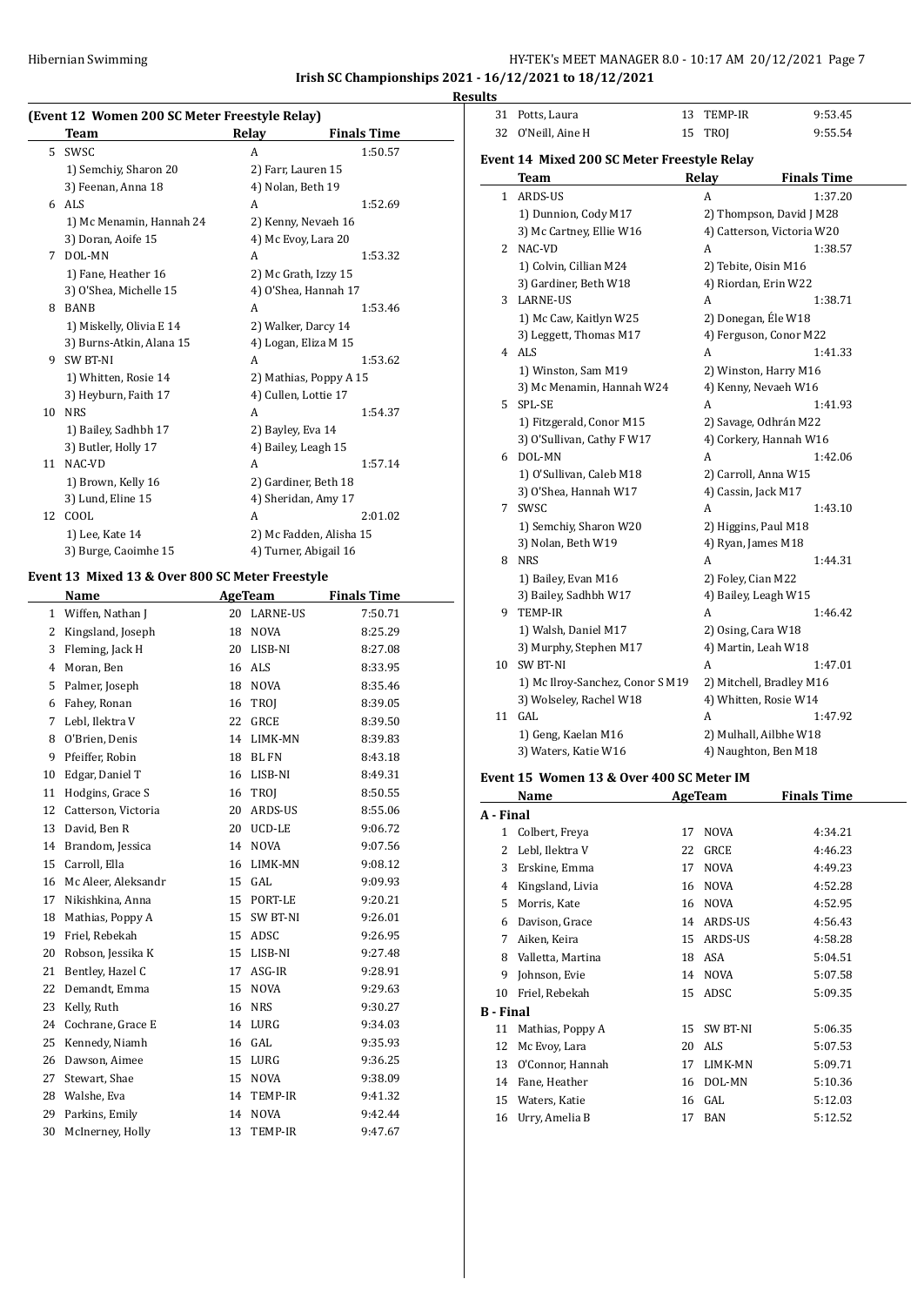Irish SC Championships 2021 - 16/12/2021 to 18/12/2021

**Results**

### (Event 12 Women 200 SC Meter Freestyle Relay)

| | Team | Relay | Finals Time |
|---|---|---|---|
| 5 | SWSC | A | 1:50.57 |
| | 1) Semchiy, Sharon 20 | 2) Farr, Lauren 15 | |
| | 3) Feenan, Anna 18 | 4) Nolan, Beth 19 | |
| 6 | ALS | A | 1:52.69 |
| | 1) Mc Menamin, Hannah 24 | 2) Kenny, Nevaeh 16 | |
| | 3) Doran, Aoife 15 | 4) Mc Evoy, Lara 20 | |
| 7 | DOL-MN | A | 1:53.32 |
| | 1) Fane, Heather 16 | 2) Mc Grath, Izzy 15 | |
| | 3) O'Shea, Michelle 15 | 4) O'Shea, Hannah 17 | |
| 8 | BANB | A | 1:53.46 |
| | 1) Miskelly, Olivia E 14 | 2) Walker, Darcy 14 | |
| | 3) Burns-Atkin, Alana 15 | 4) Logan, Eliza M 15 | |
| 9 | SW BT-NI | A | 1:53.62 |
| | 1) Whitten, Rosie 14 | 2) Mathias, Poppy A 15 | |
| | 3) Heyburn, Faith 17 | 4) Cullen, Lottie 17 | |
| 10 | NRS | A | 1:54.37 |
| | 1) Bailey, Sadhbh 17 | 2) Bayley, Eva 14 | |
| | 3) Butler, Holly 17 | 4) Bailey, Leagh 15 | |
| 11 | NAC-VD | A | 1:57.14 |
| | 1) Brown, Kelly 16 | 2) Gardiner, Beth 18 | |
| | 3) Lund, Eline 15 | 4) Sheridan, Amy 17 | |
| 12 | COOL | A | 2:01.02 |
| | 1) Lee, Kate 14 | 2) Mc Fadden, Alisha 15 | |
| | 3) Burge, Caoimhe 15 | 4) Turner, Abigail 16 | |

### Event 13 Mixed 13 & Over 800 SC Meter Freestyle

| | Name | Age | Team | Finals Time |
|---|---|---|---|---|
| 1 | Wiffen, Nathan J | 20 | LARNE-US | 7:50.71 |
| 2 | Kingsland, Joseph | 18 | NOVA | 8:25.29 |
| 3 | Fleming, Jack H | 20 | LISB-NI | 8:27.08 |
| 4 | Moran, Ben | 16 | ALS | 8:33.95 |
| 5 | Palmer, Joseph | 18 | NOVA | 8:35.46 |
| 6 | Fahey, Ronan | 16 | TROJ | 8:39.05 |
| 7 | Lebl, Ilektra V | 22 | GRCE | 8:39.50 |
| 8 | O'Brien, Denis | 14 | LIMK-MN | 8:39.83 |
| 9 | Pfeiffer, Robin | 18 | BL FN | 8:43.18 |
| 10 | Edgar, Daniel T | 16 | LISB-NI | 8:49.31 |
| 11 | Hodgins, Grace S | 16 | TROJ | 8:50.55 |
| 12 | Catterson, Victoria | 20 | ARDS-US | 8:55.06 |
| 13 | David, Ben R | 20 | UCD-LE | 9:06.72 |
| 14 | Brandom, Jessica | 14 | NOVA | 9:07.56 |
| 15 | Carroll, Ella | 16 | LIMK-MN | 9:08.12 |
| 16 | Mc Aleer, Aleksandr | 15 | GAL | 9:09.93 |
| 17 | Nikishkina, Anna | 15 | PORT-LE | 9:20.21 |
| 18 | Mathias, Poppy A | 15 | SW BT-NI | 9:26.01 |
| 19 | Friel, Rebekah | 15 | ADSC | 9:26.95 |
| 20 | Robson, Jessika K | 15 | LISB-NI | 9:27.48 |
| 21 | Bentley, Hazel C | 17 | ASG-IR | 9:28.91 |
| 22 | Demandt, Emma | 15 | NOVA | 9:29.63 |
| 23 | Kelly, Ruth | 16 | NRS | 9:30.27 |
| 24 | Cochrane, Grace E | 14 | LURG | 9:34.03 |
| 25 | Kennedy, Niamh | 16 | GAL | 9:35.93 |
| 26 | Dawson, Aimee | 15 | LURG | 9:36.25 |
| 27 | Stewart, Shae | 15 | NOVA | 9:38.09 |
| 28 | Walshe, Eva | 14 | TEMP-IR | 9:41.32 |
| 29 | Parkins, Emily | 14 | NOVA | 9:42.44 |
| 30 | McInerney, Holly | 13 | TEMP-IR | 9:47.67 |
| 31 | Potts, Laura | 13 | TEMP-IR | 9:53.45 |
| 32 | O'Neill, Aine H | 15 | TROJ | 9:55.54 |

### Event 14 Mixed 200 SC Meter Freestyle Relay

| | Team | Relay | Finals Time |
|---|---|---|---|
| 1 | ARDS-US | A | 1:37.20 |
| | 1) Dunnion, Cody M17 | 2) Thompson, David J M28 | |
| | 3) Mc Cartney, Ellie W16 | 4) Catterson, Victoria W20 | |
| 2 | NAC-VD | A | 1:38.57 |
| | 1) Colvin, Cillian M24 | 2) Tebite, Oisin M16 | |
| | 3) Gardiner, Beth W18 | 4) Riordan, Erin W22 | |
| 3 | LARNE-US | A | 1:38.71 |
| | 1) Mc Caw, Kaitlyn W25 | 2) Donegan, Éle W18 | |
| | 3) Leggett, Thomas M17 | 4) Ferguson, Conor M22 | |
| 4 | ALS | A | 1:41.33 |
| | 1) Winston, Sam M19 | 2) Winston, Harry M16 | |
| | 3) Mc Menamin, Hannah W24 | 4) Kenny, Nevaeh W16 | |
| 5 | SPL-SE | A | 1:41.93 |
| | 1) Fitzgerald, Conor M15 | 2) Savage, Odhrán M22 | |
| | 3) O'Sullivan, Cathy F W17 | 4) Corkery, Hannah W16 | |
| 6 | DOL-MN | A | 1:42.06 |
| | 1) O'Sullivan, Caleb M18 | 2) Carroll, Anna W15 | |
| | 3) O'Shea, Hannah W17 | 4) Cassin, Jack M17 | |
| 7 | SWSC | A | 1:43.10 |
| | 1) Semchiy, Sharon W20 | 2) Higgins, Paul M18 | |
| | 3) Nolan, Beth W19 | 4) Ryan, James M18 | |
| 8 | NRS | A | 1:44.31 |
| | 1) Bailey, Evan M16 | 2) Foley, Cian M22 | |
| | 3) Bailey, Sadhbh W17 | 4) Bailey, Leagh W15 | |
| 9 | TEMP-IR | A | 1:46.42 |
| | 1) Walsh, Daniel M17 | 2) Osing, Cara W18 | |
| | 3) Murphy, Stephen M17 | 4) Martin, Leah W18 | |
| 10 | SW BT-NI | A | 1:47.01 |
| | 1) Mc Ilroy-Sanchez, Conor S M19 | 2) Mitchell, Bradley M16 | |
| | 3) Wolseley, Rachel W18 | 4) Whitten, Rosie W14 | |
| 11 | GAL | A | 1:47.92 |
| | 1) Geng, Kaelan M16 | 2) Mulhall, Ailbhe W18 | |
| | 3) Waters, Katie W16 | 4) Naughton, Ben M18 | |

### Event 15 Women 13 & Over 400 SC Meter IM

| | Name | Age | Team | Finals Time |
|---|---|---|---|---|
| **A - Final** | | | | |
| 1 | Colbert, Freya | 17 | NOVA | 4:34.21 |
| 2 | Lebl, Ilektra V | 22 | GRCE | 4:46.23 |
| 3 | Erskine, Emma | 17 | NOVA | 4:49.23 |
| 4 | Kingsland, Livia | 16 | NOVA | 4:52.28 |
| 5 | Morris, Kate | 16 | NOVA | 4:52.95 |
| 6 | Davison, Grace | 14 | ARDS-US | 4:56.43 |
| 7 | Aiken, Keira | 15 | ARDS-US | 4:58.28 |
| 8 | Valletta, Martina | 18 | ASA | 5:04.51 |
| 9 | Johnson, Evie | 14 | NOVA | 5:07.58 |
| 10 | Friel, Rebekah | 15 | ADSC | 5:09.35 |
| **B - Final** | | | | |
| 11 | Mathias, Poppy A | 15 | SW BT-NI | 5:06.35 |
| 12 | Mc Evoy, Lara | 20 | ALS | 5:07.53 |
| 13 | O'Connor, Hannah | 17 | LIMK-MN | 5:09.71 |
| 14 | Fane, Heather | 16 | DOL-MN | 5:10.36 |
| 15 | Waters, Katie | 16 | GAL | 5:12.03 |
| 16 | Urry, Amelia B | 17 | BAN | 5:12.52 |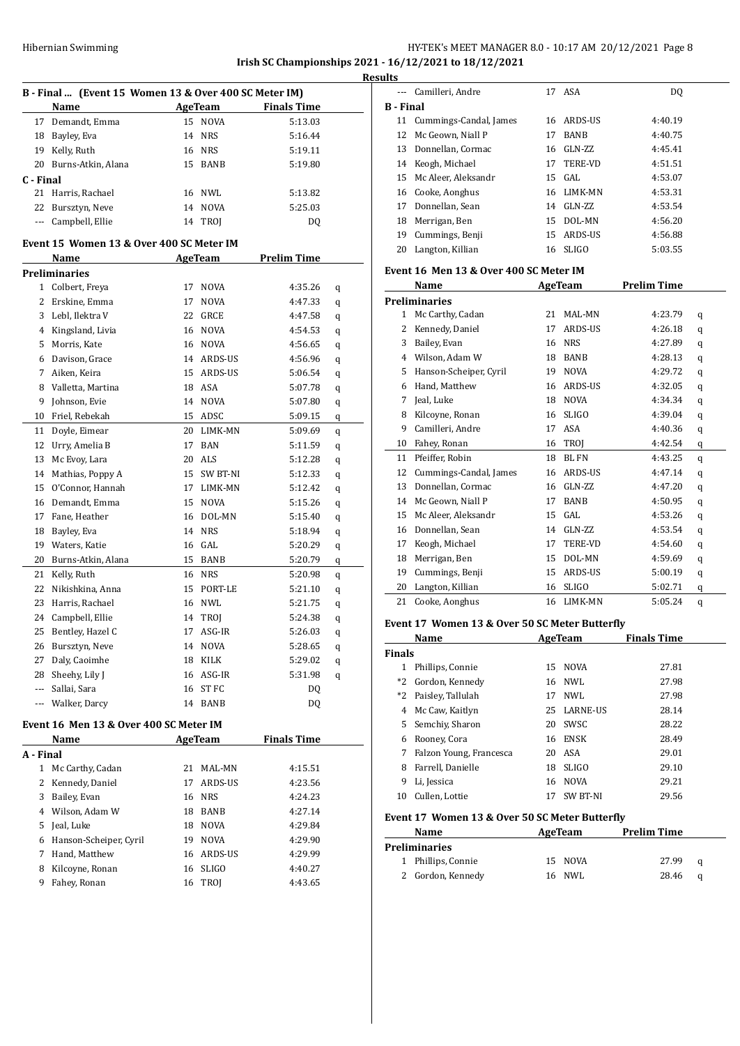**Irish SC Championships 2021 - 16/12/2021 to 18/12/2021**

**Results**

### B - Final ... (Event 15 Women 13 & Over 400 SC Meter IM)

| | Name | Age | Team | Finals Time |
|---|---|---|---|---|
| 17 | Demandt, Emma | 15 | NOVA | 5:13.03 |
| 18 | Bayley, Eva | 14 | NRS | 5:16.44 |
| 19 | Kelly, Ruth | 16 | NRS | 5:19.11 |
| 20 | Burns-Atkin, Alana | 15 | BANB | 5:19.80 |
| **C - Final** | | | | |
| 21 | Harris, Rachael | 16 | NWL | 5:13.82 |
| 22 | Bursztyn, Neve | 14 | NOVA | 5:25.03 |
| --- | Campbell, Ellie | 14 | TROJ | DQ |

### Event 15 Women 13 & Over 400 SC Meter IM

| | Name | Age | Team | Prelim Time | |
|---|---|---|---|---|---|
| **Preliminaries** | | | | | |
| 1 | Colbert, Freya | 17 | NOVA | 4:35.26 | q |
| 2 | Erskine, Emma | 17 | NOVA | 4:47.33 | q |
| 3 | Lebl, Ilektra V | 22 | GRCE | 4:47.58 | q |
| 4 | Kingsland, Livia | 16 | NOVA | 4:54.53 | q |
| 5 | Morris, Kate | 16 | NOVA | 4:56.65 | q |
| 6 | Davison, Grace | 14 | ARDS-US | 4:56.96 | q |
| 7 | Aiken, Keira | 15 | ARDS-US | 5:06.54 | q |
| 8 | Valletta, Martina | 18 | ASA | 5:07.78 | q |
| 9 | Johnson, Evie | 14 | NOVA | 5:07.80 | q |
| 10 | Friel, Rebekah | 15 | ADSC | 5:09.15 | q |
| 11 | Doyle, Eimear | 20 | LIMK-MN | 5:09.69 | q |
| 12 | Urry, Amelia B | 17 | BAN | 5:11.59 | q |
| 13 | Mc Evoy, Lara | 20 | ALS | 5:12.28 | q |
| 14 | Mathias, Poppy A | 15 | SW BT-NI | 5:12.33 | q |
| 15 | O'Connor, Hannah | 17 | LIMK-MN | 5:12.42 | q |
| 16 | Demandt, Emma | 15 | NOVA | 5:15.26 | q |
| 17 | Fane, Heather | 16 | DOL-MN | 5:15.40 | q |
| 18 | Bayley, Eva | 14 | NRS | 5:18.94 | q |
| 19 | Waters, Katie | 16 | GAL | 5:20.29 | q |
| 20 | Burns-Atkin, Alana | 15 | BANB | 5:20.79 | q |
| 21 | Kelly, Ruth | 16 | NRS | 5:20.98 | q |
| 22 | Nikishkina, Anna | 15 | PORT-LE | 5:21.10 | q |
| 23 | Harris, Rachael | 16 | NWL | 5:21.75 | q |
| 24 | Campbell, Ellie | 14 | TROJ | 5:24.38 | q |
| 25 | Bentley, Hazel C | 17 | ASG-IR | 5:26.03 | q |
| 26 | Bursztyn, Neve | 14 | NOVA | 5:28.65 | q |
| 27 | Daly, Caoimhe | 18 | KILK | 5:29.02 | q |
| 28 | Sheehy, Lily J | 16 | ASG-IR | 5:31.98 | q |
| --- | Sallai, Sara | 16 | ST FC | DQ | |
| --- | Walker, Darcy | 14 | BANB | DQ | |

### Event 16 Men 13 & Over 400 SC Meter IM

| | Name | Age | Team | Finals Time |
|---|---|---|---|---|
| **A - Final** | | | | |
| 1 | Mc Carthy, Cadan | 21 | MAL-MN | 4:15.51 |
| 2 | Kennedy, Daniel | 17 | ARDS-US | 4:23.56 |
| 3 | Bailey, Evan | 16 | NRS | 4:24.23 |
| 4 | Wilson, Adam W | 18 | BANB | 4:27.14 |
| 5 | Jeal, Luke | 18 | NOVA | 4:29.84 |
| 6 | Hanson-Scheiper, Cyril | 19 | NOVA | 4:29.90 |
| 7 | Hand, Matthew | 16 | ARDS-US | 4:29.99 |
| 8 | Kilcoyne, Ronan | 16 | SLIGO | 4:40.27 |
| 9 | Fahey, Ronan | 16 | TROJ | 4:43.65 |
| --- | Camilleri, Andre | 17 | ASA | DQ |
| **B - Final** | | | | |
| 11 | Cummings-Candal, James | 16 | ARDS-US | 4:40.19 |
| 12 | Mc Geown, Niall P | 17 | BANB | 4:40.75 |
| 13 | Donnellan, Cormac | 16 | GLN-ZZ | 4:45.41 |
| 14 | Keogh, Michael | 17 | TERE-VD | 4:51.51 |
| 15 | Mc Aleer, Aleksandr | 15 | GAL | 4:53.07 |
| 16 | Cooke, Aonghus | 16 | LIMK-MN | 4:53.31 |
| 17 | Donnellan, Sean | 14 | GLN-ZZ | 4:53.54 |
| 18 | Merrigan, Ben | 15 | DOL-MN | 4:56.20 |
| 19 | Cummings, Benji | 15 | ARDS-US | 4:56.88 |
| 20 | Langton, Killian | 16 | SLIGO | 5:03.55 |

### Event 16 Men 13 & Over 400 SC Meter IM

| | Name | Age | Team | Prelim Time | |
|---|---|---|---|---|---|
| **Preliminaries** | | | | | |
| 1 | Mc Carthy, Cadan | 21 | MAL-MN | 4:23.79 | q |
| 2 | Kennedy, Daniel | 17 | ARDS-US | 4:26.18 | q |
| 3 | Bailey, Evan | 16 | NRS | 4:27.89 | q |
| 4 | Wilson, Adam W | 18 | BANB | 4:28.13 | q |
| 5 | Hanson-Scheiper, Cyril | 19 | NOVA | 4:29.72 | q |
| 6 | Hand, Matthew | 16 | ARDS-US | 4:32.05 | q |
| 7 | Jeal, Luke | 18 | NOVA | 4:34.34 | q |
| 8 | Kilcoyne, Ronan | 16 | SLIGO | 4:39.04 | q |
| 9 | Camilleri, Andre | 17 | ASA | 4:40.36 | q |
| 10 | Fahey, Ronan | 16 | TROJ | 4:42.54 | q |
| 11 | Pfeiffer, Robin | 18 | BL FN | 4:43.25 | q |
| 12 | Cummings-Candal, James | 16 | ARDS-US | 4:47.14 | q |
| 13 | Donnellan, Cormac | 16 | GLN-ZZ | 4:47.20 | q |
| 14 | Mc Geown, Niall P | 17 | BANB | 4:50.95 | q |
| 15 | Mc Aleer, Aleksandr | 15 | GAL | 4:53.26 | q |
| 16 | Donnellan, Sean | 14 | GLN-ZZ | 4:53.54 | q |
| 17 | Keogh, Michael | 17 | TERE-VD | 4:54.60 | q |
| 18 | Merrigan, Ben | 15 | DOL-MN | 4:59.69 | q |
| 19 | Cummings, Benji | 15 | ARDS-US | 5:00.19 | q |
| 20 | Langton, Killian | 16 | SLIGO | 5:02.71 | q |
| 21 | Cooke, Aonghus | 16 | LIMK-MN | 5:05.24 | q |

### Event 17 Women 13 & Over 50 SC Meter Butterfly

| | Name | Age | Team | Finals Time |
|---|---|---|---|---|
| **Finals** | | | | |
| 1 | Phillips, Connie | 15 | NOVA | 27.81 |
| *2 | Gordon, Kennedy | 16 | NWL | 27.98 |
| *2 | Paisley, Tallulah | 17 | NWL | 27.98 |
| 4 | Mc Caw, Kaitlyn | 25 | LARNE-US | 28.14 |
| 5 | Semchiy, Sharon | 20 | SWSC | 28.22 |
| 6 | Rooney, Cora | 16 | ENSK | 28.49 |
| 7 | Falzon Young, Francesca | 20 | ASA | 29.01 |
| 8 | Farrell, Danielle | 18 | SLIGO | 29.10 |
| 9 | Li, Jessica | 16 | NOVA | 29.21 |
| 10 | Cullen, Lottie | 17 | SW BT-NI | 29.56 |

### Event 17 Women 13 & Over 50 SC Meter Butterfly

| | Name | Age | Team | Prelim Time | |
|---|---|---|---|---|---|
| **Preliminaries** | | | | | |
| 1 | Phillips, Connie | 15 | NOVA | 27.99 | q |
| 2 | Gordon, Kennedy | 16 | NWL | 28.46 | q |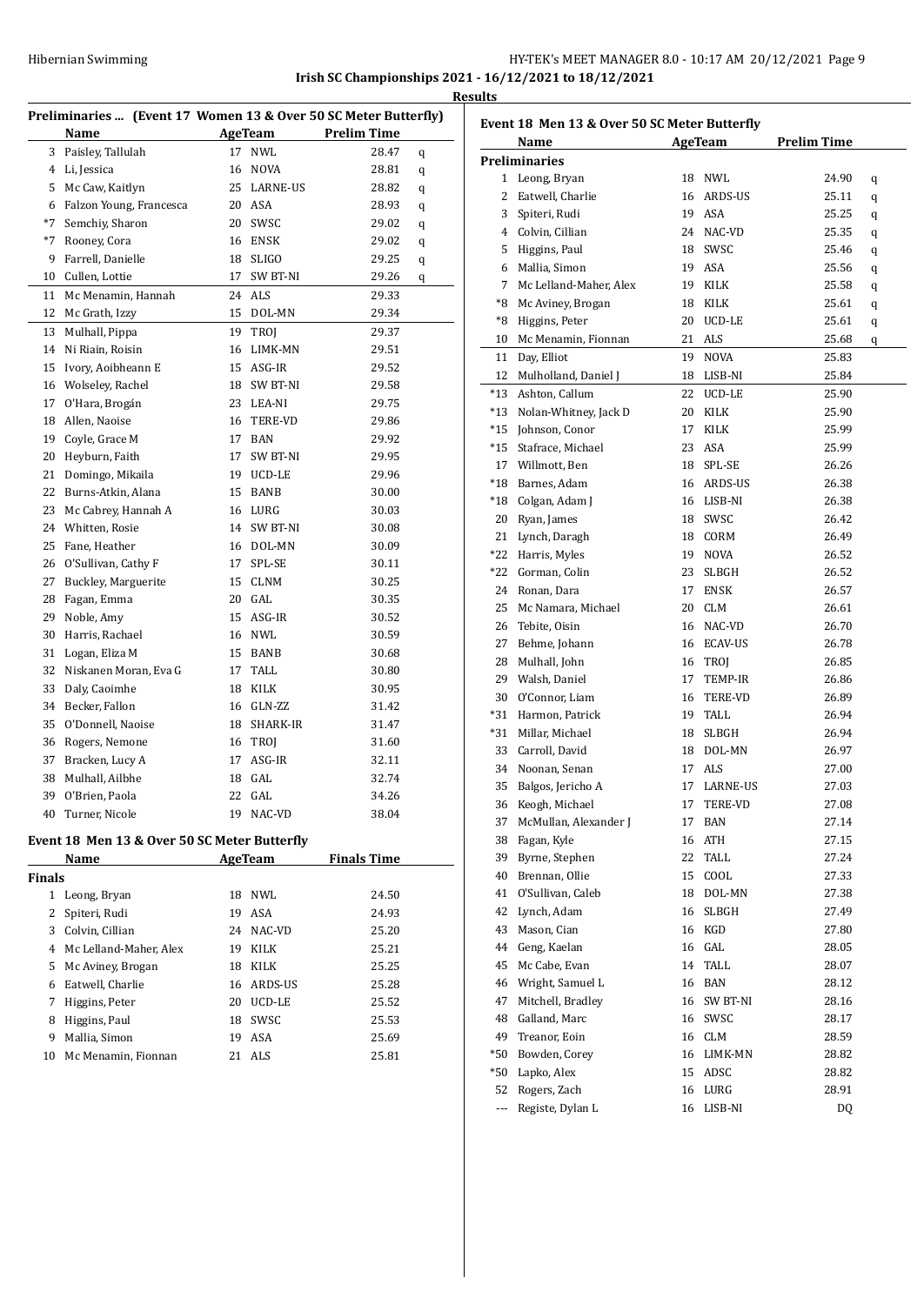**Irish SC Championships 2021 - 16/12/2021 to 18/12/2021**

**Results**

## Preliminaries ... (Event 17 Women 13 & Over 50 SC Meter Butterfly)

| | Name | Age | Team | Prelim Time | |
|---|---|---|---|---|---|
| 3 | Paisley, Tallulah | 17 | NWL | 28.47 | q |
| 4 | Li, Jessica | 16 | NOVA | 28.81 | q |
| 5 | Mc Caw, Kaitlyn | 25 | LARNE-US | 28.82 | q |
| 6 | Falzon Young, Francesca | 20 | ASA | 28.93 | q |
| *7 | Semchiy, Sharon | 20 | SWSC | 29.02 | q |
| *7 | Rooney, Cora | 16 | ENSK | 29.02 | q |
| 9 | Farrell, Danielle | 18 | SLIGO | 29.25 | q |
| 10 | Cullen, Lottie | 17 | SW BT-NI | 29.26 | q |
| 11 | Mc Menamin, Hannah | 24 | ALS | 29.33 | |
| 12 | Mc Grath, Izzy | 15 | DOL-MN | 29.34 | |
| 13 | Mulhall, Pippa | 19 | TROJ | 29.37 | |
| 14 | Ni Riain, Roisin | 16 | LIMK-MN | 29.51 | |
| 15 | Ivory, Aoibheann E | 15 | ASG-IR | 29.52 | |
| 16 | Wolseley, Rachel | 18 | SW BT-NI | 29.58 | |
| 17 | O'Hara, Brogán | 23 | LEA-NI | 29.75 | |
| 18 | Allen, Naoise | 16 | TERE-VD | 29.86 | |
| 19 | Coyle, Grace M | 17 | BAN | 29.92 | |
| 20 | Heyburn, Faith | 17 | SW BT-NI | 29.95 | |
| 21 | Domingo, Mikaila | 19 | UCD-LE | 29.96 | |
| 22 | Burns-Atkin, Alana | 15 | BANB | 30.00 | |
| 23 | Mc Cabrey, Hannah A | 16 | LURG | 30.03 | |
| 24 | Whitten, Rosie | 14 | SW BT-NI | 30.08 | |
| 25 | Fane, Heather | 16 | DOL-MN | 30.09 | |
| 26 | O'Sullivan, Cathy F | 17 | SPL-SE | 30.11 | |
| 27 | Buckley, Marguerite | 15 | CLNM | 30.25 | |
| 28 | Fagan, Emma | 20 | GAL | 30.35 | |
| 29 | Noble, Amy | 15 | ASG-IR | 30.52 | |
| 30 | Harris, Rachael | 16 | NWL | 30.59 | |
| 31 | Logan, Eliza M | 15 | BANB | 30.68 | |
| 32 | Niskanen Moran, Eva G | 17 | TALL | 30.80 | |
| 33 | Daly, Caoimhe | 18 | KILK | 30.95 | |
| 34 | Becker, Fallon | 16 | GLN-ZZ | 31.42 | |
| 35 | O'Donnell, Naoise | 18 | SHARK-IR | 31.47 | |
| 36 | Rogers, Nemone | 16 | TROJ | 31.60 | |
| 37 | Bracken, Lucy A | 17 | ASG-IR | 32.11 | |
| 38 | Mulhall, Ailbhe | 18 | GAL | 32.74 | |
| 39 | O'Brien, Paola | 22 | GAL | 34.26 | |
| 40 | Turner, Nicole | 19 | NAC-VD | 38.04 | |

## Event 18 Men 13 & Over 50 SC Meter Butterfly

**Finals**

| | Name | Age | Team | Finals Time |
|---|---|---|---|---|
| 1 | Leong, Bryan | 18 | NWL | 24.50 |
| 2 | Spiteri, Rudi | 19 | ASA | 24.93 |
| 3 | Colvin, Cillian | 24 | NAC-VD | 25.20 |
| 4 | Mc Lelland-Maher, Alex | 19 | KILK | 25.21 |
| 5 | Mc Aviney, Brogan | 18 | KILK | 25.25 |
| 6 | Eatwell, Charlie | 16 | ARDS-US | 25.28 |
| 7 | Higgins, Peter | 20 | UCD-LE | 25.52 |
| 8 | Higgins, Paul | 18 | SWSC | 25.53 |
| 9 | Mallia, Simon | 19 | ASA | 25.69 |
| 10 | Mc Menamin, Fionnan | 21 | ALS | 25.81 |

## Event 18 Men 13 & Over 50 SC Meter Butterfly

**Preliminaries**

| | Name | Age | Team | Prelim Time | |
|---|---|---|---|---|---|
| 1 | Leong, Bryan | 18 | NWL | 24.90 | q |
| 2 | Eatwell, Charlie | 16 | ARDS-US | 25.11 | q |
| 3 | Spiteri, Rudi | 19 | ASA | 25.25 | q |
| 4 | Colvin, Cillian | 24 | NAC-VD | 25.35 | q |
| 5 | Higgins, Paul | 18 | SWSC | 25.46 | q |
| 6 | Mallia, Simon | 19 | ASA | 25.56 | q |
| 7 | Mc Lelland-Maher, Alex | 19 | KILK | 25.58 | q |
| *8 | Mc Aviney, Brogan | 18 | KILK | 25.61 | q |
| *8 | Higgins, Peter | 20 | UCD-LE | 25.61 | q |
| 10 | Mc Menamin, Fionnan | 21 | ALS | 25.68 | q |
| 11 | Day, Elliot | 19 | NOVA | 25.83 | |
| 12 | Mulholland, Daniel J | 18 | LISB-NI | 25.84 | |
| *13 | Ashton, Callum | 22 | UCD-LE | 25.90 | |
| *13 | Nolan-Whitney, Jack D | 20 | KILK | 25.90 | |
| *15 | Johnson, Conor | 17 | KILK | 25.99 | |
| *15 | Stafrace, Michael | 23 | ASA | 25.99 | |
| 17 | Willmott, Ben | 18 | SPL-SE | 26.26 | |
| *18 | Barnes, Adam | 16 | ARDS-US | 26.38 | |
| *18 | Colgan, Adam J | 16 | LISB-NI | 26.38 | |
| 20 | Ryan, James | 18 | SWSC | 26.42 | |
| 21 | Lynch, Daragh | 18 | CORM | 26.49 | |
| *22 | Harris, Myles | 19 | NOVA | 26.52 | |
| *22 | Gorman, Colin | 23 | SLBGH | 26.52 | |
| 24 | Ronan, Dara | 17 | ENSK | 26.57 | |
| 25 | Mc Namara, Michael | 20 | CLM | 26.61 | |
| 26 | Tebite, Oisin | 16 | NAC-VD | 26.70 | |
| 27 | Behme, Johann | 16 | ECAV-US | 26.78 | |
| 28 | Mulhall, John | 16 | TROJ | 26.85 | |
| 29 | Walsh, Daniel | 17 | TEMP-IR | 26.86 | |
| 30 | O'Connor, Liam | 16 | TERE-VD | 26.89 | |
| *31 | Harmon, Patrick | 19 | TALL | 26.94 | |
| *31 | Millar, Michael | 18 | SLBGH | 26.94 | |
| 33 | Carroll, David | 18 | DOL-MN | 26.97 | |
| 34 | Noonan, Senan | 17 | ALS | 27.00 | |
| 35 | Balgos, Jericho A | 17 | LARNE-US | 27.03 | |
| 36 | Keogh, Michael | 17 | TERE-VD | 27.08 | |
| 37 | McMullan, Alexander J | 17 | BAN | 27.14 | |
| 38 | Fagan, Kyle | 16 | ATH | 27.15 | |
| 39 | Byrne, Stephen | 22 | TALL | 27.24 | |
| 40 | Brennan, Ollie | 15 | COOL | 27.33 | |
| 41 | O'Sullivan, Caleb | 18 | DOL-MN | 27.38 | |
| 42 | Lynch, Adam | 16 | SLBGH | 27.49 | |
| 43 | Mason, Cian | 16 | KGD | 27.80 | |
| 44 | Geng, Kaelan | 16 | GAL | 28.05 | |
| 45 | Mc Cabe, Evan | 14 | TALL | 28.07 | |
| 46 | Wright, Samuel L | 16 | BAN | 28.12 | |
| 47 | Mitchell, Bradley | 16 | SW BT-NI | 28.16 | |
| 48 | Galland, Marc | 16 | SWSC | 28.17 | |
| 49 | Treanor, Eoin | 16 | CLM | 28.59 | |
| *50 | Bowden, Corey | 16 | LIMK-MN | 28.82 | |
| *50 | Lapko, Alex | 15 | ADSC | 28.82 | |
| 52 | Rogers, Zach | 16 | LURG | 28.91 | |
| --- | Registe, Dylan L | 16 | LISB-NI | DQ | |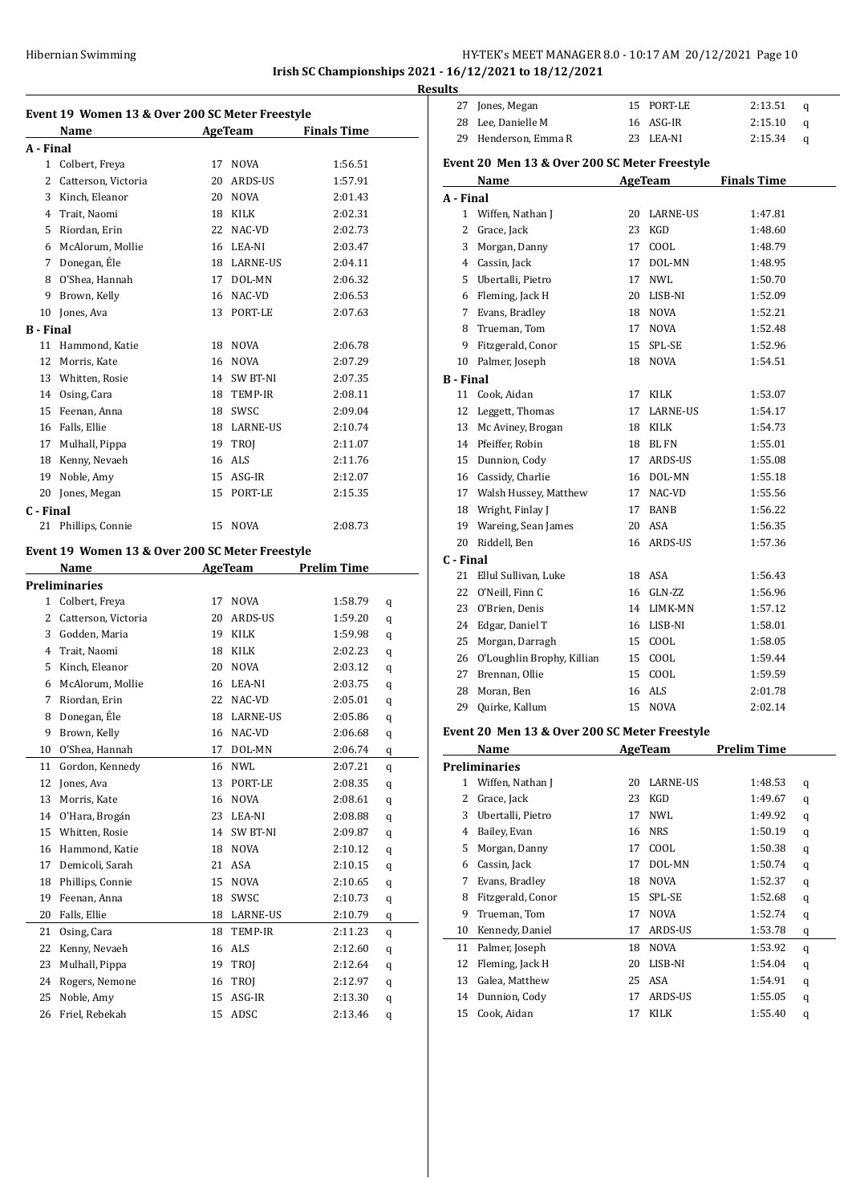**Results**

### Event 19 Women 13 & Over 200 SC Meter Freestyle

| | Name | Age | Team | Finals Time |
|---|---|---|---|---|
| **A - Final** | | | | |
| 1 | Colbert, Freya | 17 | NOVA | 1:56.51 |
| 2 | Catterson, Victoria | 20 | ARDS-US | 1:57.91 |
| 3 | Kinch, Eleanor | 20 | NOVA | 2:01.43 |
| 4 | Trait, Naomi | 18 | KILK | 2:02.31 |
| 5 | Riordan, Erin | 22 | NAC-VD | 2:02.73 |
| 6 | McAlorum, Mollie | 16 | LEA-NI | 2:03.47 |
| 7 | Donegan, Éle | 18 | LARNE-US | 2:04.11 |
| 8 | O'Shea, Hannah | 17 | DOL-MN | 2:06.32 |
| 9 | Brown, Kelly | 16 | NAC-VD | 2:06.53 |
| 10 | Jones, Ava | 13 | PORT-LE | 2:07.63 |
| **B - Final** | | | | |
| 11 | Hammond, Katie | 18 | NOVA | 2:06.78 |
| 12 | Morris, Kate | 16 | NOVA | 2:07.29 |
| 13 | Whitten, Rosie | 14 | SW BT-NI | 2:07.35 |
| 14 | Osing, Cara | 18 | TEMP-IR | 2:08.11 |
| 15 | Feenan, Anna | 18 | SWSC | 2:09.04 |
| 16 | Falls, Ellie | 18 | LARNE-US | 2:10.74 |
| 17 | Mulhall, Pippa | 19 | TROJ | 2:11.07 |
| 18 | Kenny, Nevaeh | 16 | ALS | 2:11.76 |
| 19 | Noble, Amy | 15 | ASG-IR | 2:12.07 |
| 20 | Jones, Megan | 15 | PORT-LE | 2:15.35 |
| **C - Final** | | | | |
| 21 | Phillips, Connie | 15 | NOVA | 2:08.73 |

### Event 19 Women 13 & Over 200 SC Meter Freestyle

| | Name | Age | Team | Prelim Time | |
|---|---|---|---|---|---|
| **Preliminaries** | | | | | |
| 1 | Colbert, Freya | 17 | NOVA | 1:58.79 | q |
| 2 | Catterson, Victoria | 20 | ARDS-US | 1:59.20 | q |
| 3 | Godden, Maria | 19 | KILK | 1:59.98 | q |
| 4 | Trait, Naomi | 18 | KILK | 2:02.23 | q |
| 5 | Kinch, Eleanor | 20 | NOVA | 2:03.12 | q |
| 6 | McAlorum, Mollie | 16 | LEA-NI | 2:03.75 | q |
| 7 | Riordan, Erin | 22 | NAC-VD | 2:05.01 | q |
| 8 | Donegan, Éle | 18 | LARNE-US | 2:05.86 | q |
| 9 | Brown, Kelly | 16 | NAC-VD | 2:06.68 | q |
| 10 | O'Shea, Hannah | 17 | DOL-MN | 2:06.74 | q |
| 11 | Gordon, Kennedy | 16 | NWL | 2:07.21 | q |
| 12 | Jones, Ava | 13 | PORT-LE | 2:08.35 | q |
| 13 | Morris, Kate | 16 | NOVA | 2:08.61 | q |
| 14 | O'Hara, Brogán | 23 | LEA-NI | 2:08.88 | q |
| 15 | Whitten, Rosie | 14 | SW BT-NI | 2:09.87 | q |
| 16 | Hammond, Katie | 18 | NOVA | 2:10.12 | q |
| 17 | Demicoli, Sarah | 21 | ASA | 2:10.15 | q |
| 18 | Phillips, Connie | 15 | NOVA | 2:10.65 | q |
| 19 | Feenan, Anna | 18 | SWSC | 2:10.73 | q |
| 20 | Falls, Ellie | 18 | LARNE-US | 2:10.79 | q |
| 21 | Osing, Cara | 18 | TEMP-IR | 2:11.23 | q |
| 22 | Kenny, Nevaeh | 16 | ALS | 2:12.60 | q |
| 23 | Mulhall, Pippa | 19 | TROJ | 2:12.64 | q |
| 24 | Rogers, Nemone | 16 | TROJ | 2:12.97 | q |
| 25 | Noble, Amy | 15 | ASG-IR | 2:13.30 | q |
| 26 | Friel, Rebekah | 15 | ADSC | 2:13.46 | q |
| 27 | Jones, Megan | 15 | PORT-LE | 2:13.51 | q |
| 28 | Lee, Danielle M | 16 | ASG-IR | 2:15.10 | q |
| 29 | Henderson, Emma R | 23 | LEA-NI | 2:15.34 | q |

### Event 20 Men 13 & Over 200 SC Meter Freestyle

| | Name | Age | Team | Finals Time |
|---|---|---|---|---|
| **A - Final** | | | | |
| 1 | Wiffen, Nathan J | 20 | LARNE-US | 1:47.81 |
| 2 | Grace, Jack | 23 | KGD | 1:48.60 |
| 3 | Morgan, Danny | 17 | COOL | 1:48.79 |
| 4 | Cassin, Jack | 17 | DOL-MN | 1:48.95 |
| 5 | Ubertalli, Pietro | 17 | NWL | 1:50.70 |
| 6 | Fleming, Jack H | 20 | LISB-NI | 1:52.09 |
| 7 | Evans, Bradley | 18 | NOVA | 1:52.21 |
| 8 | Trueman, Tom | 17 | NOVA | 1:52.48 |
| 9 | Fitzgerald, Conor | 15 | SPL-SE | 1:52.96 |
| 10 | Palmer, Joseph | 18 | NOVA | 1:54.51 |
| **B - Final** | | | | |
| 11 | Cook, Aidan | 17 | KILK | 1:53.07 |
| 12 | Leggett, Thomas | 17 | LARNE-US | 1:54.17 |
| 13 | Mc Aviney, Brogan | 18 | KILK | 1:54.73 |
| 14 | Pfeiffer, Robin | 18 | BL FN | 1:55.01 |
| 15 | Dunnion, Cody | 17 | ARDS-US | 1:55.08 |
| 16 | Cassidy, Charlie | 16 | DOL-MN | 1:55.18 |
| 17 | Walsh Hussey, Matthew | 17 | NAC-VD | 1:55.56 |
| 18 | Wright, Finlay J | 17 | BANB | 1:56.22 |
| 19 | Wareing, Sean James | 20 | ASA | 1:56.35 |
| 20 | Riddell, Ben | 16 | ARDS-US | 1:57.36 |
| **C - Final** | | | | |
| 21 | Ellul Sullivan, Luke | 18 | ASA | 1:56.43 |
| 22 | O'Neill, Finn C | 16 | GLN-ZZ | 1:56.96 |
| 23 | O'Brien, Denis | 14 | LIMK-MN | 1:57.12 |
| 24 | Edgar, Daniel T | 16 | LISB-NI | 1:58.01 |
| 25 | Morgan, Darragh | 15 | COOL | 1:58.05 |
| 26 | O'Loughlin Brophy, Killian | 15 | COOL | 1:59.44 |
| 27 | Brennan, Ollie | 15 | COOL | 1:59.59 |
| 28 | Moran, Ben | 16 | ALS | 2:01.78 |
| 29 | Quirke, Kallum | 15 | NOVA | 2:02.14 |

### Event 20 Men 13 & Over 200 SC Meter Freestyle

| | Name | Age | Team | Prelim Time | |
|---|---|---|---|---|---|
| **Preliminaries** | | | | | |
| 1 | Wiffen, Nathan J | 20 | LARNE-US | 1:48.53 | q |
| 2 | Grace, Jack | 23 | KGD | 1:49.67 | q |
| 3 | Ubertalli, Pietro | 17 | NWL | 1:49.92 | q |
| 4 | Bailey, Evan | 16 | NRS | 1:50.19 | q |
| 5 | Morgan, Danny | 17 | COOL | 1:50.38 | q |
| 6 | Cassin, Jack | 17 | DOL-MN | 1:50.74 | q |
| 7 | Evans, Bradley | 18 | NOVA | 1:52.37 | q |
| 8 | Fitzgerald, Conor | 15 | SPL-SE | 1:52.68 | q |
| 9 | Trueman, Tom | 17 | NOVA | 1:52.74 | q |
| 10 | Kennedy, Daniel | 17 | ARDS-US | 1:53.78 | q |
| 11 | Palmer, Joseph | 18 | NOVA | 1:53.92 | q |
| 12 | Fleming, Jack H | 20 | LISB-NI | 1:54.04 | q |
| 13 | Galea, Matthew | 25 | ASA | 1:54.91 | q |
| 14 | Dunnion, Cody | 17 | ARDS-US | 1:55.05 | q |
| 15 | Cook, Aidan | 17 | KILK | 1:55.40 | q |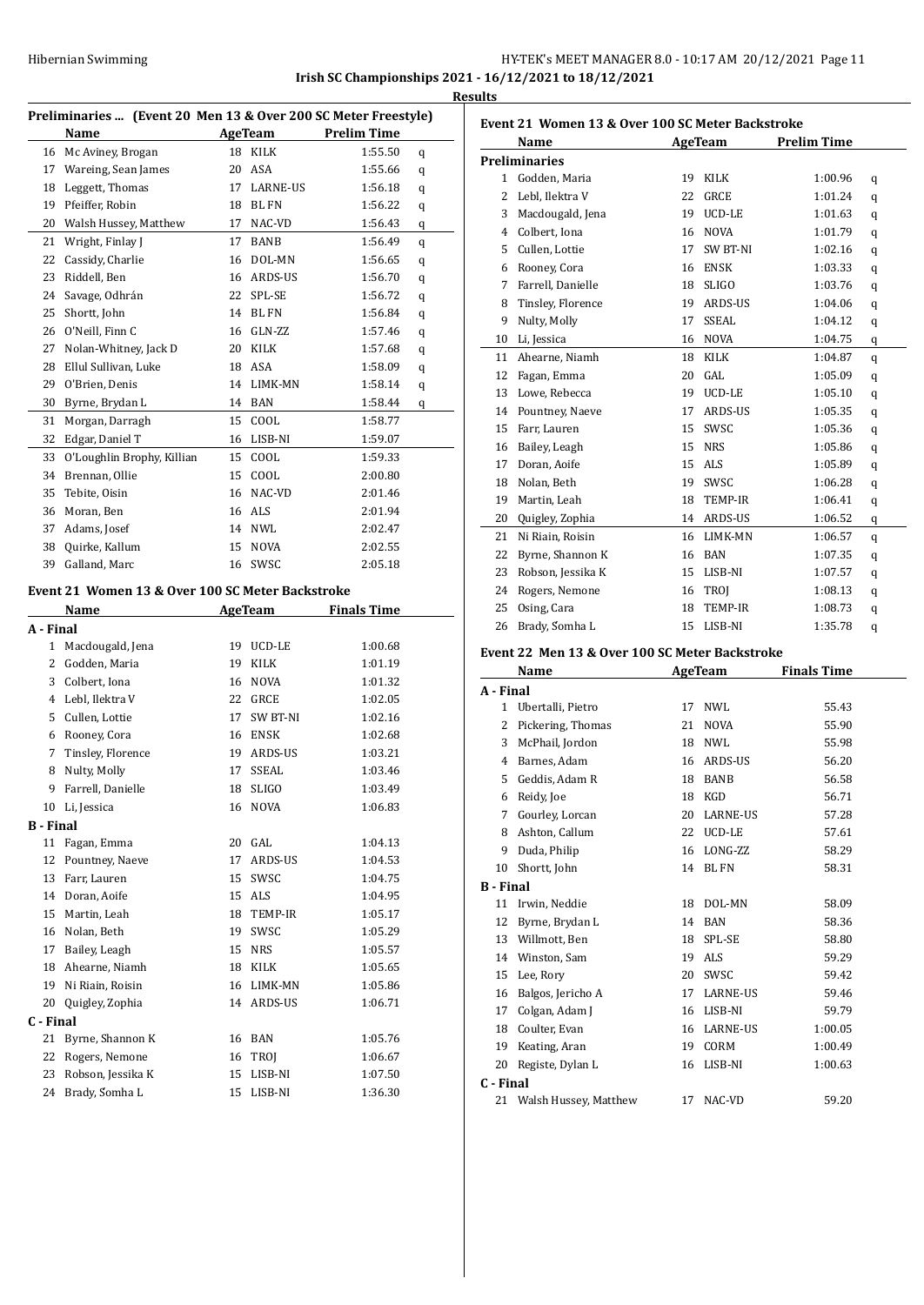**Irish SC Championships 2021 - 16/12/2021 to 18/12/2021**

**Results**

### Preliminaries ... (Event 20 Men 13 & Over 200 SC Meter Freestyle)

| | Name | Age | Team | Prelim Time | |
|---|---|---|---|---|---|
| 16 | Mc Aviney, Brogan | 18 | KILK | 1:55.50 | q |
| 17 | Wareing, Sean James | 20 | ASA | 1:55.66 | q |
| 18 | Leggett, Thomas | 17 | LARNE-US | 1:56.18 | q |
| 19 | Pfeiffer, Robin | 18 | BL FN | 1:56.22 | q |
| 20 | Walsh Hussey, Matthew | 17 | NAC-VD | 1:56.43 | q |
| 21 | Wright, Finlay J | 17 | BANB | 1:56.49 | q |
| 22 | Cassidy, Charlie | 16 | DOL-MN | 1:56.65 | q |
| 23 | Riddell, Ben | 16 | ARDS-US | 1:56.70 | q |
| 24 | Savage, Odhrán | 22 | SPL-SE | 1:56.72 | q |
| 25 | Shortt, John | 14 | BL FN | 1:56.84 | q |
| 26 | O'Neill, Finn C | 16 | GLN-ZZ | 1:57.46 | q |
| 27 | Nolan-Whitney, Jack D | 20 | KILK | 1:57.68 | q |
| 28 | Ellul Sullivan, Luke | 18 | ASA | 1:58.09 | q |
| 29 | O'Brien, Denis | 14 | LIMK-MN | 1:58.14 | q |
| 30 | Byrne, Brydan L | 14 | BAN | 1:58.44 | q |
| 31 | Morgan, Darragh | 15 | COOL | 1:58.77 | |
| 32 | Edgar, Daniel T | 16 | LISB-NI | 1:59.07 | |
| 33 | O'Loughlin Brophy, Killian | 15 | COOL | 1:59.33 | |
| 34 | Brennan, Ollie | 15 | COOL | 2:00.80 | |
| 35 | Tebite, Oisin | 16 | NAC-VD | 2:01.46 | |
| 36 | Moran, Ben | 16 | ALS | 2:01.94 | |
| 37 | Adams, Josef | 14 | NWL | 2:02.47 | |
| 38 | Quirke, Kallum | 15 | NOVA | 2:02.55 | |
| 39 | Galland, Marc | 16 | SWSC | 2:05.18 | |

### Event 21 Women 13 & Over 100 SC Meter Backstroke

| | Name | Age | Team | Finals Time |
|---|---|---|---|---|
| **A - Final** | | | | |
| 1 | Macdougald, Jena | 19 | UCD-LE | 1:00.68 |
| 2 | Godden, Maria | 19 | KILK | 1:01.19 |
| 3 | Colbert, Iona | 16 | NOVA | 1:01.32 |
| 4 | Lebl, Ilektra V | 22 | GRCE | 1:02.05 |
| 5 | Cullen, Lottie | 17 | SW BT-NI | 1:02.16 |
| 6 | Rooney, Cora | 16 | ENSK | 1:02.68 |
| 7 | Tinsley, Florence | 19 | ARDS-US | 1:03.21 |
| 8 | Nulty, Molly | 17 | SSEAL | 1:03.46 |
| 9 | Farrell, Danielle | 18 | SLIGO | 1:03.49 |
| 10 | Li, Jessica | 16 | NOVA | 1:06.83 |
| **B - Final** | | | | |
| 11 | Fagan, Emma | 20 | GAL | 1:04.13 |
| 12 | Pountney, Naeve | 17 | ARDS-US | 1:04.53 |
| 13 | Farr, Lauren | 15 | SWSC | 1:04.75 |
| 14 | Doran, Aoife | 15 | ALS | 1:04.95 |
| 15 | Martin, Leah | 18 | TEMP-IR | 1:05.17 |
| 16 | Nolan, Beth | 19 | SWSC | 1:05.29 |
| 17 | Bailey, Leagh | 15 | NRS | 1:05.57 |
| 18 | Ahearne, Niamh | 18 | KILK | 1:05.65 |
| 19 | Ni Riain, Roisin | 16 | LIMK-MN | 1:05.86 |
| 20 | Quigley, Zophia | 14 | ARDS-US | 1:06.71 |
| **C - Final** | | | | |
| 21 | Byrne, Shannon K | 16 | BAN | 1:05.76 |
| 22 | Rogers, Nemone | 16 | TROJ | 1:06.67 |
| 23 | Robson, Jessika K | 15 | LISB-NI | 1:07.50 |
| 24 | Brady, Somha L | 15 | LISB-NI | 1:36.30 |

### Event 21 Women 13 & Over 100 SC Meter Backstroke

| | Name | Age | Team | Prelim Time | |
|---|---|---|---|---|---|
| **Preliminaries** | | | | | |
| 1 | Godden, Maria | 19 | KILK | 1:00.96 | q |
| 2 | Lebl, Ilektra V | 22 | GRCE | 1:01.24 | q |
| 3 | Macdougald, Jena | 19 | UCD-LE | 1:01.63 | q |
| 4 | Colbert, Iona | 16 | NOVA | 1:01.79 | q |
| 5 | Cullen, Lottie | 17 | SW BT-NI | 1:02.16 | q |
| 6 | Rooney, Cora | 16 | ENSK | 1:03.33 | q |
| 7 | Farrell, Danielle | 18 | SLIGO | 1:03.76 | q |
| 8 | Tinsley, Florence | 19 | ARDS-US | 1:04.06 | q |
| 9 | Nulty, Molly | 17 | SSEAL | 1:04.12 | q |
| 10 | Li, Jessica | 16 | NOVA | 1:04.75 | q |
| 11 | Ahearne, Niamh | 18 | KILK | 1:04.87 | q |
| 12 | Fagan, Emma | 20 | GAL | 1:05.09 | q |
| 13 | Lowe, Rebecca | 19 | UCD-LE | 1:05.10 | q |
| 14 | Pountney, Naeve | 17 | ARDS-US | 1:05.35 | q |
| 15 | Farr, Lauren | 15 | SWSC | 1:05.36 | q |
| 16 | Bailey, Leagh | 15 | NRS | 1:05.86 | q |
| 17 | Doran, Aoife | 15 | ALS | 1:05.89 | q |
| 18 | Nolan, Beth | 19 | SWSC | 1:06.28 | q |
| 19 | Martin, Leah | 18 | TEMP-IR | 1:06.41 | q |
| 20 | Quigley, Zophia | 14 | ARDS-US | 1:06.52 | q |
| 21 | Ni Riain, Roisin | 16 | LIMK-MN | 1:06.57 | q |
| 22 | Byrne, Shannon K | 16 | BAN | 1:07.35 | q |
| 23 | Robson, Jessika K | 15 | LISB-NI | 1:07.57 | q |
| 24 | Rogers, Nemone | 16 | TROJ | 1:08.13 | q |
| 25 | Osing, Cara | 18 | TEMP-IR | 1:08.73 | q |
| 26 | Brady, Somha L | 15 | LISB-NI | 1:35.78 | q |

### Event 22 Men 13 & Over 100 SC Meter Backstroke

| | Name | Age | Team | Finals Time |
|---|---|---|---|---|
| **A - Final** | | | | |
| 1 | Ubertalli, Pietro | 17 | NWL | 55.43 |
| 2 | Pickering, Thomas | 21 | NOVA | 55.90 |
| 3 | McPhail, Jordon | 18 | NWL | 55.98 |
| 4 | Barnes, Adam | 16 | ARDS-US | 56.20 |
| 5 | Geddis, Adam R | 18 | BANB | 56.58 |
| 6 | Reidy, Joe | 18 | KGD | 56.71 |
| 7 | Gourley, Lorcan | 20 | LARNE-US | 57.28 |
| 8 | Ashton, Callum | 22 | UCD-LE | 57.61 |
| 9 | Duda, Philip | 16 | LONG-ZZ | 58.29 |
| 10 | Shortt, John | 14 | BL FN | 58.31 |
| **B - Final** | | | | |
| 11 | Irwin, Neddie | 18 | DOL-MN | 58.09 |
| 12 | Byrne, Brydan L | 14 | BAN | 58.36 |
| 13 | Willmott, Ben | 18 | SPL-SE | 58.80 |
| 14 | Winston, Sam | 19 | ALS | 59.29 |
| 15 | Lee, Rory | 20 | SWSC | 59.42 |
| 16 | Balgos, Jericho A | 17 | LARNE-US | 59.46 |
| 17 | Colgan, Adam J | 16 | LISB-NI | 59.79 |
| 18 | Coulter, Evan | 16 | LARNE-US | 1:00.05 |
| 19 | Keating, Aran | 19 | CORM | 1:00.49 |
| 20 | Registe, Dylan L | 16 | LISB-NI | 1:00.63 |
| **C - Final** | | | | |
| 21 | Walsh Hussey, Matthew | 17 | NAC-VD | 59.20 |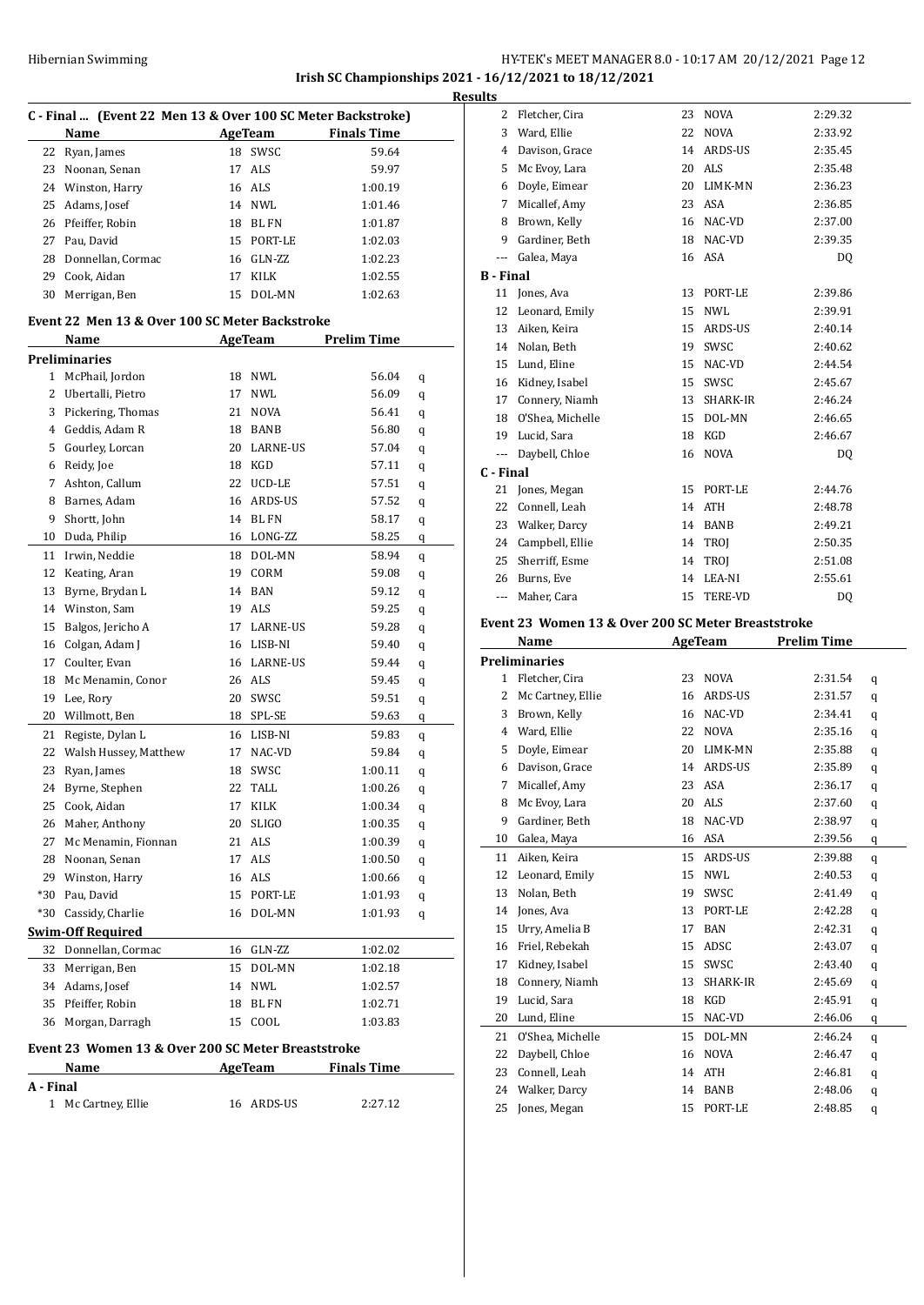Irish SC Championships 2021 - 16/12/2021 to 18/12/2021

**Results**

### C - Final ... (Event 22 Men 13 & Over 100 SC Meter Backstroke)

| | Name | Age | Team | Finals Time |
|---|---|---|---|---|
| 22 | Ryan, James | 18 | SWSC | 59.64 |
| 23 | Noonan, Senan | 17 | ALS | 59.97 |
| 24 | Winston, Harry | 16 | ALS | 1:00.19 |
| 25 | Adams, Josef | 14 | NWL | 1:01.46 |
| 26 | Pfeiffer, Robin | 18 | BL FN | 1:01.87 |
| 27 | Pau, David | 15 | PORT-LE | 1:02.03 |
| 28 | Donnellan, Cormac | 16 | GLN-ZZ | 1:02.23 |
| 29 | Cook, Aidan | 17 | KILK | 1:02.55 |
| 30 | Merrigan, Ben | 15 | DOL-MN | 1:02.63 |

### Event 22 Men 13 & Over 100 SC Meter Backstroke

| | Name | Age | Team | Prelim Time | |
|---|---|---|---|---|---|
| **Preliminaries** | | | | | |
| 1 | McPhail, Jordon | 18 | NWL | 56.04 | q |
| 2 | Ubertalli, Pietro | 17 | NWL | 56.09 | q |
| 3 | Pickering, Thomas | 21 | NOVA | 56.41 | q |
| 4 | Geddis, Adam R | 18 | BANB | 56.80 | q |
| 5 | Gourley, Lorcan | 20 | LARNE-US | 57.04 | q |
| 6 | Reidy, Joe | 18 | KGD | 57.11 | q |
| 7 | Ashton, Callum | 22 | UCD-LE | 57.51 | q |
| 8 | Barnes, Adam | 16 | ARDS-US | 57.52 | q |
| 9 | Shortt, John | 14 | BL FN | 58.17 | q |
| 10 | Duda, Philip | 16 | LONG-ZZ | 58.25 | q |
| 11 | Irwin, Neddie | 18 | DOL-MN | 58.94 | q |
| 12 | Keating, Aran | 19 | CORM | 59.08 | q |
| 13 | Byrne, Brydan L | 14 | BAN | 59.12 | q |
| 14 | Winston, Sam | 19 | ALS | 59.25 | q |
| 15 | Balgos, Jericho A | 17 | LARNE-US | 59.28 | q |
| 16 | Colgan, Adam J | 16 | LISB-NI | 59.40 | q |
| 17 | Coulter, Evan | 16 | LARNE-US | 59.44 | q |
| 18 | Mc Menamin, Conor | 26 | ALS | 59.45 | q |
| 19 | Lee, Rory | 20 | SWSC | 59.51 | q |
| 20 | Willmott, Ben | 18 | SPL-SE | 59.63 | q |
| 21 | Registe, Dylan L | 16 | LISB-NI | 59.83 | q |
| 22 | Walsh Hussey, Matthew | 17 | NAC-VD | 59.84 | q |
| 23 | Ryan, James | 18 | SWSC | 1:00.11 | q |
| 24 | Byrne, Stephen | 22 | TALL | 1:00.26 | q |
| 25 | Cook, Aidan | 17 | KILK | 1:00.34 | q |
| 26 | Maher, Anthony | 20 | SLIGO | 1:00.35 | q |
| 27 | Mc Menamin, Fionnan | 21 | ALS | 1:00.39 | q |
| 28 | Noonan, Senan | 17 | ALS | 1:00.50 | q |
| 29 | Winston, Harry | 16 | ALS | 1:00.66 | q |
| *30 | Pau, David | 15 | PORT-LE | 1:01.93 | q |
| *30 | Cassidy, Charlie | 16 | DOL-MN | 1:01.93 | q |
| **Swim-Off Required** | | | | | |
| 32 | Donnellan, Cormac | 16 | GLN-ZZ | 1:02.02 | |
| 33 | Merrigan, Ben | 15 | DOL-MN | 1:02.18 | |
| 34 | Adams, Josef | 14 | NWL | 1:02.57 | |
| 35 | Pfeiffer, Robin | 18 | BL FN | 1:02.71 | |
| 36 | Morgan, Darragh | 15 | COOL | 1:03.83 | |

### Event 23 Women 13 & Over 200 SC Meter Breaststroke

| | Name | Age | Team | Finals Time |
|---|---|---|---|---|
| **A - Final** | | | | |
| 1 | Mc Cartney, Ellie | 16 | ARDS-US | 2:27.12 |
| 2 | Fletcher, Cira | 23 | NOVA | 2:29.32 |
| 3 | Ward, Ellie | 22 | NOVA | 2:33.92 |
| 4 | Davison, Grace | 14 | ARDS-US | 2:35.45 |
| 5 | Mc Evoy, Lara | 20 | ALS | 2:35.48 |
| 6 | Doyle, Eimear | 20 | LIMK-MN | 2:36.23 |
| 7 | Micallef, Amy | 23 | ASA | 2:36.85 |
| 8 | Brown, Kelly | 16 | NAC-VD | 2:37.00 |
| 9 | Gardiner, Beth | 18 | NAC-VD | 2:39.35 |
| --- | Galea, Maya | 16 | ASA | DQ |
| **B - Final** | | | | |
| 11 | Jones, Ava | 13 | PORT-LE | 2:39.86 |
| 12 | Leonard, Emily | 15 | NWL | 2:39.91 |
| 13 | Aiken, Keira | 15 | ARDS-US | 2:40.14 |
| 14 | Nolan, Beth | 19 | SWSC | 2:40.62 |
| 15 | Lund, Eline | 15 | NAC-VD | 2:44.54 |
| 16 | Kidney, Isabel | 15 | SWSC | 2:45.67 |
| 17 | Connery, Niamh | 13 | SHARK-IR | 2:46.24 |
| 18 | O'Shea, Michelle | 15 | DOL-MN | 2:46.65 |
| 19 | Lucid, Sara | 18 | KGD | 2:46.67 |
| --- | Daybell, Chloe | 16 | NOVA | DQ |
| **C - Final** | | | | |
| 21 | Jones, Megan | 15 | PORT-LE | 2:44.76 |
| 22 | Connell, Leah | 14 | ATH | 2:48.78 |
| 23 | Walker, Darcy | 14 | BANB | 2:49.21 |
| 24 | Campbell, Ellie | 14 | TROJ | 2:50.35 |
| 25 | Sherriff, Esme | 14 | TROJ | 2:51.08 |
| 26 | Burns, Eve | 14 | LEA-NI | 2:55.61 |
| --- | Maher, Cara | 15 | TERE-VD | DQ |

### Event 23 Women 13 & Over 200 SC Meter Breaststroke

| | Name | Age | Team | Prelim Time | |
|---|---|---|---|---|---|
| **Preliminaries** | | | | | |
| 1 | Fletcher, Cira | 23 | NOVA | 2:31.54 | q |
| 2 | Mc Cartney, Ellie | 16 | ARDS-US | 2:31.57 | q |
| 3 | Brown, Kelly | 16 | NAC-VD | 2:34.41 | q |
| 4 | Ward, Ellie | 22 | NOVA | 2:35.16 | q |
| 5 | Doyle, Eimear | 20 | LIMK-MN | 2:35.88 | q |
| 6 | Davison, Grace | 14 | ARDS-US | 2:35.89 | q |
| 7 | Micallef, Amy | 23 | ASA | 2:36.17 | q |
| 8 | Mc Evoy, Lara | 20 | ALS | 2:37.60 | q |
| 9 | Gardiner, Beth | 18 | NAC-VD | 2:38.97 | q |
| 10 | Galea, Maya | 16 | ASA | 2:39.56 | q |
| 11 | Aiken, Keira | 15 | ARDS-US | 2:39.88 | q |
| 12 | Leonard, Emily | 15 | NWL | 2:40.53 | q |
| 13 | Nolan, Beth | 19 | SWSC | 2:41.49 | q |
| 14 | Jones, Ava | 13 | PORT-LE | 2:42.28 | q |
| 15 | Urry, Amelia B | 17 | BAN | 2:42.31 | q |
| 16 | Friel, Rebekah | 15 | ADSC | 2:43.07 | q |
| 17 | Kidney, Isabel | 15 | SWSC | 2:43.40 | q |
| 18 | Connery, Niamh | 13 | SHARK-IR | 2:45.69 | q |
| 19 | Lucid, Sara | 18 | KGD | 2:45.91 | q |
| 20 | Lund, Eline | 15 | NAC-VD | 2:46.06 | q |
| 21 | O'Shea, Michelle | 15 | DOL-MN | 2:46.24 | q |
| 22 | Daybell, Chloe | 16 | NOVA | 2:46.47 | q |
| 23 | Connell, Leah | 14 | ATH | 2:46.81 | q |
| 24 | Walker, Darcy | 14 | BANB | 2:48.06 | q |
| 25 | Jones, Megan | 15 | PORT-LE | 2:48.85 | q |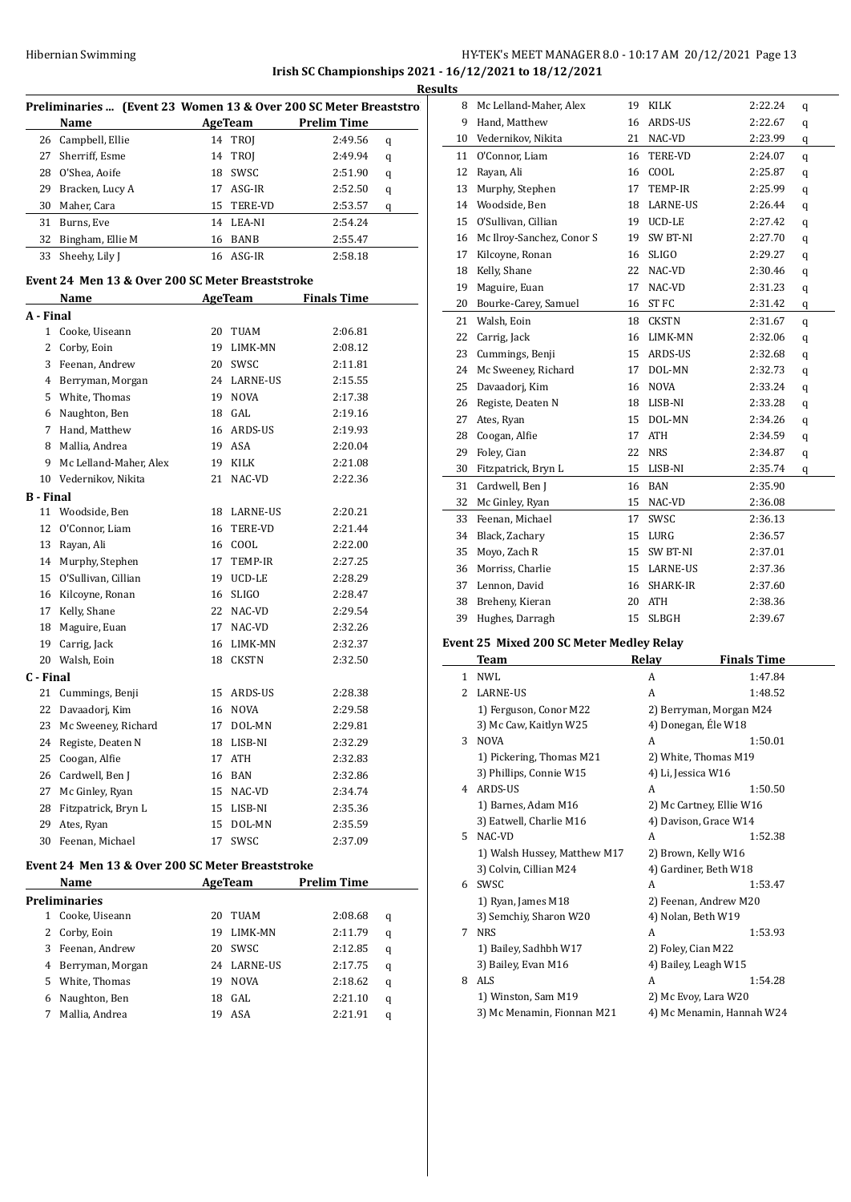**Irish SC Championships 2021 - 16/12/2021 to 18/12/2021**

**Results**

### Preliminaries ... (Event 23 Women 13 & Over 200 SC Meter Breaststro

| | Name | Age | Team | Prelim Time | |
|---|---|---|---|---|---|
| 26 | Campbell, Ellie | 14 | TROJ | 2:49.56 | q |
| 27 | Sherriff, Esme | 14 | TROJ | 2:49.94 | q |
| 28 | O'Shea, Aoife | 18 | SWSC | 2:51.90 | q |
| 29 | Bracken, Lucy A | 17 | ASG-IR | 2:52.50 | q |
| 30 | Maher, Cara | 15 | TERE-VD | 2:53.57 | q |
| 31 | Burns, Eve | 14 | LEA-NI | 2:54.24 | |
| 32 | Bingham, Ellie M | 16 | BANB | 2:55.47 | |
| 33 | Sheehy, Lily J | 16 | ASG-IR | 2:58.18 | |

### Event 24 Men 13 & Over 200 SC Meter Breaststroke

| | Name | Age | Team | Finals Time |
|---|---|---|---|---|
| **A - Final** | | | | |
| 1 | Cooke, Uiseann | 20 | TUAM | 2:06.81 |
| 2 | Corby, Eoin | 19 | LIMK-MN | 2:08.12 |
| 3 | Feenan, Andrew | 20 | SWSC | 2:11.81 |
| 4 | Berryman, Morgan | 24 | LARNE-US | 2:15.55 |
| 5 | White, Thomas | 19 | NOVA | 2:17.38 |
| 6 | Naughton, Ben | 18 | GAL | 2:19.16 |
| 7 | Hand, Matthew | 16 | ARDS-US | 2:19.93 |
| 8 | Mallia, Andrea | 19 | ASA | 2:20.04 |
| 9 | Mc Lelland-Maher, Alex | 19 | KILK | 2:21.08 |
| 10 | Vedernikov, Nikita | 21 | NAC-VD | 2:22.36 |
| **B - Final** | | | | |
| 11 | Woodside, Ben | 18 | LARNE-US | 2:20.21 |
| 12 | O'Connor, Liam | 16 | TERE-VD | 2:21.44 |
| 13 | Rayan, Ali | 16 | COOL | 2:22.00 |
| 14 | Murphy, Stephen | 17 | TEMP-IR | 2:27.25 |
| 15 | O'Sullivan, Cillian | 19 | UCD-LE | 2:28.29 |
| 16 | Kilcoyne, Ronan | 16 | SLIGO | 2:28.47 |
| 17 | Kelly, Shane | 22 | NAC-VD | 2:29.54 |
| 18 | Maguire, Euan | 17 | NAC-VD | 2:32.26 |
| 19 | Carrig, Jack | 16 | LIMK-MN | 2:32.37 |
| 20 | Walsh, Eoin | 18 | CKSTN | 2:32.50 |
| **C - Final** | | | | |
| 21 | Cummings, Benji | 15 | ARDS-US | 2:28.38 |
| 22 | Davaadorj, Kim | 16 | NOVA | 2:29.58 |
| 23 | Mc Sweeney, Richard | 17 | DOL-MN | 2:29.81 |
| 24 | Registe, Deaten N | 18 | LISB-NI | 2:32.29 |
| 25 | Coogan, Alfie | 17 | ATH | 2:32.83 |
| 26 | Cardwell, Ben J | 16 | BAN | 2:32.86 |
| 27 | Mc Ginley, Ryan | 15 | NAC-VD | 2:34.74 |
| 28 | Fitzpatrick, Bryn L | 15 | LISB-NI | 2:35.36 |
| 29 | Ates, Ryan | 15 | DOL-MN | 2:35.59 |
| 30 | Feenan, Michael | 17 | SWSC | 2:37.09 |

### Event 24 Men 13 & Over 200 SC Meter Breaststroke

| | Name | Age | Team | Prelim Time | |
|---|---|---|---|---|---|
| **Preliminaries** | | | | | |
| 1 | Cooke, Uiseann | 20 | TUAM | 2:08.68 | q |
| 2 | Corby, Eoin | 19 | LIMK-MN | 2:11.79 | q |
| 3 | Feenan, Andrew | 20 | SWSC | 2:12.85 | q |
| 4 | Berryman, Morgan | 24 | LARNE-US | 2:17.75 | q |
| 5 | White, Thomas | 19 | NOVA | 2:18.62 | q |
| 6 | Naughton, Ben | 18 | GAL | 2:21.10 | q |
| 7 | Mallia, Andrea | 19 | ASA | 2:21.91 | q |
| 8 | Mc Lelland-Maher, Alex | 19 | KILK | 2:22.24 | q |
| 9 | Hand, Matthew | 16 | ARDS-US | 2:22.67 | q |
| 10 | Vedernikov, Nikita | 21 | NAC-VD | 2:23.99 | q |
| 11 | O'Connor, Liam | 16 | TERE-VD | 2:24.07 | q |
| 12 | Rayan, Ali | 16 | COOL | 2:25.87 | q |
| 13 | Murphy, Stephen | 17 | TEMP-IR | 2:25.99 | q |
| 14 | Woodside, Ben | 18 | LARNE-US | 2:26.44 | q |
| 15 | O'Sullivan, Cillian | 19 | UCD-LE | 2:27.42 | q |
| 16 | Mc Ilroy-Sanchez, Conor S | 19 | SW BT-NI | 2:27.70 | q |
| 17 | Kilcoyne, Ronan | 16 | SLIGO | 2:29.27 | q |
| 18 | Kelly, Shane | 22 | NAC-VD | 2:30.46 | q |
| 19 | Maguire, Euan | 17 | NAC-VD | 2:31.23 | q |
| 20 | Bourke-Carey, Samuel | 16 | ST FC | 2:31.42 | q |
| 21 | Walsh, Eoin | 18 | CKSTN | 2:31.67 | q |
| 22 | Carrig, Jack | 16 | LIMK-MN | 2:32.06 | q |
| 23 | Cummings, Benji | 15 | ARDS-US | 2:32.68 | q |
| 24 | Mc Sweeney, Richard | 17 | DOL-MN | 2:32.73 | q |
| 25 | Davaadorj, Kim | 16 | NOVA | 2:33.24 | q |
| 26 | Registe, Deaten N | 18 | LISB-NI | 2:33.28 | q |
| 27 | Ates, Ryan | 15 | DOL-MN | 2:34.26 | q |
| 28 | Coogan, Alfie | 17 | ATH | 2:34.59 | q |
| 29 | Foley, Cian | 22 | NRS | 2:34.87 | q |
| 30 | Fitzpatrick, Bryn L | 15 | LISB-NI | 2:35.74 | q |
| 31 | Cardwell, Ben J | 16 | BAN | 2:35.90 | |
| 32 | Mc Ginley, Ryan | 15 | NAC-VD | 2:36.08 | |
| 33 | Feenan, Michael | 17 | SWSC | 2:36.13 | |
| 34 | Black, Zachary | 15 | LURG | 2:36.57 | |
| 35 | Moyo, Zach R | 15 | SW BT-NI | 2:37.01 | |
| 36 | Morriss, Charlie | 15 | LARNE-US | 2:37.36 | |
| 37 | Lennon, David | 16 | SHARK-IR | 2:37.60 | |
| 38 | Breheny, Kieran | 20 | ATH | 2:38.36 | |
| 39 | Hughes, Darragh | 15 | SLBGH | 2:39.67 | |

### Event 25 Mixed 200 SC Meter Medley Relay

| | Team | Relay | Finals Time |
|---|---|---|---|
| 1 | NWL | A | 1:47.84 |
| 2 | LARNE-US | A | 1:48.52 |
| | 1) Ferguson, Conor M22 | 2) Berryman, Morgan M24 | |
| | 3) Mc Caw, Kaitlyn W25 | 4) Donegan, Éle W18 | |
| 3 | NOVA | A | 1:50.01 |
| | 1) Pickering, Thomas M21 | 2) White, Thomas M19 | |
| | 3) Phillips, Connie W15 | 4) Li, Jessica W16 | |
| 4 | ARDS-US | A | 1:50.50 |
| | 1) Barnes, Adam M16 | 2) Mc Cartney, Ellie W16 | |
| | 3) Eatwell, Charlie M16 | 4) Davison, Grace W14 | |
| 5 | NAC-VD | A | 1:52.38 |
| | 1) Walsh Hussey, Matthew M17 | 2) Brown, Kelly W16 | |
| | 3) Colvin, Cillian M24 | 4) Gardiner, Beth W18 | |
| 6 | SWSC | A | 1:53.47 |
| | 1) Ryan, James M18 | 2) Feenan, Andrew M20 | |
| | 3) Semchiy, Sharon W20 | 4) Nolan, Beth W19 | |
| 7 | NRS | A | 1:53.93 |
| | 1) Bailey, Sadhbh W17 | 2) Foley, Cian M22 | |
| | 3) Bailey, Evan M16 | 4) Bailey, Leigh W15 | |
| 8 | ALS | A | 1:54.28 |
| | 1) Winston, Sam M19 | 2) Mc Evoy, Lara W20 | |
| | 3) Mc Menamin, Fionnan M21 | 4) Mc Menamin, Hannah W24 | |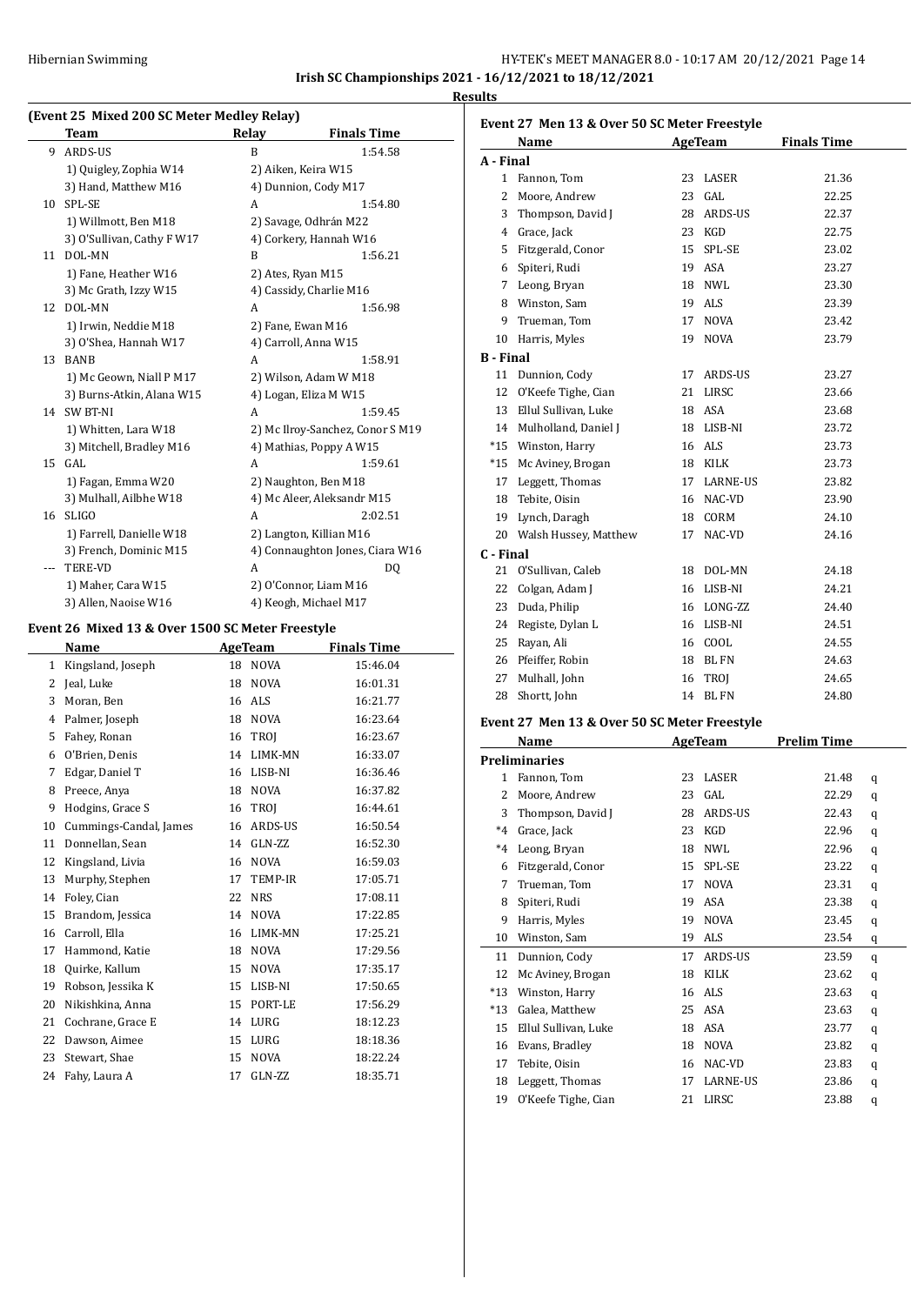**Irish SC Championships 2021 - 16/12/2021 to 18/12/2021**

**Results**

### (Event 25 Mixed 200 SC Meter Medley Relay)

| | Team | Relay | Finals Time |
|---|---|---|---|
| 9 | ARDS-US | B | 1:54.58 |
| | 1) Quigley, Zophia W14 | 2) Aiken, Keira W15 | |
| | 3) Hand, Matthew M16 | 4) Dunnion, Cody M17 | |
| 10 | SPL-SE | A | 1:54.80 |
| | 1) Willmott, Ben M18 | 2) Savage, Odhrán M22 | |
| | 3) O'Sullivan, Cathy F W17 | 4) Corkery, Hannah W16 | |
| 11 | DOL-MN | B | 1:56.21 |
| | 1) Fane, Heather W16 | 2) Ates, Ryan M15 | |
| | 3) Mc Grath, Izzy W15 | 4) Cassidy, Charlie M16 | |
| 12 | DOL-MN | A | 1:56.98 |
| | 1) Irwin, Neddie M18 | 2) Fane, Ewan M16 | |
| | 3) O'Shea, Hannah W17 | 4) Carroll, Anna W15 | |
| 13 | BANB | A | 1:58.91 |
| | 1) Mc Geown, Niall P M17 | 2) Wilson, Adam W M18 | |
| | 3) Burns-Atkin, Alana W15 | 4) Logan, Eliza M W15 | |
| 14 | SW BT-NI | A | 1:59.45 |
| | 1) Whitten, Lara W18 | 2) Mc Ilroy-Sanchez, Conor S M19 | |
| | 3) Mitchell, Bradley M16 | 4) Mathias, Poppy A W15 | |
| 15 | GAL | A | 1:59.61 |
| | 1) Fagan, Emma W20 | 2) Naughton, Ben M18 | |
| | 3) Mulhall, Ailbhe W18 | 4) Mc Aleer, Aleksandr M15 | |
| 16 | SLIGO | A | 2:02.51 |
| | 1) Farrell, Danielle W18 | 2) Langton, Killian M16 | |
| | 3) French, Dominic M15 | 4) Connaughton Jones, Ciara W16 | |
| --- | TERE-VD | A | DQ |
| | 1) Maher, Cara W15 | 2) O'Connor, Liam M16 | |
| | 3) Allen, Naoise W16 | 4) Keogh, Michael M17 | |

### Event 26 Mixed 13 & Over 1500 SC Meter Freestyle

| | Name | Age | Team | Finals Time |
|---|---|---|---|---|
| 1 | Kingsland, Joseph | 18 | NOVA | 15:46.04 |
| 2 | Jeal, Luke | 18 | NOVA | 16:01.31 |
| 3 | Moran, Ben | 16 | ALS | 16:21.77 |
| 4 | Palmer, Joseph | 18 | NOVA | 16:23.64 |
| 5 | Fahey, Ronan | 16 | TROJ | 16:23.67 |
| 6 | O'Brien, Denis | 14 | LIMK-MN | 16:33.07 |
| 7 | Edgar, Daniel T | 16 | LISB-NI | 16:36.46 |
| 8 | Preece, Anya | 18 | NOVA | 16:37.82 |
| 9 | Hodgins, Grace S | 16 | TROJ | 16:44.61 |
| 10 | Cummings-Candal, James | 16 | ARDS-US | 16:50.54 |
| 11 | Donnellan, Sean | 14 | GLN-ZZ | 16:52.30 |
| 12 | Kingsland, Livia | 16 | NOVA | 16:59.03 |
| 13 | Murphy, Stephen | 17 | TEMP-IR | 17:05.71 |
| 14 | Foley, Cian | 22 | NRS | 17:08.11 |
| 15 | Brandom, Jessica | 14 | NOVA | 17:22.85 |
| 16 | Carroll, Ella | 16 | LIMK-MN | 17:25.21 |
| 17 | Hammond, Katie | 18 | NOVA | 17:29.56 |
| 18 | Quirke, Kallum | 15 | NOVA | 17:35.17 |
| 19 | Robson, Jessika K | 15 | LISB-NI | 17:50.65 |
| 20 | Nikishkina, Anna | 15 | PORT-LE | 17:56.29 |
| 21 | Cochrane, Grace E | 14 | LURG | 18:12.23 |
| 22 | Dawson, Aimee | 15 | LURG | 18:18.36 |
| 23 | Stewart, Shae | 15 | NOVA | 18:22.24 |
| 24 | Fahy, Laura A | 17 | GLN-ZZ | 18:35.71 |

### Event 27 Men 13 & Over 50 SC Meter Freestyle

| | Name | Age | Team | Finals Time |
|---|---|---|---|---|
| **A - Final** | | | | |
| 1 | Fannon, Tom | 23 | LASER | 21.36 |
| 2 | Moore, Andrew | 23 | GAL | 22.25 |
| 3 | Thompson, David J | 28 | ARDS-US | 22.37 |
| 4 | Grace, Jack | 23 | KGD | 22.75 |
| 5 | Fitzgerald, Conor | 15 | SPL-SE | 23.02 |
| 6 | Spiteri, Rudi | 19 | ASA | 23.27 |
| 7 | Leong, Bryan | 18 | NWL | 23.30 |
| 8 | Winston, Sam | 19 | ALS | 23.39 |
| 9 | Trueman, Tom | 17 | NOVA | 23.42 |
| 10 | Harris, Myles | 19 | NOVA | 23.79 |
| **B - Final** | | | | |
| 11 | Dunnion, Cody | 17 | ARDS-US | 23.27 |
| 12 | O'Keefe Tighe, Cian | 21 | LIRSC | 23.66 |
| 13 | Ellul Sullivan, Luke | 18 | ASA | 23.68 |
| 14 | Mulholland, Daniel J | 18 | LISB-NI | 23.72 |
| *15 | Winston, Harry | 16 | ALS | 23.73 |
| *15 | Mc Aviney, Brogan | 18 | KILK | 23.73 |
| 17 | Leggett, Thomas | 17 | LARNE-US | 23.82 |
| 18 | Tebite, Oisin | 16 | NAC-VD | 23.90 |
| 19 | Lynch, Daragh | 18 | CORM | 24.10 |
| 20 | Walsh Hussey, Matthew | 17 | NAC-VD | 24.16 |
| **C - Final** | | | | |
| 21 | O'Sullivan, Caleb | 18 | DOL-MN | 24.18 |
| 22 | Colgan, Adam J | 16 | LISB-NI | 24.21 |
| 23 | Duda, Philip | 16 | LONG-ZZ | 24.40 |
| 24 | Registe, Dylan L | 16 | LISB-NI | 24.51 |
| 25 | Rayan, Ali | 16 | COOL | 24.55 |
| 26 | Pfeiffer, Robin | 18 | BL FN | 24.63 |
| 27 | Mulhall, John | 16 | TROJ | 24.65 |
| 28 | Shortt, John | 14 | BL FN | 24.80 |

### Event 27 Men 13 & Over 50 SC Meter Freestyle

| | Name | Age | Team | Prelim Time | |
|---|---|---|---|---|---|
| **Preliminaries** | | | | | |
| 1 | Fannon, Tom | 23 | LASER | 21.48 | q |
| 2 | Moore, Andrew | 23 | GAL | 22.29 | q |
| 3 | Thompson, David J | 28 | ARDS-US | 22.43 | q |
| *4 | Grace, Jack | 23 | KGD | 22.96 | q |
| *4 | Leong, Bryan | 18 | NWL | 22.96 | q |
| 6 | Fitzgerald, Conor | 15 | SPL-SE | 23.22 | q |
| 7 | Trueman, Tom | 17 | NOVA | 23.31 | q |
| 8 | Spiteri, Rudi | 19 | ASA | 23.38 | q |
| 9 | Harris, Myles | 19 | NOVA | 23.45 | q |
| 10 | Winston, Sam | 19 | ALS | 23.54 | q |
| 11 | Dunnion, Cody | 17 | ARDS-US | 23.59 | q |
| 12 | Mc Aviney, Brogan | 18 | KILK | 23.62 | q |
| *13 | Winston, Harry | 16 | ALS | 23.63 | q |
| *13 | Galea, Matthew | 25 | ASA | 23.63 | q |
| 15 | Ellul Sullivan, Luke | 18 | ASA | 23.77 | q |
| 16 | Evans, Bradley | 18 | NOVA | 23.82 | q |
| 17 | Tebite, Oisin | 16 | NAC-VD | 23.83 | q |
| 18 | Leggett, Thomas | 17 | LARNE-US | 23.86 | q |
| 19 | O'Keefe Tighe, Cian | 21 | LIRSC | 23.88 | q |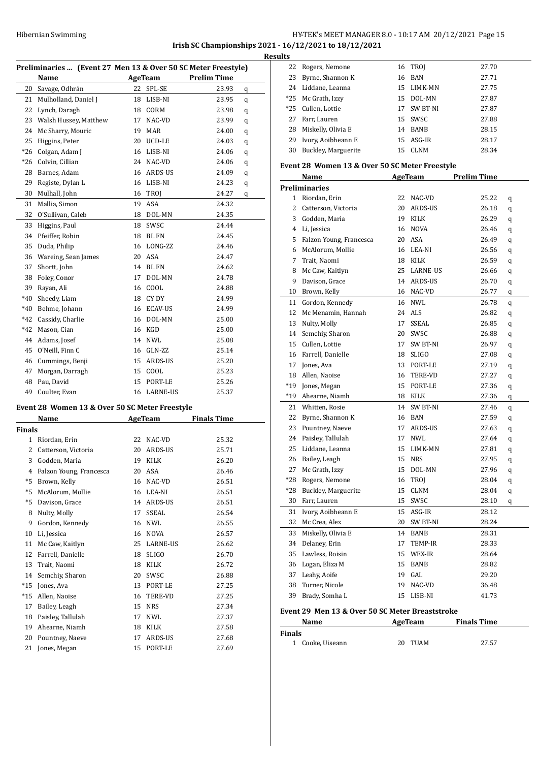**Irish SC Championships 2021 - 16/12/2021 to 18/12/2021**

**Results**

### Preliminaries ... (Event 27 Men 13 & Over 50 SC Meter Freestyle)

| | Name | Age | Team | Prelim Time | |
|---|---|---|---|---|---|
| 20 | Savage, Odhrán | 22 | SPL-SE | 23.93 | q |
| 21 | Mulholland, Daniel J | 18 | LISB-NI | 23.95 | q |
| 22 | Lynch, Daragh | 18 | CORM | 23.98 | q |
| 23 | Walsh Hussey, Matthew | 17 | NAC-VD | 23.99 | q |
| 24 | Mc Sharry, Mouric | 19 | MAR | 24.00 | q |
| 25 | Higgins, Peter | 20 | UCD-LE | 24.03 | q |
| *26 | Colgan, Adam J | 16 | LISB-NI | 24.06 | q |
| *26 | Colvin, Cillian | 24 | NAC-VD | 24.06 | q |
| 28 | Barnes, Adam | 16 | ARDS-US | 24.09 | q |
| 29 | Registe, Dylan L | 16 | LISB-NI | 24.23 | q |
| 30 | Mulhall, John | 16 | TROJ | 24.27 | q |
| 31 | Mallia, Simon | 19 | ASA | 24.32 | |
| 32 | O'Sullivan, Caleb | 18 | DOL-MN | 24.35 | |
| 33 | Higgins, Paul | 18 | SWSC | 24.44 | |
| 34 | Pfeiffer, Robin | 18 | BL FN | 24.45 | |
| 35 | Duda, Philip | 16 | LONG-ZZ | 24.46 | |
| 36 | Wareing, Sean James | 20 | ASA | 24.47 | |
| 37 | Shortt, John | 14 | BL FN | 24.62 | |
| 38 | Foley, Conor | 17 | DOL-MN | 24.78 | |
| 39 | Rayan, Ali | 16 | COOL | 24.88 | |
| *40 | Sheedy, Liam | 18 | CY DY | 24.99 | |
| *40 | Behme, Johann | 16 | ECAV-US | 24.99 | |
| *42 | Cassidy, Charlie | 16 | DOL-MN | 25.00 | |
| *42 | Mason, Cian | 16 | KGD | 25.00 | |
| 44 | Adams, Josef | 14 | NWL | 25.08 | |
| 45 | O'Neill, Finn C | 16 | GLN-ZZ | 25.14 | |
| 46 | Cummings, Benji | 15 | ARDS-US | 25.20 | |
| 47 | Morgan, Darragh | 15 | COOL | 25.23 | |
| 48 | Pau, David | 15 | PORT-LE | 25.26 | |
| 49 | Coulter, Evan | 16 | LARNE-US | 25.37 | |

### Event 28 Women 13 & Over 50 SC Meter Freestyle

**Finals**

| | Name | Age | Team | Finals Time |
|---|---|---|---|---|
| 1 | Riordan, Erin | 22 | NAC-VD | 25.32 |
| 2 | Catterson, Victoria | 20 | ARDS-US | 25.71 |
| 3 | Godden, Maria | 19 | KILK | 26.20 |
| 4 | Falzon Young, Francesca | 20 | ASA | 26.46 |
| *5 | Brown, Kelly | 16 | NAC-VD | 26.51 |
| *5 | McAlorum, Mollie | 16 | LEA-NI | 26.51 |
| *5 | Davison, Grace | 14 | ARDS-US | 26.51 |
| 8 | Nulty, Molly | 17 | SSEAL | 26.54 |
| 9 | Gordon, Kennedy | 16 | NWL | 26.55 |
| 10 | Li, Jessica | 16 | NOVA | 26.57 |
| 11 | Mc Caw, Kaitlyn | 25 | LARNE-US | 26.62 |
| 12 | Farrell, Danielle | 18 | SLIGO | 26.70 |
| 13 | Trait, Naomi | 18 | KILK | 26.72 |
| 14 | Semchiy, Sharon | 20 | SWSC | 26.88 |
| *15 | Jones, Ava | 13 | PORT-LE | 27.25 |
| *15 | Allen, Naoise | 16 | TERE-VD | 27.25 |
| 17 | Bailey, Leagh | 15 | NRS | 27.34 |
| 18 | Paisley, Tallulah | 17 | NWL | 27.37 |
| 19 | Ahearne, Niamh | 18 | KILK | 27.58 |
| 20 | Pountney, Naeve | 17 | ARDS-US | 27.68 |
| 21 | Jones, Megan | 15 | PORT-LE | 27.69 |
| 22 | Rogers, Nemone | 16 | TROJ | 27.70 |
| 23 | Byrne, Shannon K | 16 | BAN | 27.71 |
| 24 | Liddane, Leanna | 15 | LIMK-MN | 27.75 |
| *25 | Mc Grath, Izzy | 15 | DOL-MN | 27.87 |
| *25 | Cullen, Lottie | 17 | SW BT-NI | 27.87 |
| 27 | Farr, Lauren | 15 | SWSC | 27.88 |
| 28 | Miskelly, Olivia E | 14 | BANB | 28.15 |
| 29 | Ivory, Aoibheann E | 15 | ASG-IR | 28.17 |
| 30 | Buckley, Marguerite | 15 | CLNM | 28.34 |

### Event 28 Women 13 & Over 50 SC Meter Freestyle

**Preliminaries**

| | Name | Age | Team | Prelim Time | |
|---|---|---|---|---|---|
| 1 | Riordan, Erin | 22 | NAC-VD | 25.22 | q |
| 2 | Catterson, Victoria | 20 | ARDS-US | 26.18 | q |
| 3 | Godden, Maria | 19 | KILK | 26.29 | q |
| 4 | Li, Jessica | 16 | NOVA | 26.46 | q |
| 5 | Falzon Young, Francesca | 20 | ASA | 26.49 | q |
| 6 | McAlorum, Mollie | 16 | LEA-NI | 26.56 | q |
| 7 | Trait, Naomi | 18 | KILK | 26.59 | q |
| 8 | Mc Caw, Kaitlyn | 25 | LARNE-US | 26.66 | q |
| 9 | Davison, Grace | 14 | ARDS-US | 26.70 | q |
| 10 | Brown, Kelly | 16 | NAC-VD | 26.77 | q |
| 11 | Gordon, Kennedy | 16 | NWL | 26.78 | q |
| 12 | Mc Menamin, Hannah | 24 | ALS | 26.82 | q |
| 13 | Nulty, Molly | 17 | SSEAL | 26.85 | q |
| 14 | Semchiy, Sharon | 20 | SWSC | 26.88 | q |
| 15 | Cullen, Lottie | 17 | SW BT-NI | 26.97 | q |
| 16 | Farrell, Danielle | 18 | SLIGO | 27.08 | q |
| 17 | Jones, Ava | 13 | PORT-LE | 27.19 | q |
| 18 | Allen, Naoise | 16 | TERE-VD | 27.27 | q |
| *19 | Jones, Megan | 15 | PORT-LE | 27.36 | q |
| *19 | Ahearne, Niamh | 18 | KILK | 27.36 | q |
| 21 | Whitten, Rosie | 14 | SW BT-NI | 27.46 | q |
| 22 | Byrne, Shannon K | 16 | BAN | 27.59 | q |
| 23 | Pountney, Naeve | 17 | ARDS-US | 27.63 | q |
| 24 | Paisley, Tallulah | 17 | NWL | 27.64 | q |
| 25 | Liddane, Leanna | 15 | LIMK-MN | 27.81 | q |
| 26 | Bailey, Leagh | 15 | NRS | 27.95 | q |
| 27 | Mc Grath, Izzy | 15 | DOL-MN | 27.96 | q |
| *28 | Rogers, Nemone | 16 | TROJ | 28.04 | q |
| *28 | Buckley, Marguerite | 15 | CLNM | 28.04 | q |
| 30 | Farr, Lauren | 15 | SWSC | 28.10 | q |
| 31 | Ivory, Aoibheann E | 15 | ASG-IR | 28.12 | |
| 32 | Mc Crea, Alex | 20 | SW BT-NI | 28.24 | |
| 33 | Miskelly, Olivia E | 14 | BANB | 28.31 | |
| 34 | Delaney, Erin | 17 | TEMP-IR | 28.33 | |
| 35 | Lawless, Roisin | 15 | WEX-IR | 28.64 | |
| 36 | Logan, Eliza M | 15 | BANB | 28.82 | |
| 37 | Leahy, Aoife | 19 | GAL | 29.20 | |
| 38 | Turner, Nicole | 19 | NAC-VD | 36.48 | |
| 39 | Brady, Somha L | 15 | LISB-NI | 41.73 | |

### Event 29 Men 13 & Over 50 SC Meter Breaststroke

**Finals**

| | Name | Age | Team | Finals Time |
|---|---|---|---|---|
| 1 | Cooke, Uiseann | 20 | TUAM | 27.57 |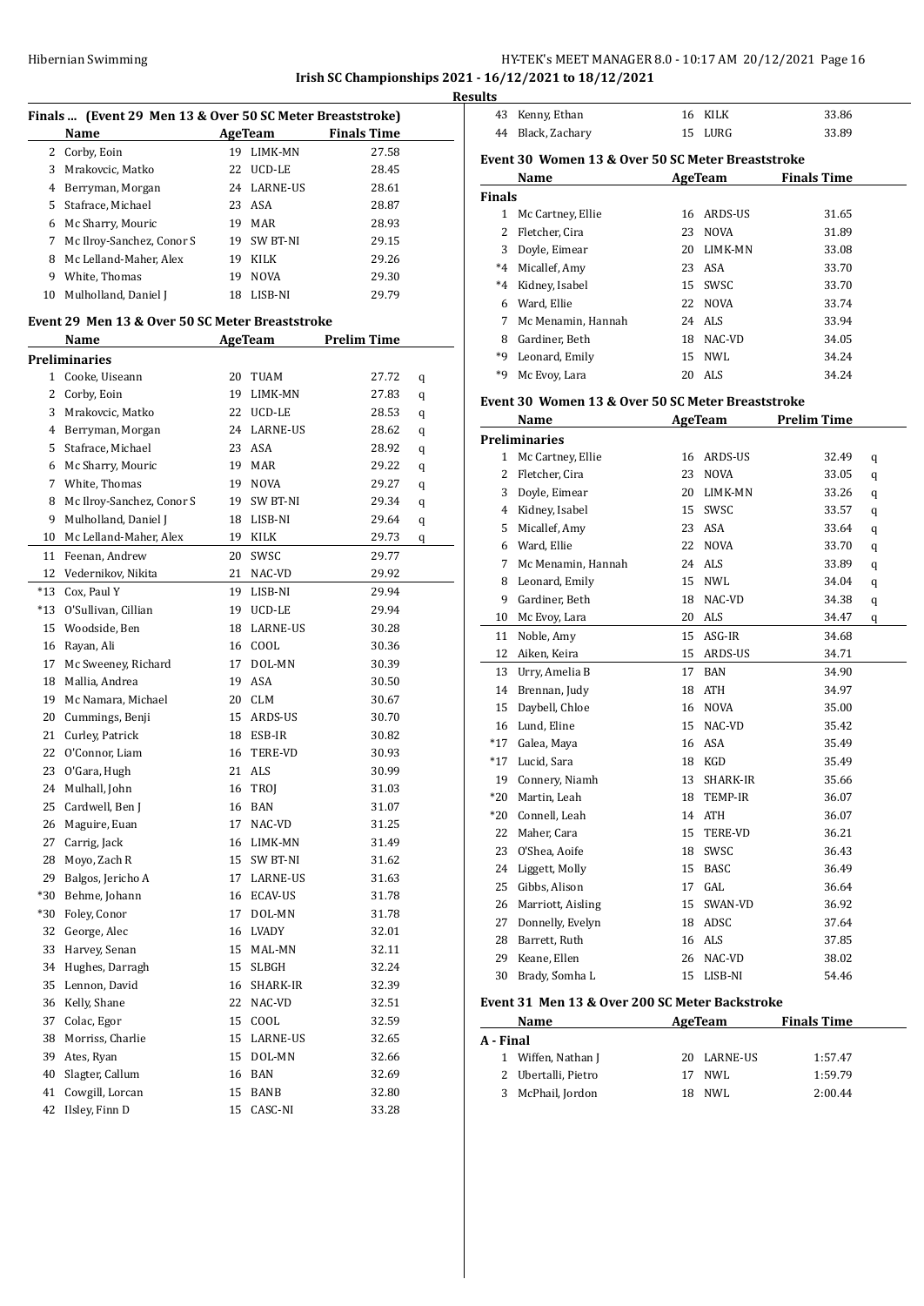## Irish SC Championships 2021 - 16/12/2021 to 18/12/2021

### Results

**Finals ... (Event 29 Men 13 & Over 50 SC Meter Breaststroke)**

| | Name | Age | Team | Finals Time |
|---|---|---|---|---|
| 2 | Corby, Eoin | 19 | LIMK-MN | 27.58 |
| 3 | Mrakovcic, Matko | 22 | UCD-LE | 28.45 |
| 4 | Berryman, Morgan | 24 | LARNE-US | 28.61 |
| 5 | Stafrace, Michael | 23 | ASA | 28.87 |
| 6 | Mc Sharry, Mouric | 19 | MAR | 28.93 |
| 7 | Mc Ilroy-Sanchez, Conor S | 19 | SW BT-NI | 29.15 |
| 8 | Mc Lelland-Maher, Alex | 19 | KILK | 29.26 |
| 9 | White, Thomas | 19 | NOVA | 29.30 |
| 10 | Mulholland, Daniel J | 18 | LISB-NI | 29.79 |

**Event 29 Men 13 & Over 50 SC Meter Breaststroke**

**Preliminaries**

| | Name | Age | Team | Prelim Time | |
|---|---|---|---|---|---|
| 1 | Cooke, Uiseann | 20 | TUAM | 27.72 | q |
| 2 | Corby, Eoin | 19 | LIMK-MN | 27.83 | q |
| 3 | Mrakovcic, Matko | 22 | UCD-LE | 28.53 | q |
| 4 | Berryman, Morgan | 24 | LARNE-US | 28.62 | q |
| 5 | Stafrace, Michael | 23 | ASA | 28.92 | q |
| 6 | Mc Sharry, Mouric | 19 | MAR | 29.22 | q |
| 7 | White, Thomas | 19 | NOVA | 29.27 | q |
| 8 | Mc Ilroy-Sanchez, Conor S | 19 | SW BT-NI | 29.34 | q |
| 9 | Mulholland, Daniel J | 18 | LISB-NI | 29.64 | q |
| 10 | Mc Lelland-Maher, Alex | 19 | KILK | 29.73 | q |
| 11 | Feenan, Andrew | 20 | SWSC | 29.77 | |
| 12 | Vedernikov, Nikita | 21 | NAC-VD | 29.92 | |
| *13 | Cox, Paul Y | 19 | LISB-NI | 29.94 | |
| *13 | O'Sullivan, Cillian | 19 | UCD-LE | 29.94 | |
| 15 | Woodside, Ben | 18 | LARNE-US | 30.28 | |
| 16 | Rayan, Ali | 16 | COOL | 30.36 | |
| 17 | Mc Sweeney, Richard | 17 | DOL-MN | 30.39 | |
| 18 | Mallia, Andrea | 19 | ASA | 30.50 | |
| 19 | Mc Namara, Michael | 20 | CLM | 30.67 | |
| 20 | Cummings, Benji | 15 | ARDS-US | 30.70 | |
| 21 | Curley, Patrick | 18 | ESB-IR | 30.82 | |
| 22 | O'Connor, Liam | 16 | TERE-VD | 30.93 | |
| 23 | O'Gara, Hugh | 21 | ALS | 30.99 | |
| 24 | Mulhall, John | 16 | TROJ | 31.03 | |
| 25 | Cardwell, Ben J | 16 | BAN | 31.07 | |
| 26 | Maguire, Euan | 17 | NAC-VD | 31.25 | |
| 27 | Carrig, Jack | 16 | LIMK-MN | 31.49 | |
| 28 | Moyo, Zach R | 15 | SW BT-NI | 31.62 | |
| 29 | Balgos, Jericho A | 17 | LARNE-US | 31.63 | |
| *30 | Behme, Johann | 16 | ECAV-US | 31.78 | |
| *30 | Foley, Conor | 17 | DOL-MN | 31.78 | |
| 32 | George, Alec | 16 | LVADY | 32.01 | |
| 33 | Harvey, Senan | 15 | MAL-MN | 32.11 | |
| 34 | Hughes, Darragh | 15 | SLBGH | 32.24 | |
| 35 | Lennon, David | 16 | SHARK-IR | 32.39 | |
| 36 | Kelly, Shane | 22 | NAC-VD | 32.51 | |
| 37 | Colac, Egor | 15 | COOL | 32.59 | |
| 38 | Morriss, Charlie | 15 | LARNE-US | 32.65 | |
| 39 | Ates, Ryan | 15 | DOL-MN | 32.66 | |
| 40 | Slagter, Callum | 16 | BAN | 32.69 | |
| 41 | Cowgill, Lorcan | 15 | BANB | 32.80 | |
| 42 | Ilsley, Finn D | 15 | CASC-NI | 33.28 | |
| 43 | Kenny, Ethan | 16 | KILK | 33.86 | |
| 44 | Black, Zachary | 15 | LURG | 33.89 | |

**Event 30 Women 13 & Over 50 SC Meter Breaststroke**

**Finals**

| | Name | Age | Team | Finals Time |
|---|---|---|---|---|
| 1 | Mc Cartney, Ellie | 16 | ARDS-US | 31.65 |
| 2 | Fletcher, Cira | 23 | NOVA | 31.89 |
| 3 | Doyle, Eimear | 20 | LIMK-MN | 33.08 |
| *4 | Micallef, Amy | 23 | ASA | 33.70 |
| *4 | Kidney, Isabel | 15 | SWSC | 33.70 |
| 6 | Ward, Ellie | 22 | NOVA | 33.74 |
| 7 | Mc Menamin, Hannah | 24 | ALS | 33.94 |
| 8 | Gardiner, Beth | 18 | NAC-VD | 34.05 |
| *9 | Leonard, Emily | 15 | NWL | 34.24 |
| *9 | Mc Evoy, Lara | 20 | ALS | 34.24 |

**Event 30 Women 13 & Over 50 SC Meter Breaststroke**

**Preliminaries**

| | Name | Age | Team | Prelim Time | |
|---|---|---|---|---|---|
| 1 | Mc Cartney, Ellie | 16 | ARDS-US | 32.49 | q |
| 2 | Fletcher, Cira | 23 | NOVA | 33.05 | q |
| 3 | Doyle, Eimear | 20 | LIMK-MN | 33.26 | q |
| 4 | Kidney, Isabel | 15 | SWSC | 33.57 | q |
| 5 | Micallef, Amy | 23 | ASA | 33.64 | q |
| 6 | Ward, Ellie | 22 | NOVA | 33.70 | q |
| 7 | Mc Menamin, Hannah | 24 | ALS | 33.89 | q |
| 8 | Leonard, Emily | 15 | NWL | 34.04 | q |
| 9 | Gardiner, Beth | 18 | NAC-VD | 34.38 | q |
| 10 | Mc Evoy, Lara | 20 | ALS | 34.47 | q |
| 11 | Noble, Amy | 15 | ASG-IR | 34.68 | |
| 12 | Aiken, Keira | 15 | ARDS-US | 34.71 | |
| 13 | Urry, Amelia B | 17 | BAN | 34.90 | |
| 14 | Brennan, Judy | 18 | ATH | 34.97 | |
| 15 | Daybell, Chloe | 16 | NOVA | 35.00 | |
| 16 | Lund, Eline | 15 | NAC-VD | 35.42 | |
| *17 | Galea, Maya | 16 | ASA | 35.49 | |
| *17 | Lucid, Sara | 18 | KGD | 35.49 | |
| 19 | Connery, Niamh | 13 | SHARK-IR | 35.66 | |
| *20 | Martin, Leah | 18 | TEMP-IR | 36.07 | |
| *20 | Connell, Leah | 14 | ATH | 36.07 | |
| 22 | Maher, Cara | 15 | TERE-VD | 36.21 | |
| 23 | O'Shea, Aoife | 18 | SWSC | 36.43 | |
| 24 | Liggett, Molly | 15 | BASC | 36.49 | |
| 25 | Gibbs, Alison | 17 | GAL | 36.64 | |
| 26 | Marriott, Aisling | 15 | SWAN-VD | 36.92 | |
| 27 | Donnelly, Evelyn | 18 | ADSC | 37.64 | |
| 28 | Barrett, Ruth | 16 | ALS | 37.85 | |
| 29 | Keane, Ellen | 26 | NAC-VD | 38.02 | |
| 30 | Brady, Somha L | 15 | LISB-NI | 54.46 | |

**Event 31 Men 13 & Over 200 SC Meter Backstroke**

**A - Final**

| | Name | Age | Team | Finals Time |
|---|---|---|---|---|
| 1 | Wiffen, Nathan J | 20 | LARNE-US | 1:57.47 |
| 2 | Ubertalli, Pietro | 17 | NWL | 1:59.79 |
| 3 | McPhail, Jordon | 18 | NWL | 2:00.44 |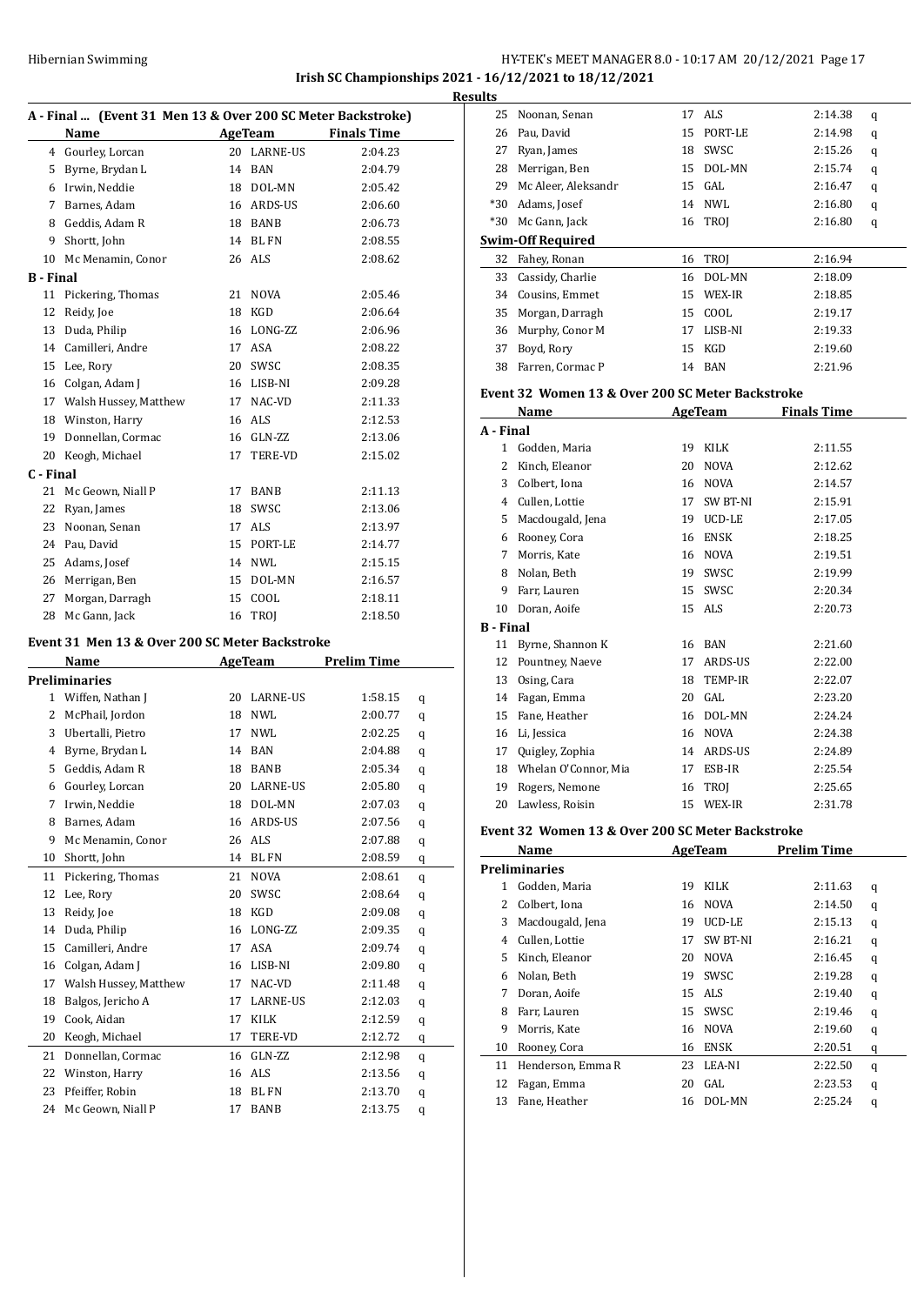## Irish SC Championships 2021 - 16/12/2021 to 18/12/2021

### Results

**A - Final ... (Event 31 Men 13 & Over 200 SC Meter Backstroke)**

| | Name | Age | Team | Finals Time |
|---|---|---|---|---|
| 4 | Gourley, Lorcan | 20 | LARNE-US | 2:04.23 |
| 5 | Byrne, Brydan L | 14 | BAN | 2:04.79 |
| 6 | Irwin, Neddie | 18 | DOL-MN | 2:05.42 |
| 7 | Barnes, Adam | 16 | ARDS-US | 2:06.60 |
| 8 | Geddis, Adam R | 18 | BANB | 2:06.73 |
| 9 | Shortt, John | 14 | BL FN | 2:08.55 |
| 10 | Mc Menamin, Conor | 26 | ALS | 2:08.62 |
| **B - Final** | | | | |
| 11 | Pickering, Thomas | 21 | NOVA | 2:05.46 |
| 12 | Reidy, Joe | 18 | KGD | 2:06.64 |
| 13 | Duda, Philip | 16 | LONG-ZZ | 2:06.96 |
| 14 | Camilleri, Andre | 17 | ASA | 2:08.22 |
| 15 | Lee, Rory | 20 | SWSC | 2:08.35 |
| 16 | Colgan, Adam J | 16 | LISB-NI | 2:09.28 |
| 17 | Walsh Hussey, Matthew | 17 | NAC-VD | 2:11.33 |
| 18 | Winston, Harry | 16 | ALS | 2:12.53 |
| 19 | Donnellan, Cormac | 16 | GLN-ZZ | 2:13.06 |
| 20 | Keogh, Michael | 17 | TERE-VD | 2:15.02 |
| **C - Final** | | | | |
| 21 | Mc Geown, Niall P | 17 | BANB | 2:11.13 |
| 22 | Ryan, James | 18 | SWSC | 2:13.06 |
| 23 | Noonan, Senan | 17 | ALS | 2:13.97 |
| 24 | Pau, David | 15 | PORT-LE | 2:14.77 |
| 25 | Adams, Josef | 14 | NWL | 2:15.15 |
| 26 | Merrigan, Ben | 15 | DOL-MN | 2:16.57 |
| 27 | Morgan, Darragh | 15 | COOL | 2:18.11 |
| 28 | Mc Gann, Jack | 16 | TROJ | 2:18.50 |

**Event 31 Men 13 & Over 200 SC Meter Backstroke**

| | Name | Age | Team | Prelim Time | |
|---|---|---|---|---|---|
| **Preliminaries** | | | | | |
| 1 | Wiffen, Nathan J | 20 | LARNE-US | 1:58.15 | q |
| 2 | McPhail, Jordon | 18 | NWL | 2:00.77 | q |
| 3 | Ubertalli, Pietro | 17 | NWL | 2:02.25 | q |
| 4 | Byrne, Brydan L | 14 | BAN | 2:04.88 | q |
| 5 | Geddis, Adam R | 18 | BANB | 2:05.34 | q |
| 6 | Gourley, Lorcan | 20 | LARNE-US | 2:05.80 | q |
| 7 | Irwin, Neddie | 18 | DOL-MN | 2:07.03 | q |
| 8 | Barnes, Adam | 16 | ARDS-US | 2:07.56 | q |
| 9 | Mc Menamin, Conor | 26 | ALS | 2:07.88 | q |
| 10 | Shortt, John | 14 | BL FN | 2:08.59 | q |
| 11 | Pickering, Thomas | 21 | NOVA | 2:08.61 | q |
| 12 | Lee, Rory | 20 | SWSC | 2:08.64 | q |
| 13 | Reidy, Joe | 18 | KGD | 2:09.08 | q |
| 14 | Duda, Philip | 16 | LONG-ZZ | 2:09.35 | q |
| 15 | Camilleri, Andre | 17 | ASA | 2:09.74 | q |
| 16 | Colgan, Adam J | 16 | LISB-NI | 2:09.80 | q |
| 17 | Walsh Hussey, Matthew | 17 | NAC-VD | 2:11.48 | q |
| 18 | Balgos, Jericho A | 17 | LARNE-US | 2:12.03 | q |
| 19 | Cook, Aidan | 17 | KILK | 2:12.59 | q |
| 20 | Keogh, Michael | 17 | TERE-VD | 2:12.72 | q |
| 21 | Donnellan, Cormac | 16 | GLN-ZZ | 2:12.98 | q |
| 22 | Winston, Harry | 16 | ALS | 2:13.56 | q |
| 23 | Pfeiffer, Robin | 18 | BL FN | 2:13.70 | q |
| 24 | Mc Geown, Niall P | 17 | BANB | 2:13.75 | q |
| 25 | Noonan, Senan | 17 | ALS | 2:14.38 | q |
| 26 | Pau, David | 15 | PORT-LE | 2:14.98 | q |
| 27 | Ryan, James | 18 | SWSC | 2:15.26 | q |
| 28 | Merrigan, Ben | 15 | DOL-MN | 2:15.74 | q |
| 29 | Mc Aleer, Aleksandr | 15 | GAL | 2:16.47 | q |
| *30 | Adams, Josef | 14 | NWL | 2:16.80 | q |
| *30 | Mc Gann, Jack | 16 | TROJ | 2:16.80 | q |
| **Swim-Off Required** | | | | | |
| 32 | Fahey, Ronan | 16 | TROJ | 2:16.94 | |
| 33 | Cassidy, Charlie | 16 | DOL-MN | 2:18.09 | |
| 34 | Cousins, Emmet | 15 | WEX-IR | 2:18.85 | |
| 35 | Morgan, Darragh | 15 | COOL | 2:19.17 | |
| 36 | Murphy, Conor M | 17 | LISB-NI | 2:19.33 | |
| 37 | Boyd, Rory | 15 | KGD | 2:19.60 | |
| 38 | Farren, Cormac P | 14 | BAN | 2:21.96 | |

**Event 32 Women 13 & Over 200 SC Meter Backstroke**

| | Name | Age | Team | Finals Time |
|---|---|---|---|---|
| **A - Final** | | | | |
| 1 | Godden, Maria | 19 | KILK | 2:11.55 |
| 2 | Kinch, Eleanor | 20 | NOVA | 2:12.62 |
| 3 | Colbert, Iona | 16 | NOVA | 2:14.57 |
| 4 | Cullen, Lottie | 17 | SW BT-NI | 2:15.91 |
| 5 | Macdougald, Jena | 19 | UCD-LE | 2:17.05 |
| 6 | Rooney, Cora | 16 | ENSK | 2:18.25 |
| 7 | Morris, Kate | 16 | NOVA | 2:19.51 |
| 8 | Nolan, Beth | 19 | SWSC | 2:19.99 |
| 9 | Farr, Lauren | 15 | SWSC | 2:20.34 |
| 10 | Doran, Aoife | 15 | ALS | 2:20.73 |
| **B - Final** | | | | |
| 11 | Byrne, Shannon K | 16 | BAN | 2:21.60 |
| 12 | Pountney, Naeve | 17 | ARDS-US | 2:22.00 |
| 13 | Osing, Cara | 18 | TEMP-IR | 2:22.07 |
| 14 | Fagan, Emma | 20 | GAL | 2:23.20 |
| 15 | Fane, Heather | 16 | DOL-MN | 2:24.24 |
| 16 | Li, Jessica | 16 | NOVA | 2:24.38 |
| 17 | Quigley, Zophia | 14 | ARDS-US | 2:24.89 |
| 18 | Whelan O'Connor, Mia | 17 | ESB-IR | 2:25.54 |
| 19 | Rogers, Nemone | 16 | TROJ | 2:25.65 |
| 20 | Lawless, Roisin | 15 | WEX-IR | 2:31.78 |

**Event 32 Women 13 & Over 200 SC Meter Backstroke**

| | Name | Age | Team | Prelim Time | |
|---|---|---|---|---|---|
| **Preliminaries** | | | | | |
| 1 | Godden, Maria | 19 | KILK | 2:11.63 | q |
| 2 | Colbert, Iona | 16 | NOVA | 2:14.50 | q |
| 3 | Macdougald, Jena | 19 | UCD-LE | 2:15.13 | q |
| 4 | Cullen, Lottie | 17 | SW BT-NI | 2:16.21 | q |
| 5 | Kinch, Eleanor | 20 | NOVA | 2:16.45 | q |
| 6 | Nolan, Beth | 19 | SWSC | 2:19.28 | q |
| 7 | Doran, Aoife | 15 | ALS | 2:19.40 | q |
| 8 | Farr, Lauren | 15 | SWSC | 2:19.46 | q |
| 9 | Morris, Kate | 16 | NOVA | 2:19.60 | q |
| 10 | Rooney, Cora | 16 | ENSK | 2:20.51 | q |
| 11 | Henderson, Emma R | 23 | LEA-NI | 2:22.50 | q |
| 12 | Fagan, Emma | 20 | GAL | 2:23.53 | q |
| 13 | Fane, Heather | 16 | DOL-MN | 2:25.24 | q |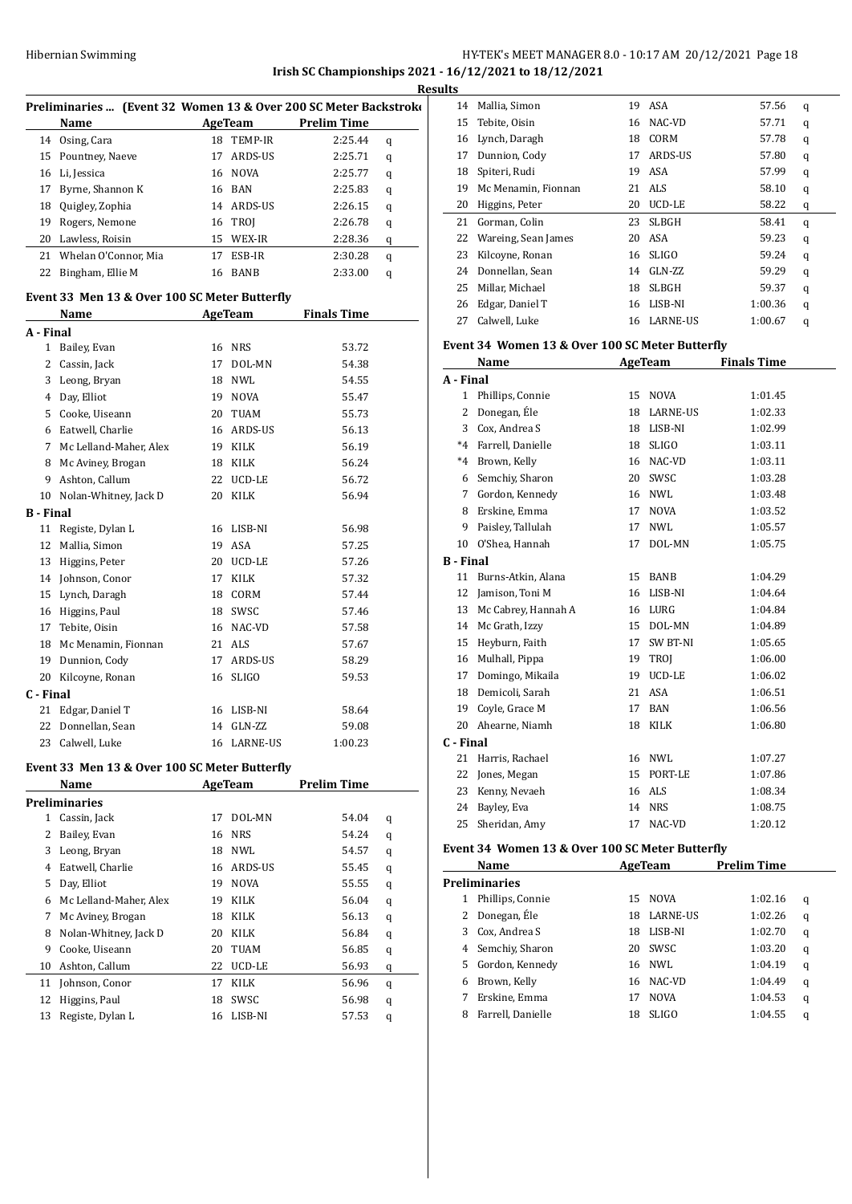**Irish SC Championships 2021 - 16/12/2021 to 18/12/2021**

**Results**

### Preliminaries ... (Event 32 Women 13 & Over 200 SC Meter Backstroke)

| | Name | Age | Team | Prelim Time | |
|---|---|---|---|---|---|
| 14 | Osing, Cara | 18 | TEMP-IR | 2:25.44 | q |
| 15 | Pountney, Naeve | 17 | ARDS-US | 2:25.71 | q |
| 16 | Li, Jessica | 16 | NOVA | 2:25.77 | q |
| 17 | Byrne, Shannon K | 16 | BAN | 2:25.83 | q |
| 18 | Quigley, Zophia | 14 | ARDS-US | 2:26.15 | q |
| 19 | Rogers, Nemone | 16 | TROJ | 2:26.78 | q |
| 20 | Lawless, Roisin | 15 | WEX-IR | 2:28.36 | q |
| 21 | Whelan O'Connor, Mia | 17 | ESB-IR | 2:30.28 | q |
| 22 | Bingham, Ellie M | 16 | BANB | 2:33.00 | q |

### Event 33 Men 13 & Over 100 SC Meter Butterfly

| | Name | Age | Team | Finals Time |
|---|---|---|---|---|
| **A - Final** | | | | |
| 1 | Bailey, Evan | 16 | NRS | 53.72 |
| 2 | Cassin, Jack | 17 | DOL-MN | 54.38 |
| 3 | Leong, Bryan | 18 | NWL | 54.55 |
| 4 | Day, Elliot | 19 | NOVA | 55.47 |
| 5 | Cooke, Uiseann | 20 | TUAM | 55.73 |
| 6 | Eatwell, Charlie | 16 | ARDS-US | 56.13 |
| 7 | Mc Lelland-Maher, Alex | 19 | KILK | 56.19 |
| 8 | Mc Aviney, Brogan | 18 | KILK | 56.24 |
| 9 | Ashton, Callum | 22 | UCD-LE | 56.72 |
| 10 | Nolan-Whitney, Jack D | 20 | KILK | 56.94 |
| **B - Final** | | | | |
| 11 | Registe, Dylan L | 16 | LISB-NI | 56.98 |
| 12 | Mallia, Simon | 19 | ASA | 57.25 |
| 13 | Higgins, Peter | 20 | UCD-LE | 57.26 |
| 14 | Johnson, Conor | 17 | KILK | 57.32 |
| 15 | Lynch, Daragh | 18 | CORM | 57.44 |
| 16 | Higgins, Paul | 18 | SWSC | 57.46 |
| 17 | Tebite, Oisin | 16 | NAC-VD | 57.58 |
| 18 | Mc Menamin, Fionnan | 21 | ALS | 57.67 |
| 19 | Dunnion, Cody | 17 | ARDS-US | 58.29 |
| 20 | Kilcoyne, Ronan | 16 | SLIGO | 59.53 |
| **C - Final** | | | | |
| 21 | Edgar, Daniel T | 16 | LISB-NI | 58.64 |
| 22 | Donnellan, Sean | 14 | GLN-ZZ | 59.08 |
| 23 | Calwell, Luke | 16 | LARNE-US | 1:00.23 |

### Event 33 Men 13 & Over 100 SC Meter Butterfly

| | Name | Age | Team | Prelim Time | |
|---|---|---|---|---|---|
| **Preliminaries** | | | | | |
| 1 | Cassin, Jack | 17 | DOL-MN | 54.04 | q |
| 2 | Bailey, Evan | 16 | NRS | 54.24 | q |
| 3 | Leong, Bryan | 18 | NWL | 54.57 | q |
| 4 | Eatwell, Charlie | 16 | ARDS-US | 55.45 | q |
| 5 | Day, Elliot | 19 | NOVA | 55.55 | q |
| 6 | Mc Lelland-Maher, Alex | 19 | KILK | 56.04 | q |
| 7 | Mc Aviney, Brogan | 18 | KILK | 56.13 | q |
| 8 | Nolan-Whitney, Jack D | 20 | KILK | 56.84 | q |
| 9 | Cooke, Uiseann | 20 | TUAM | 56.85 | q |
| 10 | Ashton, Callum | 22 | UCD-LE | 56.93 | q |
| 11 | Johnson, Conor | 17 | KILK | 56.96 | q |
| 12 | Higgins, Paul | 18 | SWSC | 56.98 | q |
| 13 | Registe, Dylan L | 16 | LISB-NI | 57.53 | q |
| 14 | Mallia, Simon | 19 | ASA | 57.56 | q |
| 15 | Tebite, Oisin | 16 | NAC-VD | 57.71 | q |
| 16 | Lynch, Daragh | 18 | CORM | 57.78 | q |
| 17 | Dunnion, Cody | 17 | ARDS-US | 57.80 | q |
| 18 | Spiteri, Rudi | 19 | ASA | 57.99 | q |
| 19 | Mc Menamin, Fionnan | 21 | ALS | 58.10 | q |
| 20 | Higgins, Peter | 20 | UCD-LE | 58.22 | q |
| 21 | Gorman, Colin | 23 | SLBGH | 58.41 | q |
| 22 | Wareing, Sean James | 20 | ASA | 59.23 | q |
| 23 | Kilcoyne, Ronan | 16 | SLIGO | 59.24 | q |
| 24 | Donnellan, Sean | 14 | GLN-ZZ | 59.29 | q |
| 25 | Millar, Michael | 18 | SLBGH | 59.37 | q |
| 26 | Edgar, Daniel T | 16 | LISB-NI | 1:00.36 | q |
| 27 | Calwell, Luke | 16 | LARNE-US | 1:00.67 | q |

### Event 34 Women 13 & Over 100 SC Meter Butterfly

| | Name | Age | Team | Finals Time |
|---|---|---|---|---|
| **A - Final** | | | | |
| 1 | Phillips, Connie | 15 | NOVA | 1:01.45 |
| 2 | Donegan, Éle | 18 | LARNE-US | 1:02.33 |
| 3 | Cox, Andrea S | 18 | LISB-NI | 1:02.99 |
| *4 | Farrell, Danielle | 18 | SLIGO | 1:03.11 |
| *4 | Brown, Kelly | 16 | NAC-VD | 1:03.11 |
| 6 | Semchiy, Sharon | 20 | SWSC | 1:03.28 |
| 7 | Gordon, Kennedy | 16 | NWL | 1:03.48 |
| 8 | Erskine, Emma | 17 | NOVA | 1:03.52 |
| 9 | Paisley, Tallulah | 17 | NWL | 1:05.57 |
| 10 | O'Shea, Hannah | 17 | DOL-MN | 1:05.75 |
| **B - Final** | | | | |
| 11 | Burns-Atkin, Alana | 15 | BANB | 1:04.29 |
| 12 | Jamison, Toni M | 16 | LISB-NI | 1:04.64 |
| 13 | Mc Cabrey, Hannah A | 16 | LURG | 1:04.84 |
| 14 | Mc Grath, Izzy | 15 | DOL-MN | 1:04.89 |
| 15 | Heyburn, Faith | 17 | SW BT-NI | 1:05.65 |
| 16 | Mulhall, Pippa | 19 | TROJ | 1:06.00 |
| 17 | Domingo, Mikaila | 19 | UCD-LE | 1:06.02 |
| 18 | Demicoli, Sarah | 21 | ASA | 1:06.51 |
| 19 | Coyle, Grace M | 17 | BAN | 1:06.56 |
| 20 | Ahearne, Niamh | 18 | KILK | 1:06.80 |
| **C - Final** | | | | |
| 21 | Harris, Rachael | 16 | NWL | 1:07.27 |
| 22 | Jones, Megan | 15 | PORT-LE | 1:07.86 |
| 23 | Kenny, Nevaeh | 16 | ALS | 1:08.34 |
| 24 | Bayley, Eva | 14 | NRS | 1:08.75 |
| 25 | Sheridan, Amy | 17 | NAC-VD | 1:20.12 |

### Event 34 Women 13 & Over 100 SC Meter Butterfly

| | Name | Age | Team | Prelim Time | |
|---|---|---|---|---|---|
| **Preliminaries** | | | | | |
| 1 | Phillips, Connie | 15 | NOVA | 1:02.16 | q |
| 2 | Donegan, Éle | 18 | LARNE-US | 1:02.26 | q |
| 3 | Cox, Andrea S | 18 | LISB-NI | 1:02.70 | q |
| 4 | Semchiy, Sharon | 20 | SWSC | 1:03.20 | q |
| 5 | Gordon, Kennedy | 16 | NWL | 1:04.19 | q |
| 6 | Brown, Kelly | 16 | NAC-VD | 1:04.49 | q |
| 7 | Erskine, Emma | 17 | NOVA | 1:04.53 | q |
| 8 | Farrell, Danielle | 18 | SLIGO | 1:04.55 | q |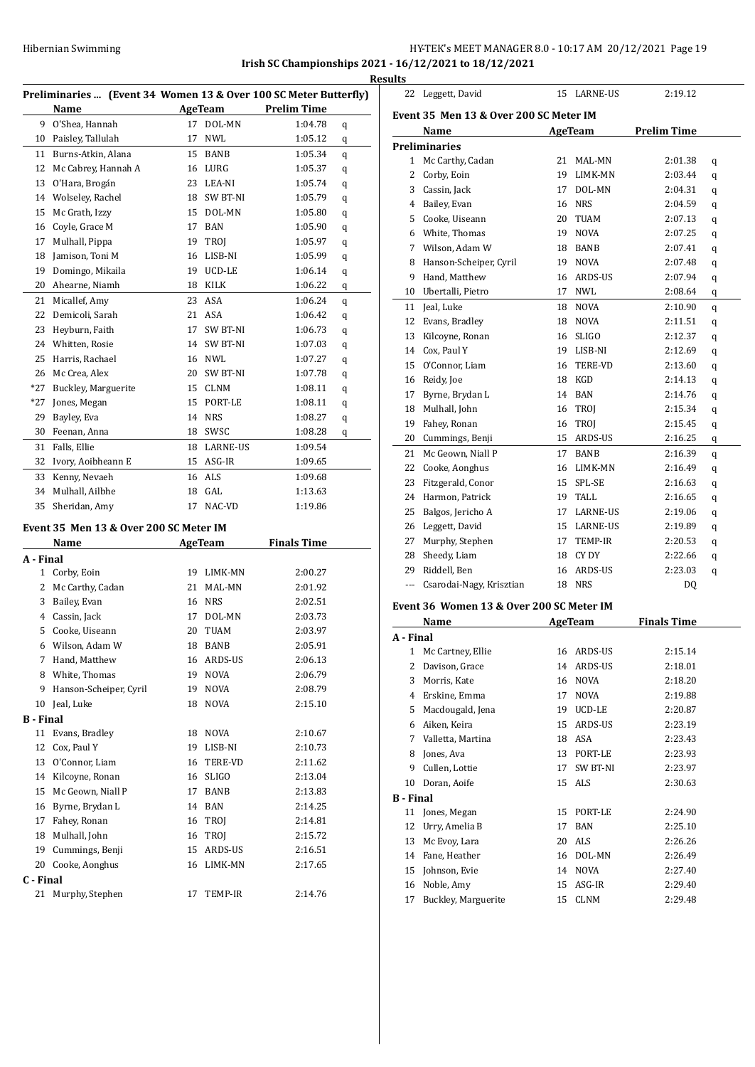**Irish SC Championships 2021 - 16/12/2021 to 18/12/2021**

**Results**

### Preliminaries ... (Event 34 Women 13 & Over 100 SC Meter Butterfly)

| | Name | Age | Team | Prelim Time | |
|---|---|---|---|---|---|
| 9 | O'Shea, Hannah | 17 | DOL-MN | 1:04.78 | q |
| 10 | Paisley, Tallulah | 17 | NWL | 1:05.12 | q |
| 11 | Burns-Atkin, Alana | 15 | BANB | 1:05.34 | q |
| 12 | Mc Cabrey, Hannah A | 16 | LURG | 1:05.37 | q |
| 13 | O'Hara, Brogán | 23 | LEA-NI | 1:05.74 | q |
| 14 | Wolseley, Rachel | 18 | SW BT-NI | 1:05.79 | q |
| 15 | Mc Grath, Izzy | 15 | DOL-MN | 1:05.80 | q |
| 16 | Coyle, Grace M | 17 | BAN | 1:05.90 | q |
| 17 | Mulhall, Pippa | 19 | TROJ | 1:05.97 | q |
| 18 | Jamison, Toni M | 16 | LISB-NI | 1:05.99 | q |
| 19 | Domingo, Mikaila | 19 | UCD-LE | 1:06.14 | q |
| 20 | Ahearne, Niamh | 18 | KILK | 1:06.22 | q |
| 21 | Micallef, Amy | 23 | ASA | 1:06.24 | q |
| 22 | Demicoli, Sarah | 21 | ASA | 1:06.42 | q |
| 23 | Heyburn, Faith | 17 | SW BT-NI | 1:06.73 | q |
| 24 | Whitten, Rosie | 14 | SW BT-NI | 1:07.03 | q |
| 25 | Harris, Rachael | 16 | NWL | 1:07.27 | q |
| 26 | Mc Crea, Alex | 20 | SW BT-NI | 1:07.78 | q |
| *27 | Buckley, Marguerite | 15 | CLNM | 1:08.11 | q |
| *27 | Jones, Megan | 15 | PORT-LE | 1:08.11 | q |
| 29 | Bayley, Eva | 14 | NRS | 1:08.27 | q |
| 30 | Feenan, Anna | 18 | SWSC | 1:08.28 | q |
| 31 | Falls, Ellie | 18 | LARNE-US | 1:09.54 | |
| 32 | Ivory, Aoibheann E | 15 | ASG-IR | 1:09.65 | |
| 33 | Kenny, Nevaeh | 16 | ALS | 1:09.68 | |
| 34 | Mulhall, Ailbhe | 18 | GAL | 1:13.63 | |
| 35 | Sheridan, Amy | 17 | NAC-VD | 1:19.86 | |

### Event 35 Men 13 & Over 200 SC Meter IM

| | Name | Age | Team | Finals Time |
|---|---|---|---|---|
| **A - Final** | | | | |
| 1 | Corby, Eoin | 19 | LIMK-MN | 2:00.27 |
| 2 | Mc Carthy, Cadan | 21 | MAL-MN | 2:01.92 |
| 3 | Bailey, Evan | 16 | NRS | 2:02.51 |
| 4 | Cassin, Jack | 17 | DOL-MN | 2:03.73 |
| 5 | Cooke, Uiseann | 20 | TUAM | 2:03.97 |
| 6 | Wilson, Adam W | 18 | BANB | 2:05.91 |
| 7 | Hand, Matthew | 16 | ARDS-US | 2:06.13 |
| 8 | White, Thomas | 19 | NOVA | 2:06.79 |
| 9 | Hanson-Scheiper, Cyril | 19 | NOVA | 2:08.79 |
| 10 | Jeal, Luke | 18 | NOVA | 2:15.10 |
| **B - Final** | | | | |
| 11 | Evans, Bradley | 18 | NOVA | 2:10.67 |
| 12 | Cox, Paul Y | 19 | LISB-NI | 2:10.73 |
| 13 | O'Connor, Liam | 16 | TERE-VD | 2:11.62 |
| 14 | Kilcoyne, Ronan | 16 | SLIGO | 2:13.04 |
| 15 | Mc Geown, Niall P | 17 | BANB | 2:13.83 |
| 16 | Byrne, Brydan L | 14 | BAN | 2:14.25 |
| 17 | Fahey, Ronan | 16 | TROJ | 2:14.81 |
| 18 | Mulhall, John | 16 | TROJ | 2:15.72 |
| 19 | Cummings, Benji | 15 | ARDS-US | 2:16.51 |
| 20 | Cooke, Aonghus | 16 | LIMK-MN | 2:17.65 |
| **C - Final** | | | | |
| 21 | Murphy, Stephen | 17 | TEMP-IR | 2:14.76 |
| 22 | Leggett, David | 15 | LARNE-US | 2:19.12 |

### Event 35 Men 13 & Over 200 SC Meter IM

| | Name | Age | Team | Prelim Time | |
|---|---|---|---|---|---|
| **Preliminaries** | | | | | |
| 1 | Mc Carthy, Cadan | 21 | MAL-MN | 2:01.38 | q |
| 2 | Corby, Eoin | 19 | LIMK-MN | 2:03.44 | q |
| 3 | Cassin, Jack | 17 | DOL-MN | 2:04.31 | q |
| 4 | Bailey, Evan | 16 | NRS | 2:04.59 | q |
| 5 | Cooke, Uiseann | 20 | TUAM | 2:07.13 | q |
| 6 | White, Thomas | 19 | NOVA | 2:07.25 | q |
| 7 | Wilson, Adam W | 18 | BANB | 2:07.41 | q |
| 8 | Hanson-Scheiper, Cyril | 19 | NOVA | 2:07.48 | q |
| 9 | Hand, Matthew | 16 | ARDS-US | 2:07.94 | q |
| 10 | Ubertalli, Pietro | 17 | NWL | 2:08.64 | q |
| 11 | Jeal, Luke | 18 | NOVA | 2:10.90 | q |
| 12 | Evans, Bradley | 18 | NOVA | 2:11.51 | q |
| 13 | Kilcoyne, Ronan | 16 | SLIGO | 2:12.37 | q |
| 14 | Cox, Paul Y | 19 | LISB-NI | 2:12.69 | q |
| 15 | O'Connor, Liam | 16 | TERE-VD | 2:13.60 | q |
| 16 | Reidy, Joe | 18 | KGD | 2:14.13 | q |
| 17 | Byrne, Brydan L | 14 | BAN | 2:14.76 | q |
| 18 | Mulhall, John | 16 | TROJ | 2:15.34 | q |
| 19 | Fahey, Ronan | 16 | TROJ | 2:15.45 | q |
| 20 | Cummings, Benji | 15 | ARDS-US | 2:16.25 | q |
| 21 | Mc Geown, Niall P | 17 | BANB | 2:16.39 | q |
| 22 | Cooke, Aonghus | 16 | LIMK-MN | 2:16.49 | q |
| 23 | Fitzgerald, Conor | 15 | SPL-SE | 2:16.63 | q |
| 24 | Harmon, Patrick | 19 | TALL | 2:16.65 | q |
| 25 | Balgos, Jericho A | 17 | LARNE-US | 2:19.06 | q |
| 26 | Leggett, David | 15 | LARNE-US | 2:19.89 | q |
| 27 | Murphy, Stephen | 17 | TEMP-IR | 2:20.53 | q |
| 28 | Sheedy, Liam | 18 | CY DY | 2:22.66 | q |
| 29 | Riddell, Ben | 16 | ARDS-US | 2:23.03 | q |
| --- | Csarodai-Nagy, Krisztian | 18 | NRS | DQ | |

### Event 36 Women 13 & Over 200 SC Meter IM

| | Name | Age | Team | Finals Time |
|---|---|---|---|---|
| **A - Final** | | | | |
| 1 | Mc Cartney, Ellie | 16 | ARDS-US | 2:15.14 |
| 2 | Davison, Grace | 14 | ARDS-US | 2:18.01 |
| 3 | Morris, Kate | 16 | NOVA | 2:18.20 |
| 4 | Erskine, Emma | 17 | NOVA | 2:19.88 |
| 5 | Macdougald, Jena | 19 | UCD-LE | 2:20.87 |
| 6 | Aiken, Keira | 15 | ARDS-US | 2:23.19 |
| 7 | Valletta, Martina | 18 | ASA | 2:23.43 |
| 8 | Jones, Ava | 13 | PORT-LE | 2:23.93 |
| 9 | Cullen, Lottie | 17 | SW BT-NI | 2:23.97 |
| 10 | Doran, Aoife | 15 | ALS | 2:30.63 |
| **B - Final** | | | | |
| 11 | Jones, Megan | 15 | PORT-LE | 2:24.90 |
| 12 | Urry, Amelia B | 17 | BAN | 2:25.10 |
| 13 | Mc Evoy, Lara | 20 | ALS | 2:26.26 |
| 14 | Fane, Heather | 16 | DOL-MN | 2:26.49 |
| 15 | Johnson, Evie | 14 | NOVA | 2:27.40 |
| 16 | Noble, Amy | 15 | ASG-IR | 2:29.40 |
| 17 | Buckley, Marguerite | 15 | CLNM | 2:29.48 |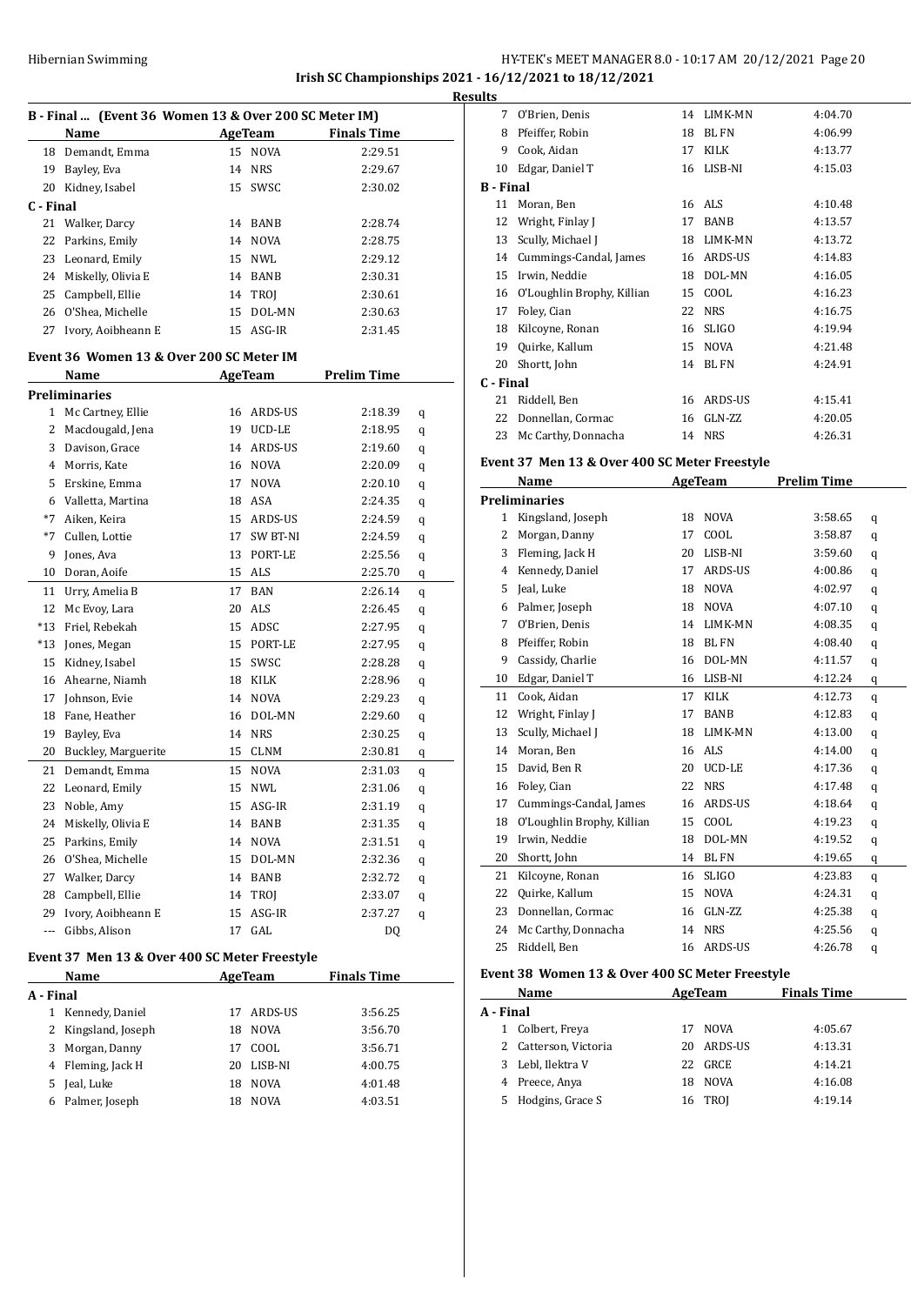**Irish SC Championships 2021 - 16/12/2021 to 18/12/2021**

**Results**

### B - Final ... (Event 36 Women 13 & Over 200 SC Meter IM)

| | Name | Age | Team | Finals Time |
|---|---|---|---|---|
| 18 | Demandt, Emma | 15 | NOVA | 2:29.51 |
| 19 | Bayley, Eva | 14 | NRS | 2:29.67 |
| 20 | Kidney, Isabel | 15 | SWSC | 2:30.02 |
| **C - Final** | | | | |
| 21 | Walker, Darcy | 14 | BANB | 2:28.74 |
| 22 | Parkins, Emily | 14 | NOVA | 2:28.75 |
| 23 | Leonard, Emily | 15 | NWL | 2:29.12 |
| 24 | Miskelly, Olivia E | 14 | BANB | 2:30.31 |
| 25 | Campbell, Ellie | 14 | TROJ | 2:30.61 |
| 26 | O'Shea, Michelle | 15 | DOL-MN | 2:30.63 |
| 27 | Ivory, Aoibheann E | 15 | ASG-IR | 2:31.45 |

### Event 36 Women 13 & Over 200 SC Meter IM

| | Name | Age | Team | Prelim Time | |
|---|---|---|---|---|---|
| **Preliminaries** | | | | | |
| 1 | Mc Cartney, Ellie | 16 | ARDS-US | 2:18.39 | q |
| 2 | Macdougald, Jena | 19 | UCD-LE | 2:18.95 | q |
| 3 | Davison, Grace | 14 | ARDS-US | 2:19.60 | q |
| 4 | Morris, Kate | 16 | NOVA | 2:20.09 | q |
| 5 | Erskine, Emma | 17 | NOVA | 2:20.10 | q |
| 6 | Valletta, Martina | 18 | ASA | 2:24.35 | q |
| *7 | Aiken, Keira | 15 | ARDS-US | 2:24.59 | q |
| *7 | Cullen, Lottie | 17 | SW BT-NI | 2:24.59 | q |
| 9 | Jones, Ava | 13 | PORT-LE | 2:25.56 | q |
| 10 | Doran, Aoife | 15 | ALS | 2:25.70 | q |
| 11 | Urry, Amelia B | 17 | BAN | 2:26.14 | q |
| 12 | Mc Evoy, Lara | 20 | ALS | 2:26.45 | q |
| *13 | Friel, Rebekah | 15 | ADSC | 2:27.95 | q |
| *13 | Jones, Megan | 15 | PORT-LE | 2:27.95 | q |
| 15 | Kidney, Isabel | 15 | SWSC | 2:28.28 | q |
| 16 | Ahearne, Niamh | 18 | KILK | 2:28.96 | q |
| 17 | Johnson, Evie | 14 | NOVA | 2:29.23 | q |
| 18 | Fane, Heather | 16 | DOL-MN | 2:29.60 | q |
| 19 | Bayley, Eva | 14 | NRS | 2:30.25 | q |
| 20 | Buckley, Marguerite | 15 | CLNM | 2:30.81 | q |
| 21 | Demandt, Emma | 15 | NOVA | 2:31.03 | q |
| 22 | Leonard, Emily | 15 | NWL | 2:31.06 | q |
| 23 | Noble, Amy | 15 | ASG-IR | 2:31.19 | q |
| 24 | Miskelly, Olivia E | 14 | BANB | 2:31.35 | q |
| 25 | Parkins, Emily | 14 | NOVA | 2:31.51 | q |
| 26 | O'Shea, Michelle | 15 | DOL-MN | 2:32.36 | q |
| 27 | Walker, Darcy | 14 | BANB | 2:32.72 | q |
| 28 | Campbell, Ellie | 14 | TROJ | 2:33.07 | q |
| 29 | Ivory, Aoibheann E | 15 | ASG-IR | 2:37.27 | q |
| --- | Gibbs, Alison | 17 | GAL | DQ | |

### Event 37 Men 13 & Over 400 SC Meter Freestyle

| | Name | Age | Team | Finals Time |
|---|---|---|---|---|
| **A - Final** | | | | |
| 1 | Kennedy, Daniel | 17 | ARDS-US | 3:56.25 |
| 2 | Kingsland, Joseph | 18 | NOVA | 3:56.70 |
| 3 | Morgan, Danny | 17 | COOL | 3:56.71 |
| 4 | Fleming, Jack H | 20 | LISB-NI | 4:00.75 |
| 5 | Jeal, Luke | 18 | NOVA | 4:01.48 |
| 6 | Palmer, Joseph | 18 | NOVA | 4:03.51 |
| 7 | O'Brien, Denis | 14 | LIMK-MN | 4:04.70 |
| 8 | Pfeiffer, Robin | 18 | BL FN | 4:06.99 |
| 9 | Cook, Aidan | 17 | KILK | 4:13.77 |
| 10 | Edgar, Daniel T | 16 | LISB-NI | 4:15.03 |
| **B - Final** | | | | |
| 11 | Moran, Ben | 16 | ALS | 4:10.48 |
| 12 | Wright, Finlay J | 17 | BANB | 4:13.57 |
| 13 | Scully, Michael J | 18 | LIMK-MN | 4:13.72 |
| 14 | Cummings-Candal, James | 16 | ARDS-US | 4:14.83 |
| 15 | Irwin, Neddie | 18 | DOL-MN | 4:16.05 |
| 16 | O'Loughlin Brophy, Killian | 15 | COOL | 4:16.23 |
| 17 | Foley, Cian | 22 | NRS | 4:16.75 |
| 18 | Kilcoyne, Ronan | 16 | SLIGO | 4:19.94 |
| 19 | Quirke, Kallum | 15 | NOVA | 4:21.48 |
| 20 | Shortt, John | 14 | BL FN | 4:24.91 |
| **C - Final** | | | | |
| 21 | Riddell, Ben | 16 | ARDS-US | 4:15.41 |
| 22 | Donnellan, Cormac | 16 | GLN-ZZ | 4:20.05 |
| 23 | Mc Carthy, Donnacha | 14 | NRS | 4:26.31 |

### Event 37 Men 13 & Over 400 SC Meter Freestyle

| | Name | Age | Team | Prelim Time | |
|---|---|---|---|---|---|
| **Preliminaries** | | | | | |
| 1 | Kingsland, Joseph | 18 | NOVA | 3:58.65 | q |
| 2 | Morgan, Danny | 17 | COOL | 3:58.87 | q |
| 3 | Fleming, Jack H | 20 | LISB-NI | 3:59.60 | q |
| 4 | Kennedy, Daniel | 17 | ARDS-US | 4:00.86 | q |
| 5 | Jeal, Luke | 18 | NOVA | 4:02.97 | q |
| 6 | Palmer, Joseph | 18 | NOVA | 4:07.10 | q |
| 7 | O'Brien, Denis | 14 | LIMK-MN | 4:08.35 | q |
| 8 | Pfeiffer, Robin | 18 | BL FN | 4:08.40 | q |
| 9 | Cassidy, Charlie | 16 | DOL-MN | 4:11.57 | q |
| 10 | Edgar, Daniel T | 16 | LISB-NI | 4:12.24 | q |
| 11 | Cook, Aidan | 17 | KILK | 4:12.73 | q |
| 12 | Wright, Finlay J | 17 | BANB | 4:12.83 | q |
| 13 | Scully, Michael J | 18 | LIMK-MN | 4:13.00 | q |
| 14 | Moran, Ben | 16 | ALS | 4:14.00 | q |
| 15 | David, Ben R | 20 | UCD-LE | 4:17.36 | q |
| 16 | Foley, Cian | 22 | NRS | 4:17.48 | q |
| 17 | Cummings-Candal, James | 16 | ARDS-US | 4:18.64 | q |
| 18 | O'Loughlin Brophy, Killian | 15 | COOL | 4:19.23 | q |
| 19 | Irwin, Neddie | 18 | DOL-MN | 4:19.52 | q |
| 20 | Shortt, John | 14 | BL FN | 4:19.65 | q |
| 21 | Kilcoyne, Ronan | 16 | SLIGO | 4:23.83 | q |
| 22 | Quirke, Kallum | 15 | NOVA | 4:24.31 | q |
| 23 | Donnellan, Cormac | 16 | GLN-ZZ | 4:25.38 | q |
| 24 | Mc Carthy, Donnacha | 14 | NRS | 4:25.56 | q |
| 25 | Riddell, Ben | 16 | ARDS-US | 4:26.78 | q |

### Event 38 Women 13 & Over 400 SC Meter Freestyle

| | Name | Age | Team | Finals Time |
|---|---|---|---|---|
| **A - Final** | | | | |
| 1 | Colbert, Freya | 17 | NOVA | 4:05.67 |
| 2 | Catterson, Victoria | 20 | ARDS-US | 4:13.31 |
| 3 | Lebl, Ilektra V | 22 | GRCE | 4:14.21 |
| 4 | Preece, Anya | 18 | NOVA | 4:16.08 |
| 5 | Hodgins, Grace S | 16 | TROJ | 4:19.14 |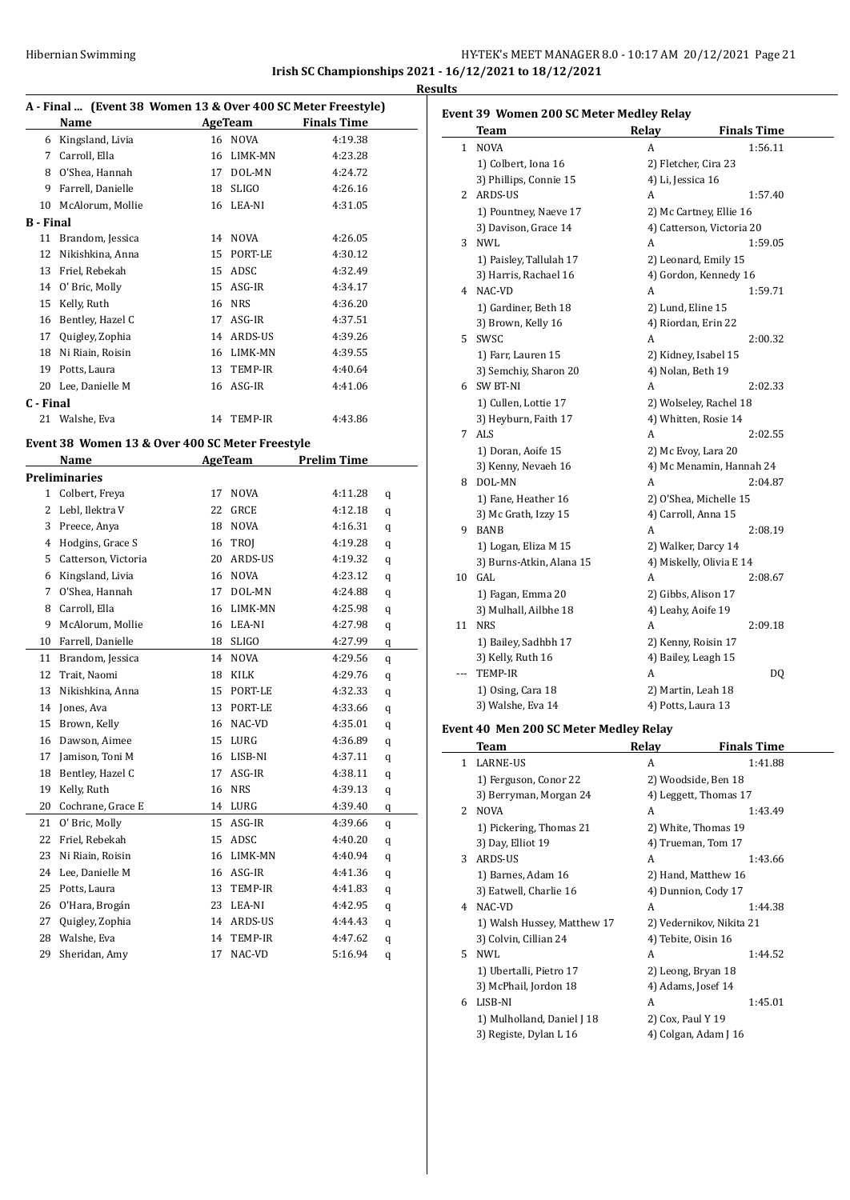**Irish SC Championships 2021 - 16/12/2021 to 18/12/2021**

**Results**

### A - Final ... (Event 38 Women 13 & Over 400 SC Meter Freestyle)

| | Name | Age | Team | Finals Time |
|---|---|---|---|---|
| 6 | Kingsland, Livia | 16 | NOVA | 4:19.38 |
| 7 | Carroll, Ella | 16 | LIMK-MN | 4:23.28 |
| 8 | O'Shea, Hannah | 17 | DOL-MN | 4:24.72 |
| 9 | Farrell, Danielle | 18 | SLIGO | 4:26.16 |
| 10 | McAlorum, Mollie | 16 | LEA-NI | 4:31.05 |
| **B - Final** | | | | |
| 11 | Brandom, Jessica | 14 | NOVA | 4:26.05 |
| 12 | Nikishkina, Anna | 15 | PORT-LE | 4:30.12 |
| 13 | Friel, Rebekah | 15 | ADSC | 4:32.49 |
| 14 | O' Bric, Molly | 15 | ASG-IR | 4:34.17 |
| 15 | Kelly, Ruth | 16 | NRS | 4:36.20 |
| 16 | Bentley, Hazel C | 17 | ASG-IR | 4:37.51 |
| 17 | Quigley, Zophia | 14 | ARDS-US | 4:39.26 |
| 18 | Ni Riain, Roisin | 16 | LIMK-MN | 4:39.55 |
| 19 | Potts, Laura | 13 | TEMP-IR | 4:40.64 |
| 20 | Lee, Danielle M | 16 | ASG-IR | 4:41.06 |
| **C - Final** | | | | |
| 21 | Walshe, Eva | 14 | TEMP-IR | 4:43.86 |

### Event 38 Women 13 & Over 400 SC Meter Freestyle

| | Name | Age | Team | Prelim Time | |
|---|---|---|---|---|---|
| **Preliminaries** | | | | | |
| 1 | Colbert, Freya | 17 | NOVA | 4:11.28 | q |
| 2 | Lebl, Ilektra V | 22 | GRCE | 4:12.18 | q |
| 3 | Preece, Anya | 18 | NOVA | 4:16.31 | q |
| 4 | Hodgins, Grace S | 16 | TROJ | 4:19.28 | q |
| 5 | Catterson, Victoria | 20 | ARDS-US | 4:19.32 | q |
| 6 | Kingsland, Livia | 16 | NOVA | 4:23.12 | q |
| 7 | O'Shea, Hannah | 17 | DOL-MN | 4:24.88 | q |
| 8 | Carroll, Ella | 16 | LIMK-MN | 4:25.98 | q |
| 9 | McAlorum, Mollie | 16 | LEA-NI | 4:27.98 | q |
| 10 | Farrell, Danielle | 18 | SLIGO | 4:27.99 | q |
| 11 | Brandom, Jessica | 14 | NOVA | 4:29.56 | q |
| 12 | Trait, Naomi | 18 | KILK | 4:29.76 | q |
| 13 | Nikishkina, Anna | 15 | PORT-LE | 4:32.33 | q |
| 14 | Jones, Ava | 13 | PORT-LE | 4:33.66 | q |
| 15 | Brown, Kelly | 16 | NAC-VD | 4:35.01 | q |
| 16 | Dawson, Aimee | 15 | LURG | 4:36.89 | q |
| 17 | Jamison, Toni M | 16 | LISB-NI | 4:37.11 | q |
| 18 | Bentley, Hazel C | 17 | ASG-IR | 4:38.11 | q |
| 19 | Kelly, Ruth | 16 | NRS | 4:39.13 | q |
| 20 | Cochrane, Grace E | 14 | LURG | 4:39.40 | q |
| 21 | O' Bric, Molly | 15 | ASG-IR | 4:39.66 | q |
| 22 | Friel, Rebekah | 15 | ADSC | 4:40.20 | q |
| 23 | Ni Riain, Roisin | 16 | LIMK-MN | 4:40.94 | q |
| 24 | Lee, Danielle M | 16 | ASG-IR | 4:41.36 | q |
| 25 | Potts, Laura | 13 | TEMP-IR | 4:41.83 | q |
| 26 | O'Hara, Brogán | 23 | LEA-NI | 4:42.95 | q |
| 27 | Quigley, Zophia | 14 | ARDS-US | 4:44.43 | q |
| 28 | Walshe, Eva | 14 | TEMP-IR | 4:47.62 | q |
| 29 | Sheridan, Amy | 17 | NAC-VD | 5:16.94 | q |

### Event 39 Women 200 SC Meter Medley Relay

| | Team | Relay | Finals Time |
|---|---|---|---|
| 1 | NOVA | A | 1:56.11 |
| | 1) Colbert, Iona 16 | 2) Fletcher, Cira 23 | |
| | 3) Phillips, Connie 15 | 4) Li, Jessica 16 | |
| 2 | ARDS-US | A | 1:57.40 |
| | 1) Pountney, Naeve 17 | 2) Mc Cartney, Ellie 16 | |
| | 3) Davison, Grace 14 | 4) Catterson, Victoria 20 | |
| 3 | NWL | A | 1:59.05 |
| | 1) Paisley, Tallulah 17 | 2) Leonard, Emily 15 | |
| | 3) Harris, Rachael 16 | 4) Gordon, Kennedy 16 | |
| 4 | NAC-VD | A | 1:59.71 |
| | 1) Gardiner, Beth 18 | 2) Lund, Eline 15 | |
| | 3) Brown, Kelly 16 | 4) Riordan, Erin 22 | |
| 5 | SWSC | A | 2:00.32 |
| | 1) Farr, Lauren 15 | 2) Kidney, Isabel 15 | |
| | 3) Semchiy, Sharon 20 | 4) Nolan, Beth 19 | |
| 6 | SW BT-NI | A | 2:02.33 |
| | 1) Cullen, Lottie 17 | 2) Wolseley, Rachel 18 | |
| | 3) Heyburn, Faith 17 | 4) Whitten, Rosie 14 | |
| 7 | ALS | A | 2:02.55 |
| | 1) Doran, Aoife 15 | 2) Mc Evoy, Lara 20 | |
| | 3) Kenny, Nevaeh 16 | 4) Mc Menamin, Hannah 24 | |
| 8 | DOL-MN | A | 2:04.87 |
| | 1) Fane, Heather 16 | 2) O'Shea, Michelle 15 | |
| | 3) Mc Grath, Izzy 15 | 4) Carroll, Anna 15 | |
| 9 | BANB | A | 2:08.19 |
| | 1) Logan, Eliza M 15 | 2) Walker, Darcy 14 | |
| | 3) Burns-Atkin, Alana 15 | 4) Miskelly, Olivia E 14 | |
| 10 | GAL | A | 2:08.67 |
| | 1) Fagan, Emma 20 | 2) Gibbs, Alison 17 | |
| | 3) Mulhall, Ailbhe 18 | 4) Leahy, Aoife 19 | |
| 11 | NRS | A | 2:09.18 |
| | 1) Bailey, Sadhbh 17 | 2) Kenny, Roisin 17 | |
| | 3) Kelly, Ruth 16 | 4) Bailey, Leagh 15 | |
| --- | TEMP-IR | A | DQ |
| | 1) Osing, Cara 18 | 2) Martin, Leah 18 | |
| | 3) Walshe, Eva 14 | 4) Potts, Laura 13 | |

### Event 40 Men 200 SC Meter Medley Relay

| | Team | Relay | Finals Time |
|---|---|---|---|
| 1 | LARNE-US | A | 1:41.88 |
| | 1) Ferguson, Conor 22 | 2) Woodside, Ben 18 | |
| | 3) Berryman, Morgan 24 | 4) Leggett, Thomas 17 | |
| 2 | NOVA | A | 1:43.49 |
| | 1) Pickering, Thomas 21 | 2) White, Thomas 19 | |
| | 3) Day, Elliot 19 | 4) Trueman, Tom 17 | |
| 3 | ARDS-US | A | 1:43.66 |
| | 1) Barnes, Adam 16 | 2) Hand, Matthew 16 | |
| | 3) Eatwell, Charlie 16 | 4) Dunnion, Cody 17 | |
| 4 | NAC-VD | A | 1:44.38 |
| | 1) Walsh Hussey, Matthew 17 | 2) Vedernikov, Nikita 21 | |
| | 3) Colvin, Cillian 24 | 4) Tebite, Oisin 16 | |
| 5 | NWL | A | 1:44.52 |
| | 1) Ubertalli, Pietro 17 | 2) Leong, Bryan 18 | |
| | 3) McPhail, Jordon 18 | 4) Adams, Josef 14 | |
| 6 | LISB-NI | A | 1:45.01 |
| | 1) Mulholland, Daniel J 18 | 2) Cox, Paul Y 19 | |
| | 3) Registe, Dylan L 16 | 4) Colgan, Adam J 16 | |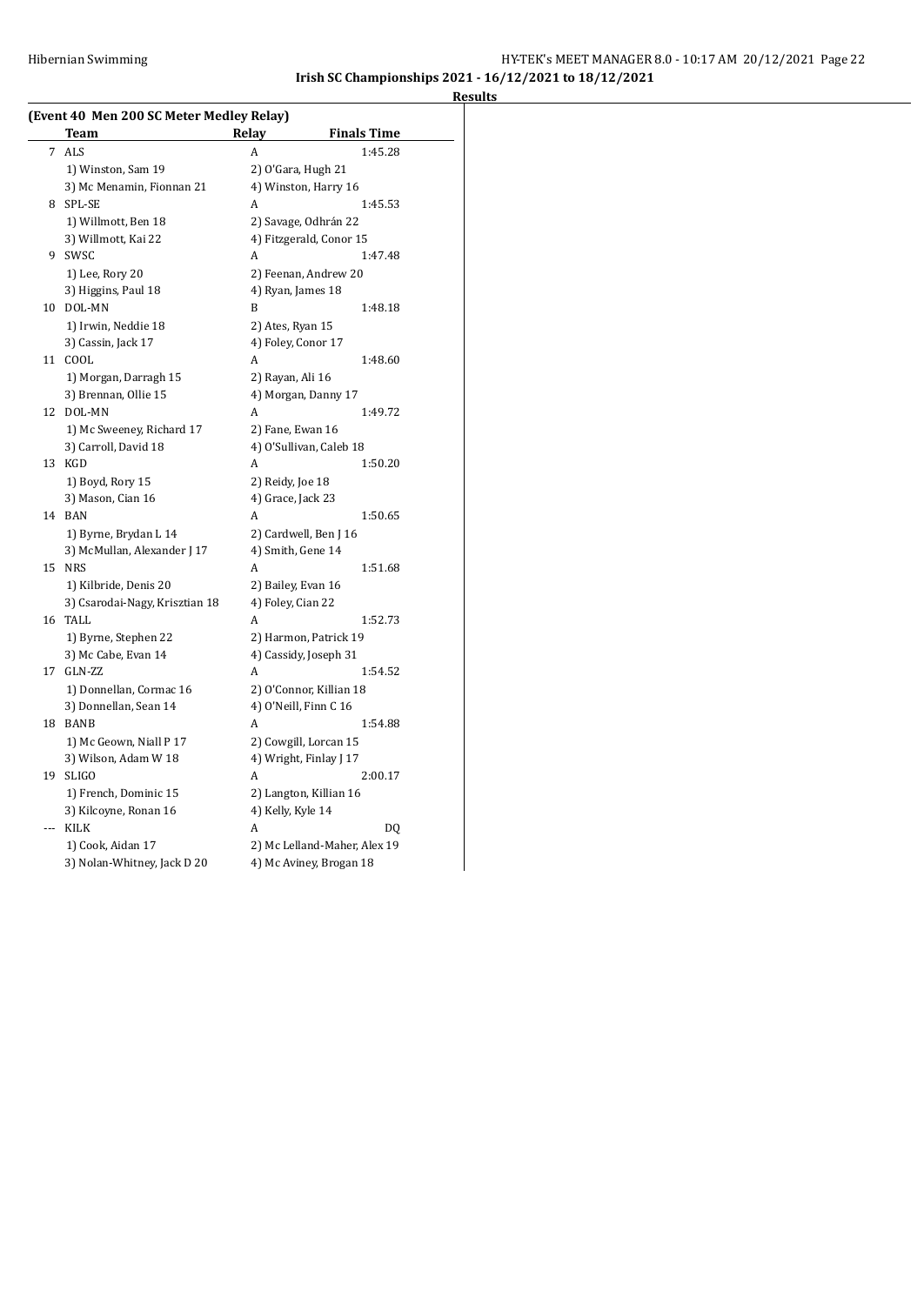**Irish SC Championships 2021 - 16/12/2021 to 18/12/2021**

**Results**

**(Event 40 Men 200 SC Meter Medley Relay)**

| | Team | Relay | Finals Time |
|---|---|---|---|
| 7 | ALS | A | 1:45.28 |
| | 1) Winston, Sam 19 | 2) O'Gara, Hugh 21 | |
| | 3) Mc Menamin, Fionnan 21 | 4) Winston, Harry 16 | |
| 8 | SPL-SE | A | 1:45.53 |
| | 1) Willmott, Ben 18 | 2) Savage, Odhrán 22 | |
| | 3) Willmott, Kai 22 | 4) Fitzgerald, Conor 15 | |
| 9 | SWSC | A | 1:47.48 |
| | 1) Lee, Rory 20 | 2) Feenan, Andrew 20 | |
| | 3) Higgins, Paul 18 | 4) Ryan, James 18 | |
| 10 | DOL-MN | B | 1:48.18 |
| | 1) Irwin, Neddie 18 | 2) Ates, Ryan 15 | |
| | 3) Cassin, Jack 17 | 4) Foley, Conor 17 | |
| 11 | COOL | A | 1:48.60 |
| | 1) Morgan, Darragh 15 | 2) Rayan, Ali 16 | |
| | 3) Brennan, Ollie 15 | 4) Morgan, Danny 17 | |
| 12 | DOL-MN | A | 1:49.72 |
| | 1) Mc Sweeney, Richard 17 | 2) Fane, Ewan 16 | |
| | 3) Carroll, David 18 | 4) O'Sullivan, Caleb 18 | |
| 13 | KGD | A | 1:50.20 |
| | 1) Boyd, Rory 15 | 2) Reidy, Joe 18 | |
| | 3) Mason, Cian 16 | 4) Grace, Jack 23 | |
| 14 | BAN | A | 1:50.65 |
| | 1) Byrne, Brydan L 14 | 2) Cardwell, Ben J 16 | |
| | 3) McMullan, Alexander J 17 | 4) Smith, Gene 14 | |
| 15 | NRS | A | 1:51.68 |
| | 1) Kilbride, Denis 20 | 2) Bailey, Evan 16 | |
| | 3) Csarodai-Nagy, Krisztian 18 | 4) Foley, Cian 22 | |
| 16 | TALL | A | 1:52.73 |
| | 1) Byrne, Stephen 22 | 2) Harmon, Patrick 19 | |
| | 3) Mc Cabe, Evan 14 | 4) Cassidy, Joseph 31 | |
| 17 | GLN-ZZ | A | 1:54.52 |
| | 1) Donnellan, Cormac 16 | 2) O'Connor, Killian 18 | |
| | 3) Donnellan, Sean 14 | 4) O'Neill, Finn C 16 | |
| 18 | BANB | A | 1:54.88 |
| | 1) Mc Geown, Niall P 17 | 2) Cowgill, Lorcan 15 | |
| | 3) Wilson, Adam W 18 | 4) Wright, Finlay J 17 | |
| 19 | SLIGO | A | 2:00.17 |
| | 1) French, Dominic 15 | 2) Langton, Killian 16 | |
| | 3) Kilcoyne, Ronan 16 | 4) Kelly, Kyle 14 | |
| --- | KILK | A | DQ |
| | 1) Cook, Aidan 17 | 2) Mc Lelland-Maher, Alex 19 | |
| | 3) Nolan-Whitney, Jack D 20 | 4) Mc Aviney, Brogan 18 | |